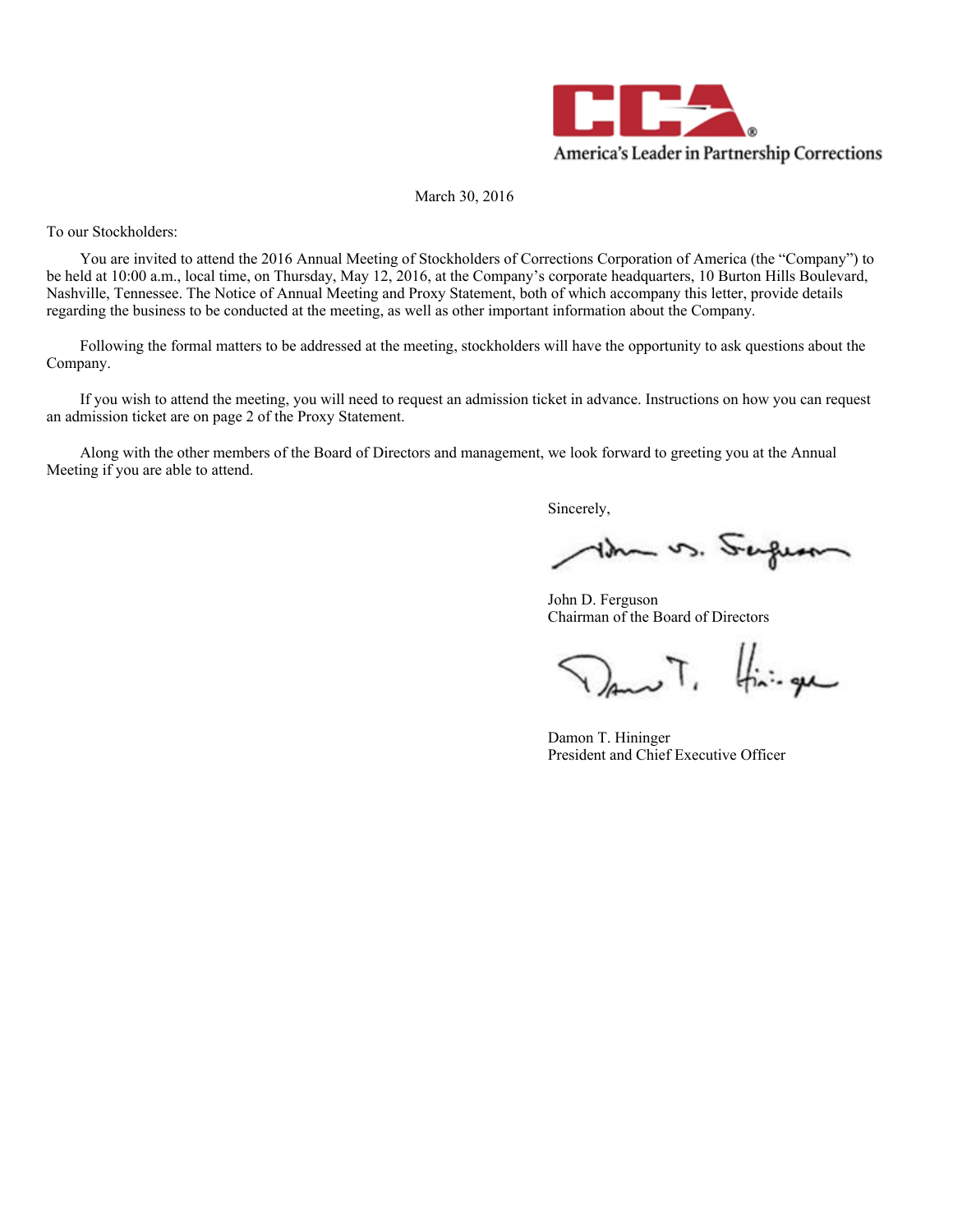America's Leader in Partnership Corrections

March 30, 2016

To our Stockholders:

You are invited to attend the 2016 Annual Meeting of Stockholders of Corrections Corporation of America (the "Company") to be held at 10:00 a.m., local time, on Thursday, May 12, 2016, at the Company's corporate headquarters, 10 Burton Hills Boulevard, Nashville, Tennessee. The Notice of Annual Meeting and Proxy Statement, both of which accompany this letter, provide details regarding the business to be conducted at the meeting, as well as other important information about the Company.

Following the formal matters to be addressed at the meeting, stockholders will have the opportunity to ask questions about the Company.

If you wish to attend the meeting, you will need to request an admission ticket in advance. Instructions on how you can request an admission ticket are on page 2 of the Proxy Statement.

Along with the other members of the Board of Directors and management, we look forward to greeting you at the Annual Meeting if you are able to attend.

Sincerely,

John D. Ferguson
Chairman of the Board of Directors

Damon T. Hininger
President and Chief Executive Officer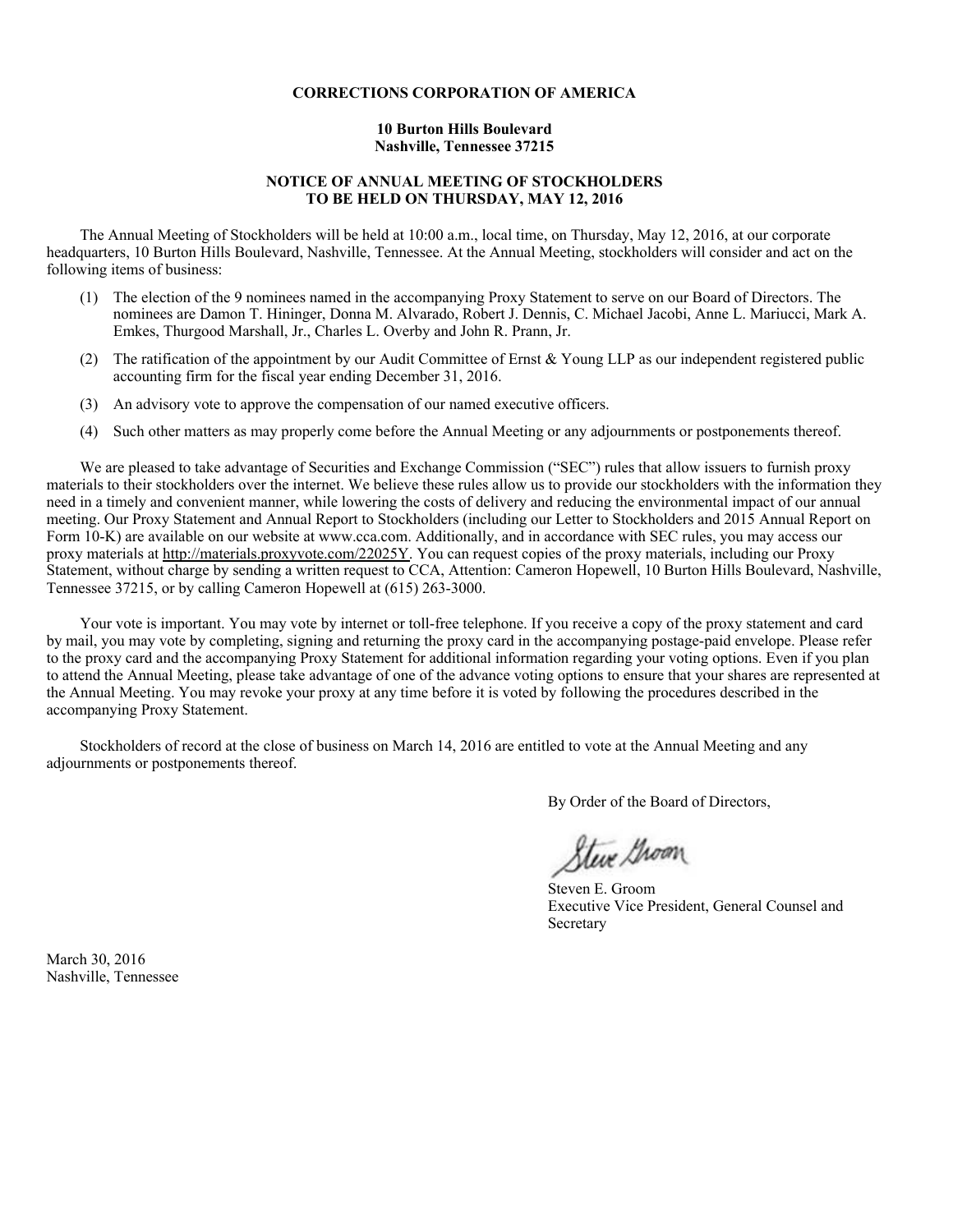**CORRECTIONS CORPORATION OF AMERICA**

**10 Burton Hills Boulevard**
**Nashville, Tennessee 37215**

**NOTICE OF ANNUAL MEETING OF STOCKHOLDERS**
**TO BE HELD ON THURSDAY, MAY 12, 2016**

The Annual Meeting of Stockholders will be held at 10:00 a.m., local time, on Thursday, May 12, 2016, at our corporate headquarters, 10 Burton Hills Boulevard, Nashville, Tennessee. At the Annual Meeting, stockholders will consider and act on the following items of business:

(1) The election of the 9 nominees named in the accompanying Proxy Statement to serve on our Board of Directors. The nominees are Damon T. Hininger, Donna M. Alvarado, Robert J. Dennis, C. Michael Jacobi, Anne L. Mariucci, Mark A. Emkes, Thurgood Marshall, Jr., Charles L. Overby and John R. Prann, Jr.

(2) The ratification of the appointment by our Audit Committee of Ernst & Young LLP as our independent registered public accounting firm for the fiscal year ending December 31, 2016.

(3) An advisory vote to approve the compensation of our named executive officers.

(4) Such other matters as may properly come before the Annual Meeting or any adjournments or postponements thereof.

We are pleased to take advantage of Securities and Exchange Commission ("SEC") rules that allow issuers to furnish proxy materials to their stockholders over the internet. We believe these rules allow us to provide our stockholders with the information they need in a timely and convenient manner, while lowering the costs of delivery and reducing the environmental impact of our annual meeting. Our Proxy Statement and Annual Report to Stockholders (including our Letter to Stockholders and 2015 Annual Report on Form 10-K) are available on our website at www.cca.com. Additionally, and in accordance with SEC rules, you may access our proxy materials at http://materials.proxyvote.com/22025Y. You can request copies of the proxy materials, including our Proxy Statement, without charge by sending a written request to CCA, Attention: Cameron Hopewell, 10 Burton Hills Boulevard, Nashville, Tennessee 37215, or by calling Cameron Hopewell at (615) 263-3000.

Your vote is important. You may vote by internet or toll-free telephone. If you receive a copy of the proxy statement and card by mail, you may vote by completing, signing and returning the proxy card in the accompanying postage-paid envelope. Please refer to the proxy card and the accompanying Proxy Statement for additional information regarding your voting options. Even if you plan to attend the Annual Meeting, please take advantage of one of the advance voting options to ensure that your shares are represented at the Annual Meeting. You may revoke your proxy at any time before it is voted by following the procedures described in the accompanying Proxy Statement.

Stockholders of record at the close of business on March 14, 2016 are entitled to vote at the Annual Meeting and any adjournments or postponements thereof.

By Order of the Board of Directors,

Steven E. Groom
Executive Vice President, General Counsel and Secretary

March 30, 2016
Nashville, Tennessee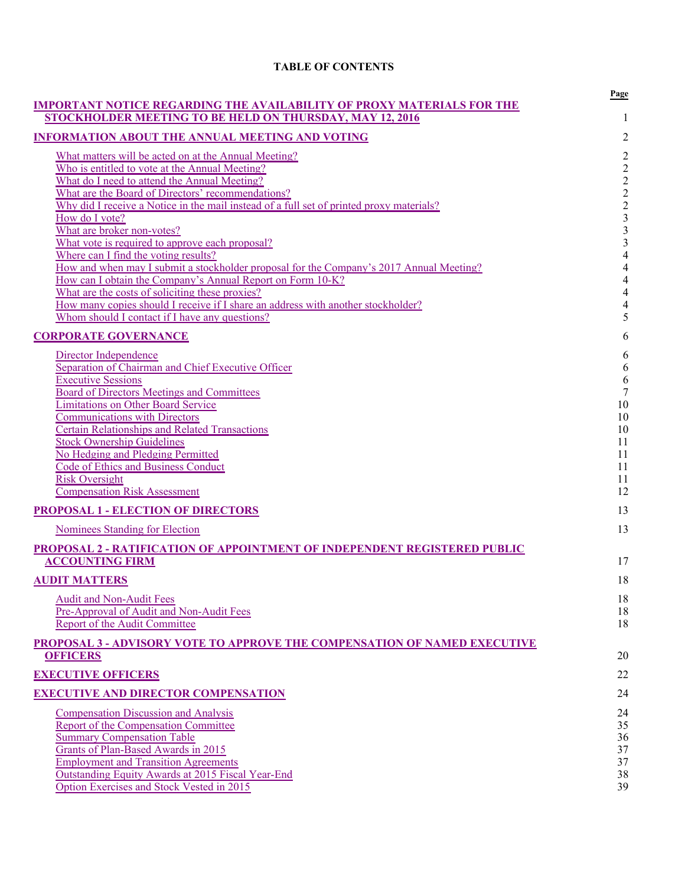# TABLE OF CONTENTS

| | Page |
|---|---|
| **IMPORTANT NOTICE REGARDING THE AVAILABILITY OF PROXY MATERIALS FOR THE STOCKHOLDER MEETING TO BE HELD ON THURSDAY, MAY 12, 2016** | 1 |
| **INFORMATION ABOUT THE ANNUAL MEETING AND VOTING** | 2 |
| What matters will be acted on at the Annual Meeting? | 2 |
| Who is entitled to vote at the Annual Meeting? | 2 |
| What do I need to attend the Annual Meeting? | 2 |
| What are the Board of Directors' recommendations? | 2 |
| Why did I receive a Notice in the mail instead of a full set of printed proxy materials? | 2 |
| How do I vote? | 3 |
| What are broker non-votes? | 3 |
| What vote is required to approve each proposal? | 3 |
| Where can I find the voting results? | 4 |
| How and when may I submit a stockholder proposal for the Company's 2017 Annual Meeting? | 4 |
| How can I obtain the Company's Annual Report on Form 10-K? | 4 |
| What are the costs of soliciting these proxies? | 4 |
| How many copies should I receive if I share an address with another stockholder? | 4 |
| Whom should I contact if I have any questions? | 5 |
| **CORPORATE GOVERNANCE** | 6 |
| Director Independence | 6 |
| Separation of Chairman and Chief Executive Officer | 6 |
| Executive Sessions | 6 |
| Board of Directors Meetings and Committees | 7 |
| Limitations on Other Board Service | 10 |
| Communications with Directors | 10 |
| Certain Relationships and Related Transactions | 10 |
| Stock Ownership Guidelines | 11 |
| No Hedging and Pledging Permitted | 11 |
| Code of Ethics and Business Conduct | 11 |
| Risk Oversight | 11 |
| Compensation Risk Assessment | 12 |
| **PROPOSAL 1 - ELECTION OF DIRECTORS** | 13 |
| Nominees Standing for Election | 13 |
| **PROPOSAL 2 - RATIFICATION OF APPOINTMENT OF INDEPENDENT REGISTERED PUBLIC ACCOUNTING FIRM** | 17 |
| **AUDIT MATTERS** | 18 |
| Audit and Non-Audit Fees | 18 |
| Pre-Approval of Audit and Non-Audit Fees | 18 |
| Report of the Audit Committee | 18 |
| **PROPOSAL 3 - ADVISORY VOTE TO APPROVE THE COMPENSATION OF NAMED EXECUTIVE OFFICERS** | 20 |
| **EXECUTIVE OFFICERS** | 22 |
| **EXECUTIVE AND DIRECTOR COMPENSATION** | 24 |
| Compensation Discussion and Analysis | 24 |
| Report of the Compensation Committee | 35 |
| Summary Compensation Table | 36 |
| Grants of Plan-Based Awards in 2015 | 37 |
| Employment and Transition Agreements | 37 |
| Outstanding Equity Awards at 2015 Fiscal Year-End | 38 |
| Option Exercises and Stock Vested in 2015 | 39 |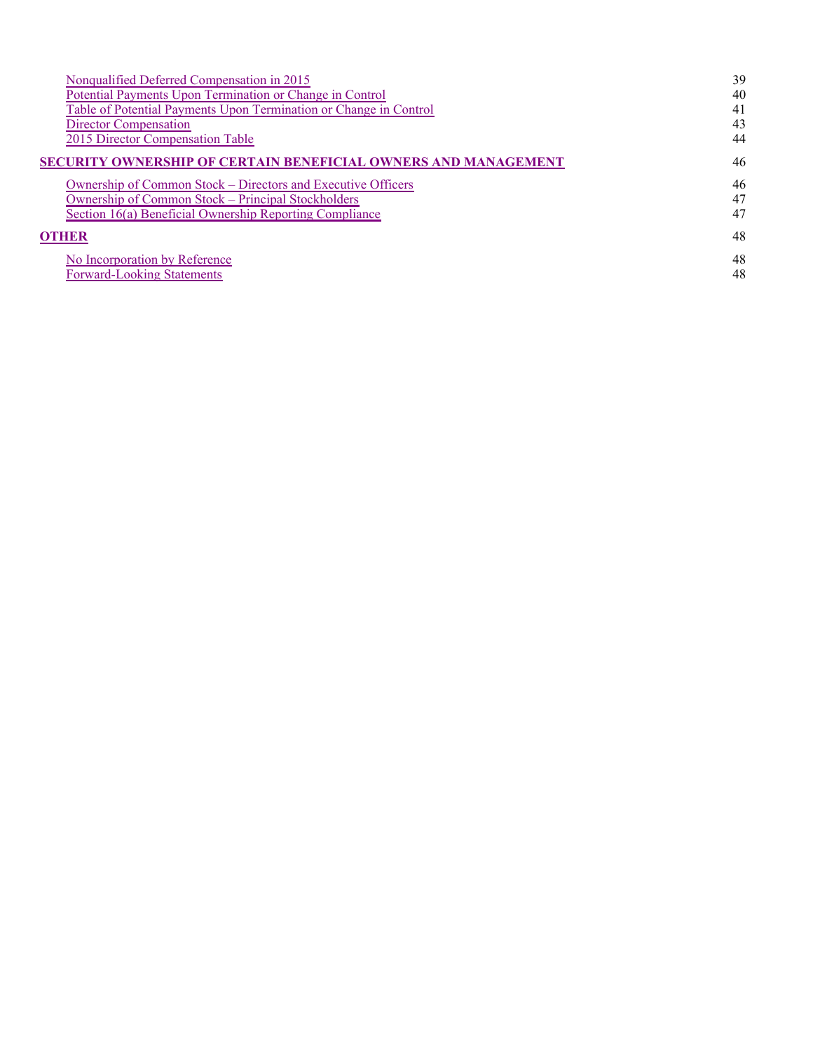| | |
|---|---|
| Nonqualified Deferred Compensation in 2015 | 39 |
| Potential Payments Upon Termination or Change in Control | 40 |
| Table of Potential Payments Upon Termination or Change in Control | 41 |
| Director Compensation | 43 |
| 2015 Director Compensation Table | 44 |
| **SECURITY OWNERSHIP OF CERTAIN BENEFICIAL OWNERS AND MANAGEMENT** | 46 |
| Ownership of Common Stock – Directors and Executive Officers | 46 |
| Ownership of Common Stock – Principal Stockholders | 47 |
| Section 16(a) Beneficial Ownership Reporting Compliance | 47 |
| **OTHER** | 48 |
| No Incorporation by Reference | 48 |
| Forward-Looking Statements | 48 |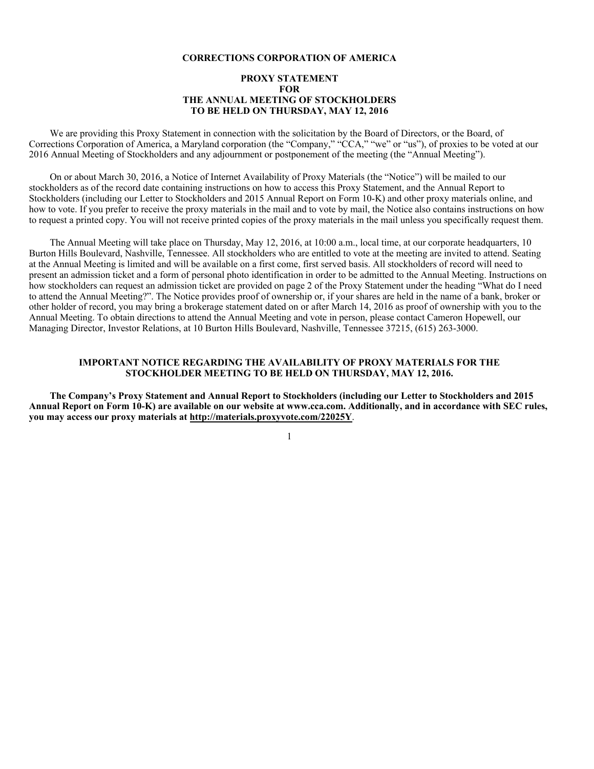# CORRECTIONS CORPORATION OF AMERICA

## PROXY STATEMENT
## FOR
## THE ANNUAL MEETING OF STOCKHOLDERS
## TO BE HELD ON THURSDAY, MAY 12, 2016

We are providing this Proxy Statement in connection with the solicitation by the Board of Directors, or the Board, of Corrections Corporation of America, a Maryland corporation (the "Company," "CCA," "we" or "us"), of proxies to be voted at our 2016 Annual Meeting of Stockholders and any adjournment or postponement of the meeting (the "Annual Meeting").

On or about March 30, 2016, a Notice of Internet Availability of Proxy Materials (the "Notice") will be mailed to our stockholders as of the record date containing instructions on how to access this Proxy Statement, and the Annual Report to Stockholders (including our Letter to Stockholders and 2015 Annual Report on Form 10-K) and other proxy materials online, and how to vote. If you prefer to receive the proxy materials in the mail and to vote by mail, the Notice also contains instructions on how to request a printed copy. You will not receive printed copies of the proxy materials in the mail unless you specifically request them.

The Annual Meeting will take place on Thursday, May 12, 2016, at 10:00 a.m., local time, at our corporate headquarters, 10 Burton Hills Boulevard, Nashville, Tennessee. All stockholders who are entitled to vote at the meeting are invited to attend. Seating at the Annual Meeting is limited and will be available on a first come, first served basis. All stockholders of record will need to present an admission ticket and a form of personal photo identification in order to be admitted to the Annual Meeting. Instructions on how stockholders can request an admission ticket are provided on page 2 of the Proxy Statement under the heading "What do I need to attend the Annual Meeting?". The Notice provides proof of ownership or, if your shares are held in the name of a bank, broker or other holder of record, you may bring a brokerage statement dated on or after March 14, 2016 as proof of ownership with you to the Annual Meeting. To obtain directions to attend the Annual Meeting and vote in person, please contact Cameron Hopewell, our Managing Director, Investor Relations, at 10 Burton Hills Boulevard, Nashville, Tennessee 37215, (615) 263-3000.

**IMPORTANT NOTICE REGARDING THE AVAILABILITY OF PROXY MATERIALS FOR THE STOCKHOLDER MEETING TO BE HELD ON THURSDAY, MAY 12, 2016.**

**The Company's Proxy Statement and Annual Report to Stockholders (including our Letter to Stockholders and 2015 Annual Report on Form 10-K) are available on our website at www.cca.com. Additionally, and in accordance with SEC rules, you may access our proxy materials at http://materials.proxyvote.com/22025Y**.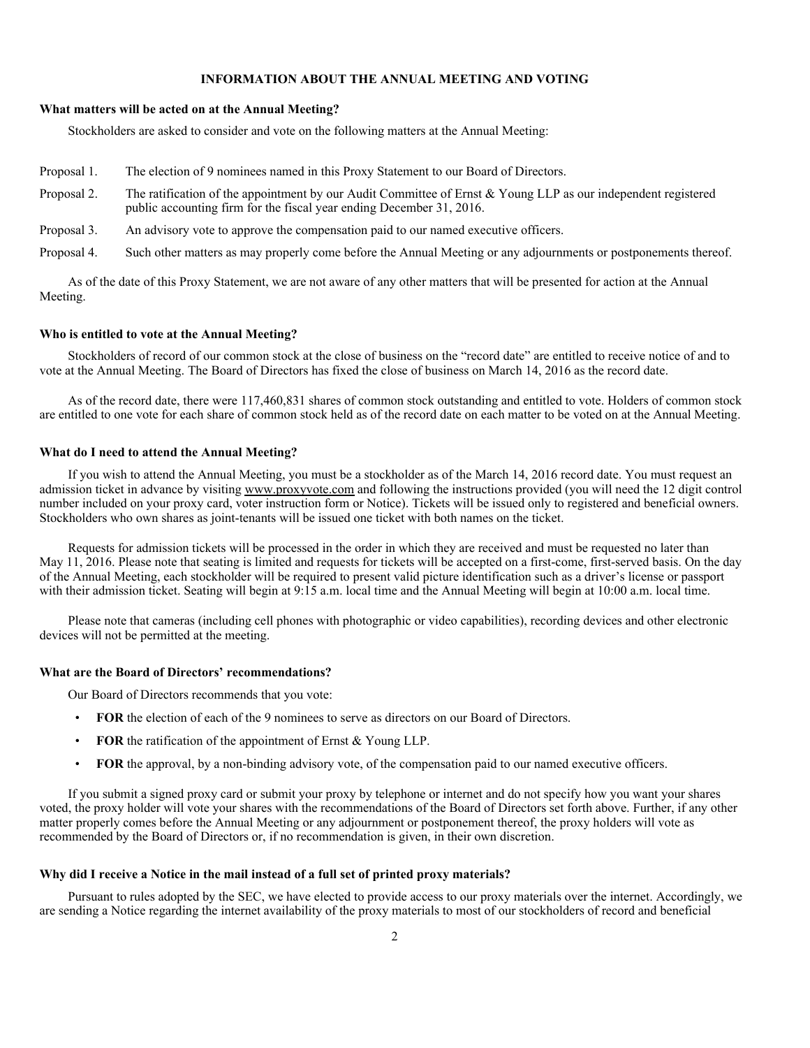## INFORMATION ABOUT THE ANNUAL MEETING AND VOTING

**What matters will be acted on at the Annual Meeting?**

Stockholders are asked to consider and vote on the following matters at the Annual Meeting:

Proposal 1. The election of 9 nominees named in this Proxy Statement to our Board of Directors.

Proposal 2. The ratification of the appointment by our Audit Committee of Ernst & Young LLP as our independent registered public accounting firm for the fiscal year ending December 31, 2016.

Proposal 3. An advisory vote to approve the compensation paid to our named executive officers.

Proposal 4. Such other matters as may properly come before the Annual Meeting or any adjournments or postponements thereof.

As of the date of this Proxy Statement, we are not aware of any other matters that will be presented for action at the Annual Meeting.

**Who is entitled to vote at the Annual Meeting?**

Stockholders of record of our common stock at the close of business on the "record date" are entitled to receive notice of and to vote at the Annual Meeting. The Board of Directors has fixed the close of business on March 14, 2016 as the record date.

As of the record date, there were 117,460,831 shares of common stock outstanding and entitled to vote. Holders of common stock are entitled to one vote for each share of common stock held as of the record date on each matter to be voted on at the Annual Meeting.

**What do I need to attend the Annual Meeting?**

If you wish to attend the Annual Meeting, you must be a stockholder as of the March 14, 2016 record date. You must request an admission ticket in advance by visiting www.proxyvote.com and following the instructions provided (you will need the 12 digit control number included on your proxy card, voter instruction form or Notice). Tickets will be issued only to registered and beneficial owners. Stockholders who own shares as joint-tenants will be issued one ticket with both names on the ticket.

Requests for admission tickets will be processed in the order in which they are received and must be requested no later than May 11, 2016. Please note that seating is limited and requests for tickets will be accepted on a first-come, first-served basis. On the day of the Annual Meeting, each stockholder will be required to present valid picture identification such as a driver's license or passport with their admission ticket. Seating will begin at 9:15 a.m. local time and the Annual Meeting will begin at 10:00 a.m. local time.

Please note that cameras (including cell phones with photographic or video capabilities), recording devices and other electronic devices will not be permitted at the meeting.

**What are the Board of Directors' recommendations?**

Our Board of Directors recommends that you vote:

- **FOR** the election of each of the 9 nominees to serve as directors on our Board of Directors.
- **FOR** the ratification of the appointment of Ernst & Young LLP.
- **FOR** the approval, by a non-binding advisory vote, of the compensation paid to our named executive officers.

If you submit a signed proxy card or submit your proxy by telephone or internet and do not specify how you want your shares voted, the proxy holder will vote your shares with the recommendations of the Board of Directors set forth above. Further, if any other matter properly comes before the Annual Meeting or any adjournment or postponement thereof, the proxy holders will vote as recommended by the Board of Directors or, if no recommendation is given, in their own discretion.

**Why did I receive a Notice in the mail instead of a full set of printed proxy materials?**

Pursuant to rules adopted by the SEC, we have elected to provide access to our proxy materials over the internet. Accordingly, we are sending a Notice regarding the internet availability of the proxy materials to most of our stockholders of record and beneficial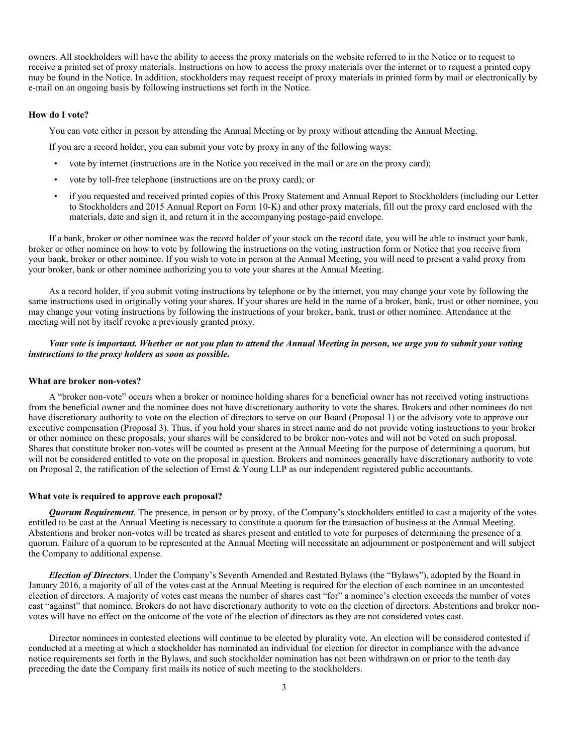owners. All stockholders will have the ability to access the proxy materials on the website referred to in the Notice or to request to receive a printed set of proxy materials. Instructions on how to access the proxy materials over the internet or to request a printed copy may be found in the Notice. In addition, stockholders may request receipt of proxy materials in printed form by mail or electronically by e-mail on an ongoing basis by following instructions set forth in the Notice.

**How do I vote?**

You can vote either in person by attending the Annual Meeting or by proxy without attending the Annual Meeting.

If you are a record holder, you can submit your vote by proxy in any of the following ways:

- vote by internet (instructions are in the Notice you received in the mail or are on the proxy card);
- vote by toll-free telephone (instructions are on the proxy card); or
- if you requested and received printed copies of this Proxy Statement and Annual Report to Stockholders (including our Letter to Stockholders and 2015 Annual Report on Form 10-K) and other proxy materials, fill out the proxy card enclosed with the materials, date and sign it, and return it in the accompanying postage-paid envelope.

If a bank, broker or other nominee was the record holder of your stock on the record date, you will be able to instruct your bank, broker or other nominee on how to vote by following the instructions on the voting instruction form or Notice that you receive from your bank, broker or other nominee. If you wish to vote in person at the Annual Meeting, you will need to present a valid proxy from your broker, bank or other nominee authorizing you to vote your shares at the Annual Meeting.

As a record holder, if you submit voting instructions by telephone or by the internet, you may change your vote by following the same instructions used in originally voting your shares. If your shares are held in the name of a broker, bank, trust or other nominee, you may change your voting instructions by following the instructions of your broker, bank, trust or other nominee. Attendance at the meeting will not by itself revoke a previously granted proxy.

***Your vote is important. Whether or not you plan to attend the Annual Meeting in person, we urge you to submit your voting instructions to the proxy holders as soon as possible.***

**What are broker non-votes?**

A "broker non-vote" occurs when a broker or nominee holding shares for a beneficial owner has not received voting instructions from the beneficial owner and the nominee does not have discretionary authority to vote the shares. Brokers and other nominees do not have discretionary authority to vote on the election of directors to serve on our Board (Proposal 1) or the advisory vote to approve our executive compensation (Proposal 3). Thus, if you hold your shares in street name and do not provide voting instructions to your broker or other nominee on these proposals, your shares will be considered to be broker non-votes and will not be voted on such proposal. Shares that constitute broker non-votes will be counted as present at the Annual Meeting for the purpose of determining a quorum, but will not be considered entitled to vote on the proposal in question. Brokers and nominees generally have discretionary authority to vote on Proposal 2, the ratification of the selection of Ernst & Young LLP as our independent registered public accountants.

**What vote is required to approve each proposal?**

***Quorum Requirement***. The presence, in person or by proxy, of the Company's stockholders entitled to cast a majority of the votes entitled to be cast at the Annual Meeting is necessary to constitute a quorum for the transaction of business at the Annual Meeting. Abstentions and broker non-votes will be treated as shares present and entitled to vote for purposes of determining the presence of a quorum. Failure of a quorum to be represented at the Annual Meeting will necessitate an adjournment or postponement and will subject the Company to additional expense.

***Election of Directors***. Under the Company's Seventh Amended and Restated Bylaws (the "Bylaws"), adopted by the Board in January 2016, a majority of all of the votes cast at the Annual Meeting is required for the election of each nominee in an uncontested election of directors. A majority of votes cast means the number of shares cast "for" a nominee's election exceeds the number of votes cast "against" that nominee. Brokers do not have discretionary authority to vote on the election of directors. Abstentions and broker non-votes will have no effect on the outcome of the vote of the election of directors as they are not considered votes cast.

Director nominees in contested elections will continue to be elected by plurality vote. An election will be considered contested if conducted at a meeting at which a stockholder has nominated an individual for election for director in compliance with the advance notice requirements set forth in the Bylaws, and such stockholder nomination has not been withdrawn on or prior to the tenth day preceding the date the Company first mails its notice of such meeting to the stockholders.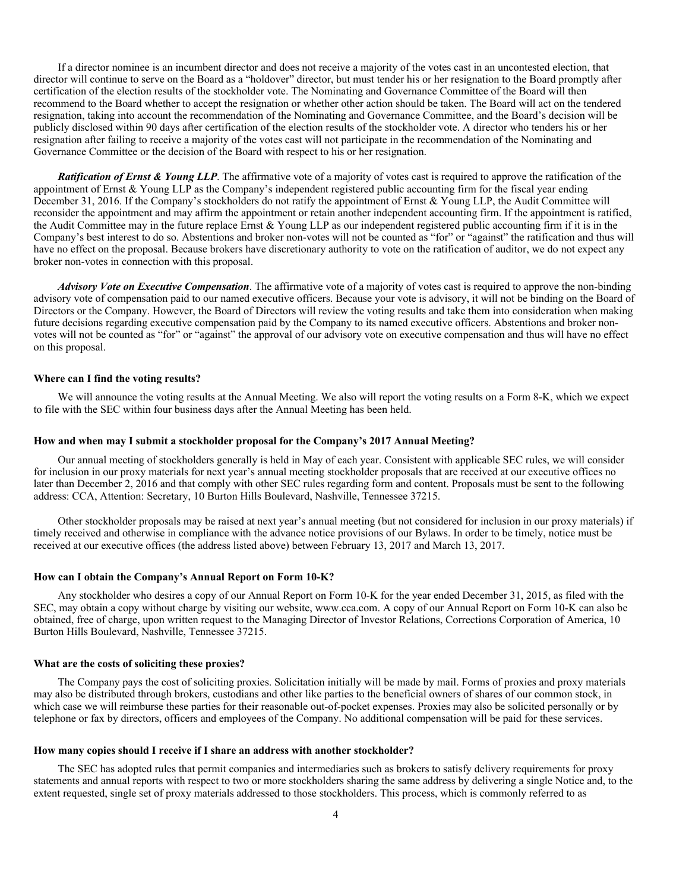If a director nominee is an incumbent director and does not receive a majority of the votes cast in an uncontested election, that director will continue to serve on the Board as a "holdover" director, but must tender his or her resignation to the Board promptly after certification of the election results of the stockholder vote. The Nominating and Governance Committee of the Board will then recommend to the Board whether to accept the resignation or whether other action should be taken. The Board will act on the tendered resignation, taking into account the recommendation of the Nominating and Governance Committee, and the Board's decision will be publicly disclosed within 90 days after certification of the election results of the stockholder vote. A director who tenders his or her resignation after failing to receive a majority of the votes cast will not participate in the recommendation of the Nominating and Governance Committee or the decision of the Board with respect to his or her resignation.

***Ratification of Ernst & Young LLP***. The affirmative vote of a majority of votes cast is required to approve the ratification of the appointment of Ernst & Young LLP as the Company's independent registered public accounting firm for the fiscal year ending December 31, 2016. If the Company's stockholders do not ratify the appointment of Ernst & Young LLP, the Audit Committee will reconsider the appointment and may affirm the appointment or retain another independent accounting firm. If the appointment is ratified, the Audit Committee may in the future replace Ernst & Young LLP as our independent registered public accounting firm if it is in the Company's best interest to do so. Abstentions and broker non-votes will not be counted as "for" or "against" the ratification and thus will have no effect on the proposal. Because brokers have discretionary authority to vote on the ratification of auditor, we do not expect any broker non-votes in connection with this proposal.

***Advisory Vote on Executive Compensation***. The affirmative vote of a majority of votes cast is required to approve the non-binding advisory vote of compensation paid to our named executive officers. Because your vote is advisory, it will not be binding on the Board of Directors or the Company. However, the Board of Directors will review the voting results and take them into consideration when making future decisions regarding executive compensation paid by the Company to its named executive officers. Abstentions and broker non-votes will not be counted as "for" or "against" the approval of our advisory vote on executive compensation and thus will have no effect on this proposal.

### Where can I find the voting results?

We will announce the voting results at the Annual Meeting. We also will report the voting results on a Form 8-K, which we expect to file with the SEC within four business days after the Annual Meeting has been held.

### How and when may I submit a stockholder proposal for the Company's 2017 Annual Meeting?

Our annual meeting of stockholders generally is held in May of each year. Consistent with applicable SEC rules, we will consider for inclusion in our proxy materials for next year's annual meeting stockholder proposals that are received at our executive offices no later than December 2, 2016 and that comply with other SEC rules regarding form and content. Proposals must be sent to the following address: CCA, Attention: Secretary, 10 Burton Hills Boulevard, Nashville, Tennessee 37215.

Other stockholder proposals may be raised at next year's annual meeting (but not considered for inclusion in our proxy materials) if timely received and otherwise in compliance with the advance notice provisions of our Bylaws. In order to be timely, notice must be received at our executive offices (the address listed above) between February 13, 2017 and March 13, 2017.

### How can I obtain the Company's Annual Report on Form 10-K?

Any stockholder who desires a copy of our Annual Report on Form 10-K for the year ended December 31, 2015, as filed with the SEC, may obtain a copy without charge by visiting our website, www.cca.com. A copy of our Annual Report on Form 10-K can also be obtained, free of charge, upon written request to the Managing Director of Investor Relations, Corrections Corporation of America, 10 Burton Hills Boulevard, Nashville, Tennessee 37215.

### What are the costs of soliciting these proxies?

The Company pays the cost of soliciting proxies. Solicitation initially will be made by mail. Forms of proxies and proxy materials may also be distributed through brokers, custodians and other like parties to the beneficial owners of shares of our common stock, in which case we will reimburse these parties for their reasonable out-of-pocket expenses. Proxies may also be solicited personally or by telephone or fax by directors, officers and employees of the Company. No additional compensation will be paid for these services.

### How many copies should I receive if I share an address with another stockholder?

The SEC has adopted rules that permit companies and intermediaries such as brokers to satisfy delivery requirements for proxy statements and annual reports with respect to two or more stockholders sharing the same address by delivering a single Notice and, to the extent requested, single set of proxy materials addressed to those stockholders. This process, which is commonly referred to as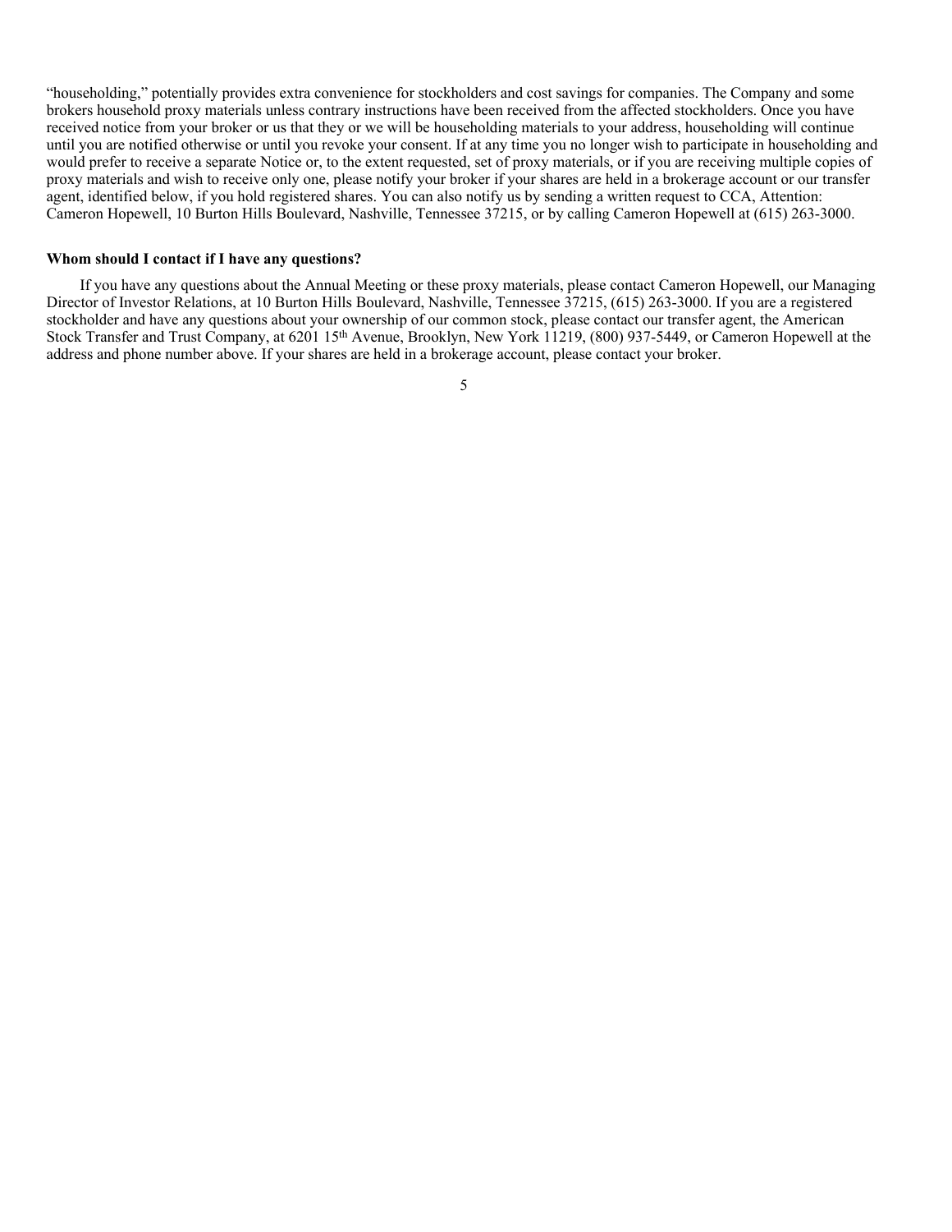"householding," potentially provides extra convenience for stockholders and cost savings for companies. The Company and some brokers household proxy materials unless contrary instructions have been received from the affected stockholders. Once you have received notice from your broker or us that they or we will be householding materials to your address, householding will continue until you are notified otherwise or until you revoke your consent. If at any time you no longer wish to participate in householding and would prefer to receive a separate Notice or, to the extent requested, set of proxy materials, or if you are receiving multiple copies of proxy materials and wish to receive only one, please notify your broker if your shares are held in a brokerage account or our transfer agent, identified below, if you hold registered shares. You can also notify us by sending a written request to CCA, Attention: Cameron Hopewell, 10 Burton Hills Boulevard, Nashville, Tennessee 37215, or by calling Cameron Hopewell at (615) 263-3000.

**Whom should I contact if I have any questions?**

If you have any questions about the Annual Meeting or these proxy materials, please contact Cameron Hopewell, our Managing Director of Investor Relations, at 10 Burton Hills Boulevard, Nashville, Tennessee 37215, (615) 263-3000. If you are a registered stockholder and have any questions about your ownership of our common stock, please contact our transfer agent, the American Stock Transfer and Trust Company, at 6201 15th Avenue, Brooklyn, New York 11219, (800) 937-5449, or Cameron Hopewell at the address and phone number above. If your shares are held in a brokerage account, please contact your broker.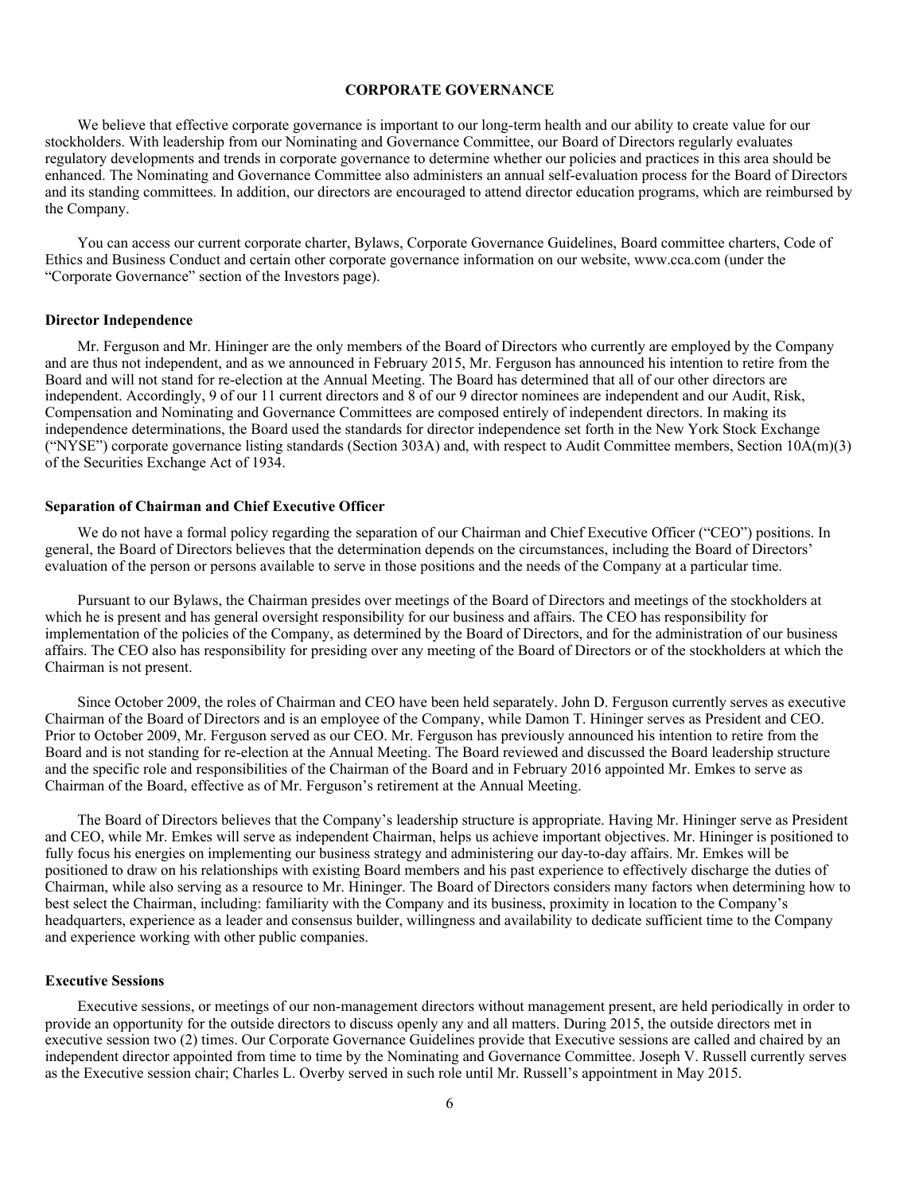# CORPORATE GOVERNANCE

We believe that effective corporate governance is important to our long-term health and our ability to create value for our stockholders. With leadership from our Nominating and Governance Committee, our Board of Directors regularly evaluates regulatory developments and trends in corporate governance to determine whether our policies and practices in this area should be enhanced. The Nominating and Governance Committee also administers an annual self-evaluation process for the Board of Directors and its standing committees. In addition, our directors are encouraged to attend director education programs, which are reimbursed by the Company.

You can access our current corporate charter, Bylaws, Corporate Governance Guidelines, Board committee charters, Code of Ethics and Business Conduct and certain other corporate governance information on our website, www.cca.com (under the "Corporate Governance" section of the Investors page).

### Director Independence

Mr. Ferguson and Mr. Hininger are the only members of the Board of Directors who currently are employed by the Company and are thus not independent, and as we announced in February 2015, Mr. Ferguson has announced his intention to retire from the Board and will not stand for re-election at the Annual Meeting. The Board has determined that all of our other directors are independent. Accordingly, 9 of our 11 current directors and 8 of our 9 director nominees are independent and our Audit, Risk, Compensation and Nominating and Governance Committees are composed entirely of independent directors. In making its independence determinations, the Board used the standards for director independence set forth in the New York Stock Exchange ("NYSE") corporate governance listing standards (Section 303A) and, with respect to Audit Committee members, Section 10A(m)(3) of the Securities Exchange Act of 1934.

### Separation of Chairman and Chief Executive Officer

We do not have a formal policy regarding the separation of our Chairman and Chief Executive Officer ("CEO") positions. In general, the Board of Directors believes that the determination depends on the circumstances, including the Board of Directors' evaluation of the person or persons available to serve in those positions and the needs of the Company at a particular time.

Pursuant to our Bylaws, the Chairman presides over meetings of the Board of Directors and meetings of the stockholders at which he is present and has general oversight responsibility for our business and affairs. The CEO has responsibility for implementation of the policies of the Company, as determined by the Board of Directors, and for the administration of our business affairs. The CEO also has responsibility for presiding over any meeting of the Board of Directors or of the stockholders at which the Chairman is not present.

Since October 2009, the roles of Chairman and CEO have been held separately. John D. Ferguson currently serves as executive Chairman of the Board of Directors and is an employee of the Company, while Damon T. Hininger serves as President and CEO. Prior to October 2009, Mr. Ferguson served as our CEO. Mr. Ferguson has previously announced his intention to retire from the Board and is not standing for re-election at the Annual Meeting. The Board reviewed and discussed the Board leadership structure and the specific role and responsibilities of the Chairman of the Board and in February 2016 appointed Mr. Emkes to serve as Chairman of the Board, effective as of Mr. Ferguson's retirement at the Annual Meeting.

The Board of Directors believes that the Company's leadership structure is appropriate. Having Mr. Hininger serve as President and CEO, while Mr. Emkes will serve as independent Chairman, helps us achieve important objectives. Mr. Hininger is positioned to fully focus his energies on implementing our business strategy and administering our day-to-day affairs. Mr. Emkes will be positioned to draw on his relationships with existing Board members and his past experience to effectively discharge the duties of Chairman, while also serving as a resource to Mr. Hininger. The Board of Directors considers many factors when determining how to best select the Chairman, including: familiarity with the Company and its business, proximity in location to the Company's headquarters, experience as a leader and consensus builder, willingness and availability to dedicate sufficient time to the Company and experience working with other public companies.

### Executive Sessions

Executive sessions, or meetings of our non-management directors without management present, are held periodically in order to provide an opportunity for the outside directors to discuss openly any and all matters. During 2015, the outside directors met in executive session two (2) times. Our Corporate Governance Guidelines provide that Executive sessions are called and chaired by an independent director appointed from time to time by the Nominating and Governance Committee. Joseph V. Russell currently serves as the Executive session chair; Charles L. Overby served in such role until Mr. Russell's appointment in May 2015.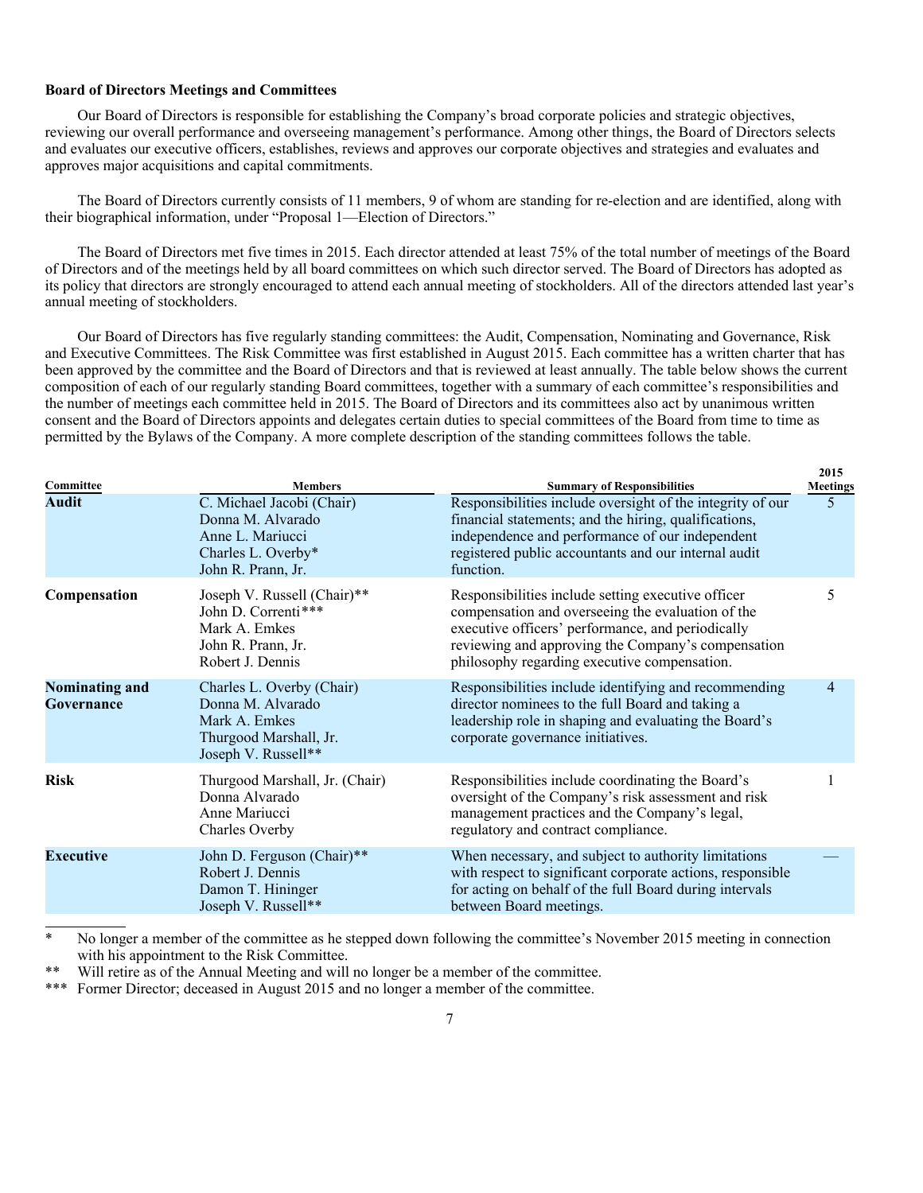### Board of Directors Meetings and Committees

Our Board of Directors is responsible for establishing the Company's broad corporate policies and strategic objectives, reviewing our overall performance and overseeing management's performance. Among other things, the Board of Directors selects and evaluates our executive officers, establishes, reviews and approves our corporate objectives and strategies and evaluates and approves major acquisitions and capital commitments.

The Board of Directors currently consists of 11 members, 9 of whom are standing for re-election and are identified, along with their biographical information, under "Proposal 1—Election of Directors."

The Board of Directors met five times in 2015. Each director attended at least 75% of the total number of meetings of the Board of Directors and of the meetings held by all board committees on which such director served. The Board of Directors has adopted as its policy that directors are strongly encouraged to attend each annual meeting of stockholders. All of the directors attended last year's annual meeting of stockholders.

Our Board of Directors has five regularly standing committees: the Audit, Compensation, Nominating and Governance, Risk and Executive Committees. The Risk Committee was first established in August 2015. Each committee has a written charter that has been approved by the committee and the Board of Directors and that is reviewed at least annually. The table below shows the current composition of each of our regularly standing Board committees, together with a summary of each committee's responsibilities and the number of meetings each committee held in 2015. The Board of Directors and its committees also act by unanimous written consent and the Board of Directors appoints and delegates certain duties to special committees of the Board from time to time as permitted by the Bylaws of the Company. A more complete description of the standing committees follows the table.

| Committee | Members | Summary of Responsibilities | 2015 Meetings |
|---|---|---|---|
| **Audit** | C. Michael Jacobi (Chair)<br>Donna M. Alvarado<br>Anne L. Mariucci<br>Charles L. Overby*<br>John R. Prann, Jr. | Responsibilities include oversight of the integrity of our financial statements; and the hiring, qualifications, independence and performance of our independent registered public accountants and our internal audit function. | 5 |
| **Compensation** | Joseph V. Russell (Chair)**<br>John D. Correnti***<br>Mark A. Emkes<br>John R. Prann, Jr.<br>Robert J. Dennis | Responsibilities include setting executive officer compensation and overseeing the evaluation of the executive officers' performance, and periodically reviewing and approving the Company's compensation philosophy regarding executive compensation. | 5 |
| **Nominating and Governance** | Charles L. Overby (Chair)<br>Donna M. Alvarado<br>Mark A. Emkes<br>Thurgood Marshall, Jr.<br>Joseph V. Russell** | Responsibilities include identifying and recommending director nominees to the full Board and taking a leadership role in shaping and evaluating the Board's corporate governance initiatives. | 4 |
| **Risk** | Thurgood Marshall, Jr. (Chair)<br>Donna Alvarado<br>Anne Mariucci<br>Charles Overby | Responsibilities include coordinating the Board's oversight of the Company's risk assessment and risk management practices and the Company's legal, regulatory and contract compliance. | 1 |
| **Executive** | John D. Ferguson (Chair)**<br>Robert J. Dennis<br>Damon T. Hininger<br>Joseph V. Russell** | When necessary, and subject to authority limitations with respect to significant corporate actions, responsible for acting on behalf of the full Board during intervals between Board meetings. | — |

\* No longer a member of the committee as he stepped down following the committee's November 2015 meeting in connection with his appointment to the Risk Committee.

\*\* Will retire as of the Annual Meeting and will no longer be a member of the committee.

\*\*\* Former Director; deceased in August 2015 and no longer a member of the committee.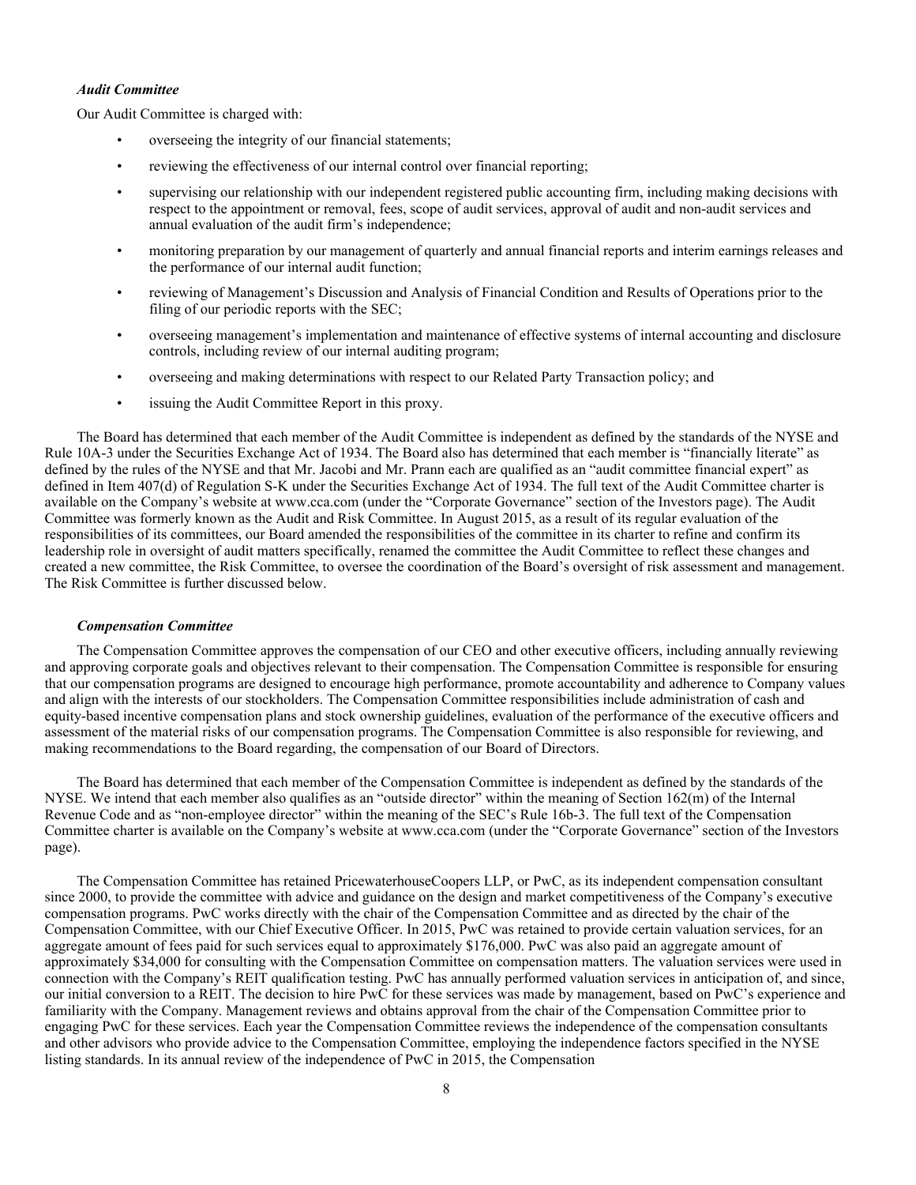***Audit Committee***

Our Audit Committee is charged with:

- overseeing the integrity of our financial statements;
- reviewing the effectiveness of our internal control over financial reporting;
- supervising our relationship with our independent registered public accounting firm, including making decisions with respect to the appointment or removal, fees, scope of audit services, approval of audit and non-audit services and annual evaluation of the audit firm's independence;
- monitoring preparation by our management of quarterly and annual financial reports and interim earnings releases and the performance of our internal audit function;
- reviewing of Management's Discussion and Analysis of Financial Condition and Results of Operations prior to the filing of our periodic reports with the SEC;
- overseeing management's implementation and maintenance of effective systems of internal accounting and disclosure controls, including review of our internal auditing program;
- overseeing and making determinations with respect to our Related Party Transaction policy; and
- issuing the Audit Committee Report in this proxy.

The Board has determined that each member of the Audit Committee is independent as defined by the standards of the NYSE and Rule 10A-3 under the Securities Exchange Act of 1934. The Board also has determined that each member is "financially literate" as defined by the rules of the NYSE and that Mr. Jacobi and Mr. Prann each are qualified as an "audit committee financial expert" as defined in Item 407(d) of Regulation S-K under the Securities Exchange Act of 1934. The full text of the Audit Committee charter is available on the Company's website at www.cca.com (under the "Corporate Governance" section of the Investors page). The Audit Committee was formerly known as the Audit and Risk Committee. In August 2015, as a result of its regular evaluation of the responsibilities of its committees, our Board amended the responsibilities of the committee in its charter to refine and confirm its leadership role in oversight of audit matters specifically, renamed the committee the Audit Committee to reflect these changes and created a new committee, the Risk Committee, to oversee the coordination of the Board's oversight of risk assessment and management. The Risk Committee is further discussed below.

***Compensation Committee***

The Compensation Committee approves the compensation of our CEO and other executive officers, including annually reviewing and approving corporate goals and objectives relevant to their compensation. The Compensation Committee is responsible for ensuring that our compensation programs are designed to encourage high performance, promote accountability and adherence to Company values and align with the interests of our stockholders. The Compensation Committee responsibilities include administration of cash and equity-based incentive compensation plans and stock ownership guidelines, evaluation of the performance of the executive officers and assessment of the material risks of our compensation programs. The Compensation Committee is also responsible for reviewing, and making recommendations to the Board regarding, the compensation of our Board of Directors.

The Board has determined that each member of the Compensation Committee is independent as defined by the standards of the NYSE. We intend that each member also qualifies as an "outside director" within the meaning of Section 162(m) of the Internal Revenue Code and as "non-employee director" within the meaning of the SEC's Rule 16b-3. The full text of the Compensation Committee charter is available on the Company's website at www.cca.com (under the "Corporate Governance" section of the Investors page).

The Compensation Committee has retained PricewaterhouseCoopers LLP, or PwC, as its independent compensation consultant since 2000, to provide the committee with advice and guidance on the design and market competitiveness of the Company's executive compensation programs. PwC works directly with the chair of the Compensation Committee and as directed by the chair of the Compensation Committee, with our Chief Executive Officer. In 2015, PwC was retained to provide certain valuation services, for an aggregate amount of fees paid for such services equal to approximately $176,000. PwC was also paid an aggregate amount of approximately $34,000 for consulting with the Compensation Committee on compensation matters. The valuation services were used in connection with the Company's REIT qualification testing. PwC has annually performed valuation services in anticipation of, and since, our initial conversion to a REIT. The decision to hire PwC for these services was made by management, based on PwC's experience and familiarity with the Company. Management reviews and obtains approval from the chair of the Compensation Committee prior to engaging PwC for these services. Each year the Compensation Committee reviews the independence of the compensation consultants and other advisors who provide advice to the Compensation Committee, employing the independence factors specified in the NYSE listing standards. In its annual review of the independence of PwC in 2015, the Compensation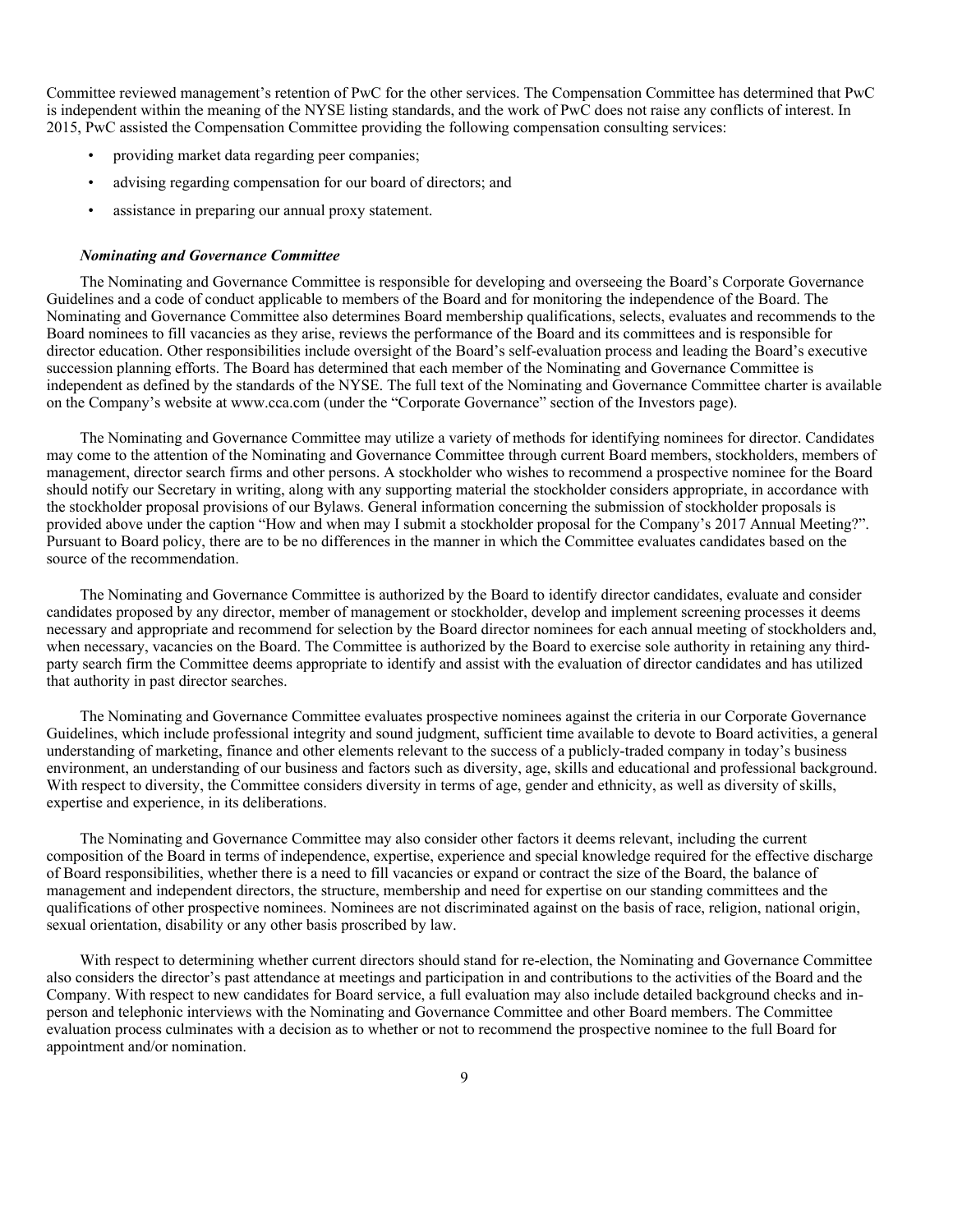Committee reviewed management's retention of PwC for the other services. The Compensation Committee has determined that PwC is independent within the meaning of the NYSE listing standards, and the work of PwC does not raise any conflicts of interest. In 2015, PwC assisted the Compensation Committee providing the following compensation consulting services:

- providing market data regarding peer companies;
- advising regarding compensation for our board of directors; and
- assistance in preparing our annual proxy statement.

***Nominating and Governance Committee***

The Nominating and Governance Committee is responsible for developing and overseeing the Board's Corporate Governance Guidelines and a code of conduct applicable to members of the Board and for monitoring the independence of the Board. The Nominating and Governance Committee also determines Board membership qualifications, selects, evaluates and recommends to the Board nominees to fill vacancies as they arise, reviews the performance of the Board and its committees and is responsible for director education. Other responsibilities include oversight of the Board's self-evaluation process and leading the Board's executive succession planning efforts. The Board has determined that each member of the Nominating and Governance Committee is independent as defined by the standards of the NYSE. The full text of the Nominating and Governance Committee charter is available on the Company's website at www.cca.com (under the "Corporate Governance" section of the Investors page).

The Nominating and Governance Committee may utilize a variety of methods for identifying nominees for director. Candidates may come to the attention of the Nominating and Governance Committee through current Board members, stockholders, members of management, director search firms and other persons. A stockholder who wishes to recommend a prospective nominee for the Board should notify our Secretary in writing, along with any supporting material the stockholder considers appropriate, in accordance with the stockholder proposal provisions of our Bylaws. General information concerning the submission of stockholder proposals is provided above under the caption "How and when may I submit a stockholder proposal for the Company's 2017 Annual Meeting?". Pursuant to Board policy, there are to be no differences in the manner in which the Committee evaluates candidates based on the source of the recommendation.

The Nominating and Governance Committee is authorized by the Board to identify director candidates, evaluate and consider candidates proposed by any director, member of management or stockholder, develop and implement screening processes it deems necessary and appropriate and recommend for selection by the Board director nominees for each annual meeting of stockholders and, when necessary, vacancies on the Board. The Committee is authorized by the Board to exercise sole authority in retaining any third-party search firm the Committee deems appropriate to identify and assist with the evaluation of director candidates and has utilized that authority in past director searches.

The Nominating and Governance Committee evaluates prospective nominees against the criteria in our Corporate Governance Guidelines, which include professional integrity and sound judgment, sufficient time available to devote to Board activities, a general understanding of marketing, finance and other elements relevant to the success of a publicly-traded company in today's business environment, an understanding of our business and factors such as diversity, age, skills and educational and professional background. With respect to diversity, the Committee considers diversity in terms of age, gender and ethnicity, as well as diversity of skills, expertise and experience, in its deliberations.

The Nominating and Governance Committee may also consider other factors it deems relevant, including the current composition of the Board in terms of independence, expertise, experience and special knowledge required for the effective discharge of Board responsibilities, whether there is a need to fill vacancies or expand or contract the size of the Board, the balance of management and independent directors, the structure, membership and need for expertise on our standing committees and the qualifications of other prospective nominees. Nominees are not discriminated against on the basis of race, religion, national origin, sexual orientation, disability or any other basis proscribed by law.

With respect to determining whether current directors should stand for re-election, the Nominating and Governance Committee also considers the director's past attendance at meetings and participation in and contributions to the activities of the Board and the Company. With respect to new candidates for Board service, a full evaluation may also include detailed background checks and in-person and telephonic interviews with the Nominating and Governance Committee and other Board members. The Committee evaluation process culminates with a decision as to whether or not to recommend the prospective nominee to the full Board for appointment and/or nomination.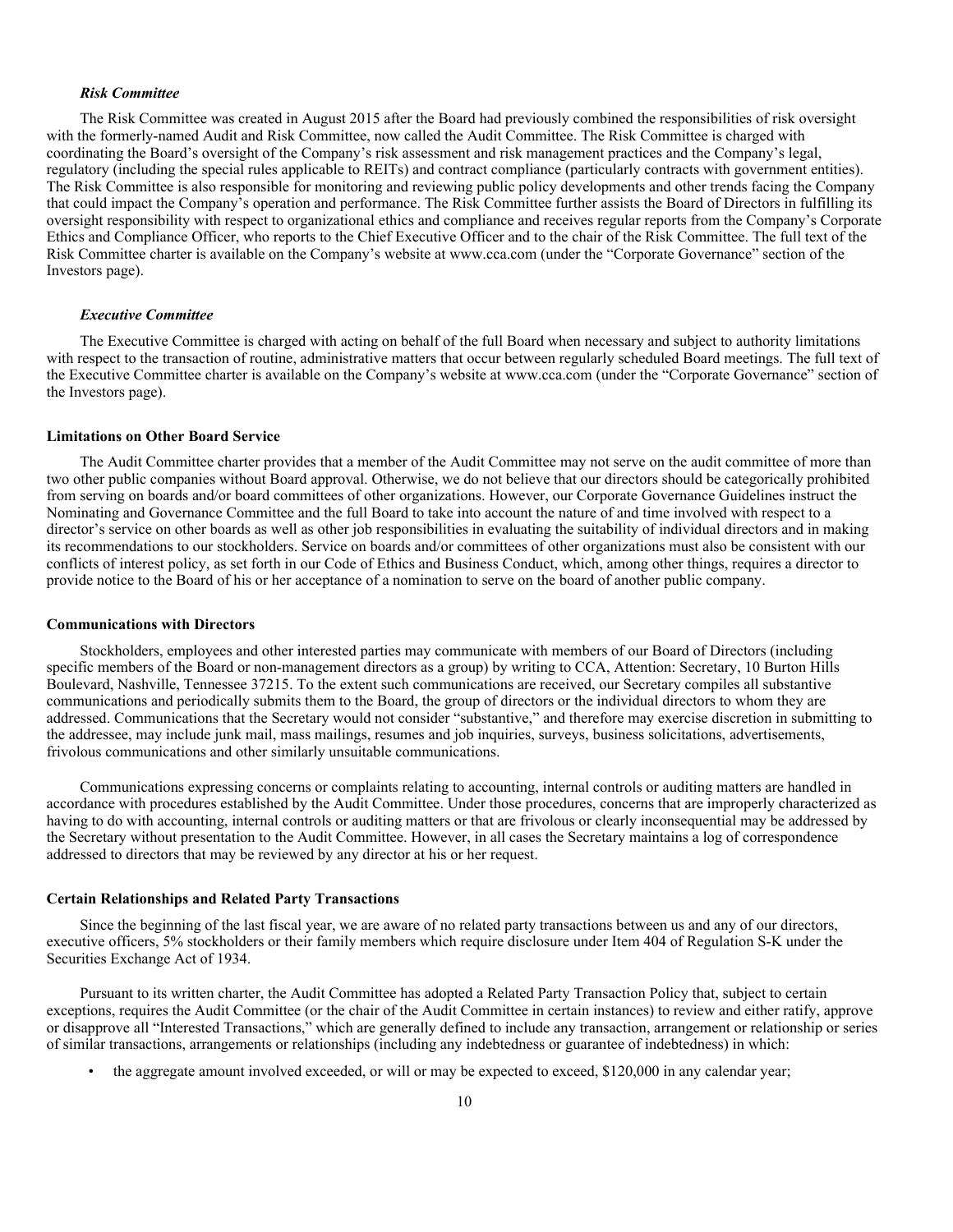### *Risk Committee*

The Risk Committee was created in August 2015 after the Board had previously combined the responsibilities of risk oversight with the formerly-named Audit and Risk Committee, now called the Audit Committee. The Risk Committee is charged with coordinating the Board's oversight of the Company's risk assessment and risk management practices and the Company's legal, regulatory (including the special rules applicable to REITs) and contract compliance (particularly contracts with government entities). The Risk Committee is also responsible for monitoring and reviewing public policy developments and other trends facing the Company that could impact the Company's operation and performance. The Risk Committee further assists the Board of Directors in fulfilling its oversight responsibility with respect to organizational ethics and compliance and receives regular reports from the Company's Corporate Ethics and Compliance Officer, who reports to the Chief Executive Officer and to the chair of the Risk Committee. The full text of the Risk Committee charter is available on the Company's website at www.cca.com (under the "Corporate Governance" section of the Investors page).

### *Executive Committee*

The Executive Committee is charged with acting on behalf of the full Board when necessary and subject to authority limitations with respect to the transaction of routine, administrative matters that occur between regularly scheduled Board meetings. The full text of the Executive Committee charter is available on the Company's website at www.cca.com (under the "Corporate Governance" section of the Investors page).

## Limitations on Other Board Service

The Audit Committee charter provides that a member of the Audit Committee may not serve on the audit committee of more than two other public companies without Board approval. Otherwise, we do not believe that our directors should be categorically prohibited from serving on boards and/or board committees of other organizations. However, our Corporate Governance Guidelines instruct the Nominating and Governance Committee and the full Board to take into account the nature of and time involved with respect to a director's service on other boards as well as other job responsibilities in evaluating the suitability of individual directors and in making its recommendations to our stockholders. Service on boards and/or committees of other organizations must also be consistent with our conflicts of interest policy, as set forth in our Code of Ethics and Business Conduct, which, among other things, requires a director to provide notice to the Board of his or her acceptance of a nomination to serve on the board of another public company.

## Communications with Directors

Stockholders, employees and other interested parties may communicate with members of our Board of Directors (including specific members of the Board or non-management directors as a group) by writing to CCA, Attention: Secretary, 10 Burton Hills Boulevard, Nashville, Tennessee 37215. To the extent such communications are received, our Secretary compiles all substantive communications and periodically submits them to the Board, the group of directors or the individual directors to whom they are addressed. Communications that the Secretary would not consider "substantive," and therefore may exercise discretion in submitting to the addressee, may include junk mail, mass mailings, resumes and job inquiries, surveys, business solicitations, advertisements, frivolous communications and other similarly unsuitable communications.

Communications expressing concerns or complaints relating to accounting, internal controls or auditing matters are handled in accordance with procedures established by the Audit Committee. Under those procedures, concerns that are improperly characterized as having to do with accounting, internal controls or auditing matters or that are frivolous or clearly inconsequential may be addressed by the Secretary without presentation to the Audit Committee. However, in all cases the Secretary maintains a log of correspondence addressed to directors that may be reviewed by any director at his or her request.

## Certain Relationships and Related Party Transactions

Since the beginning of the last fiscal year, we are aware of no related party transactions between us and any of our directors, executive officers, 5% stockholders or their family members which require disclosure under Item 404 of Regulation S-K under the Securities Exchange Act of 1934.

Pursuant to its written charter, the Audit Committee has adopted a Related Party Transaction Policy that, subject to certain exceptions, requires the Audit Committee (or the chair of the Audit Committee in certain instances) to review and either ratify, approve or disapprove all "Interested Transactions," which are generally defined to include any transaction, arrangement or relationship or series of similar transactions, arrangements or relationships (including any indebtedness or guarantee of indebtedness) in which:

- the aggregate amount involved exceeded, or will or may be expected to exceed, $120,000 in any calendar year;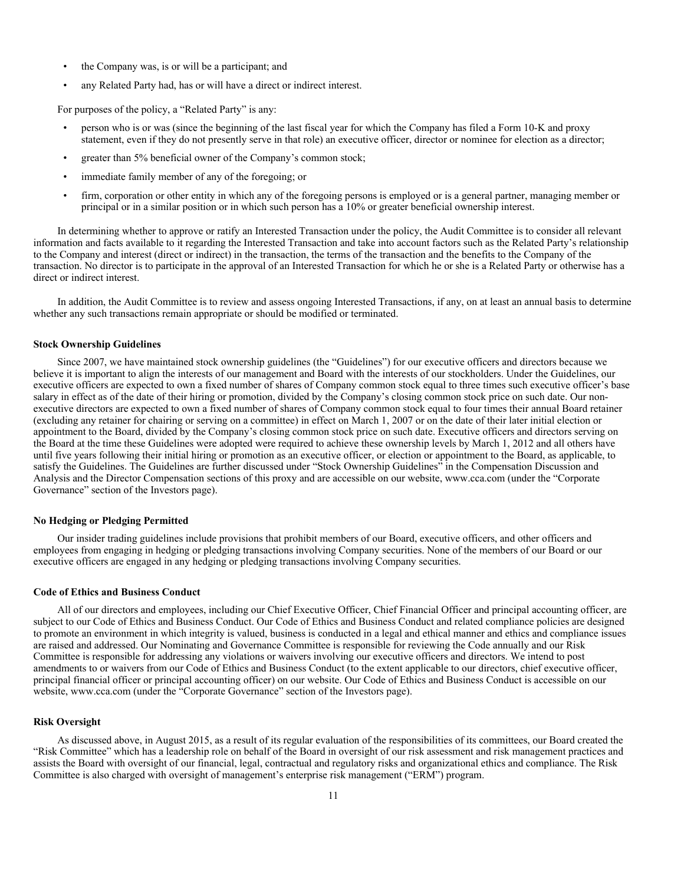- the Company was, is or will be a participant; and
- any Related Party had, has or will have a direct or indirect interest.

For purposes of the policy, a "Related Party" is any:

- person who is or was (since the beginning of the last fiscal year for which the Company has filed a Form 10-K and proxy statement, even if they do not presently serve in that role) an executive officer, director or nominee for election as a director;
- greater than 5% beneficial owner of the Company's common stock;
- immediate family member of any of the foregoing; or
- firm, corporation or other entity in which any of the foregoing persons is employed or is a general partner, managing member or principal or in a similar position or in which such person has a 10% or greater beneficial ownership interest.

In determining whether to approve or ratify an Interested Transaction under the policy, the Audit Committee is to consider all relevant information and facts available to it regarding the Interested Transaction and take into account factors such as the Related Party's relationship to the Company and interest (direct or indirect) in the transaction, the terms of the transaction and the benefits to the Company of the transaction. No director is to participate in the approval of an Interested Transaction for which he or she is a Related Party or otherwise has a direct or indirect interest.

In addition, the Audit Committee is to review and assess ongoing Interested Transactions, if any, on at least an annual basis to determine whether any such transactions remain appropriate or should be modified or terminated.

**Stock Ownership Guidelines**

Since 2007, we have maintained stock ownership guidelines (the "Guidelines") for our executive officers and directors because we believe it is important to align the interests of our management and Board with the interests of our stockholders. Under the Guidelines, our executive officers are expected to own a fixed number of shares of Company common stock equal to three times such executive officer's base salary in effect as of the date of their hiring or promotion, divided by the Company's closing common stock price on such date. Our non-executive directors are expected to own a fixed number of shares of Company common stock equal to four times their annual Board retainer (excluding any retainer for chairing or serving on a committee) in effect on March 1, 2007 or on the date of their later initial election or appointment to the Board, divided by the Company's closing common stock price on such date. Executive officers and directors serving on the Board at the time these Guidelines were adopted were required to achieve these ownership levels by March 1, 2012 and all others have until five years following their initial hiring or promotion as an executive officer, or election or appointment to the Board, as applicable, to satisfy the Guidelines. The Guidelines are further discussed under "Stock Ownership Guidelines" in the Compensation Discussion and Analysis and the Director Compensation sections of this proxy and are accessible on our website, www.cca.com (under the "Corporate Governance" section of the Investors page).

**No Hedging or Pledging Permitted**

Our insider trading guidelines include provisions that prohibit members of our Board, executive officers, and other officers and employees from engaging in hedging or pledging transactions involving Company securities. None of the members of our Board or our executive officers are engaged in any hedging or pledging transactions involving Company securities.

**Code of Ethics and Business Conduct**

All of our directors and employees, including our Chief Executive Officer, Chief Financial Officer and principal accounting officer, are subject to our Code of Ethics and Business Conduct. Our Code of Ethics and Business Conduct and related compliance policies are designed to promote an environment in which integrity is valued, business is conducted in a legal and ethical manner and ethics and compliance issues are raised and addressed. Our Nominating and Governance Committee is responsible for reviewing the Code annually and our Risk Committee is responsible for addressing any violations or waivers involving our executive officers and directors. We intend to post amendments to or waivers from our Code of Ethics and Business Conduct (to the extent applicable to our directors, chief executive officer, principal financial officer or principal accounting officer) on our website. Our Code of Ethics and Business Conduct is accessible on our website, www.cca.com (under the "Corporate Governance" section of the Investors page).

**Risk Oversight**

As discussed above, in August 2015, as a result of its regular evaluation of the responsibilities of its committees, our Board created the "Risk Committee" which has a leadership role on behalf of the Board in oversight of our risk assessment and risk management practices and assists the Board with oversight of our financial, legal, contractual and regulatory risks and organizational ethics and compliance. The Risk Committee is also charged with oversight of management's enterprise risk management ("ERM") program.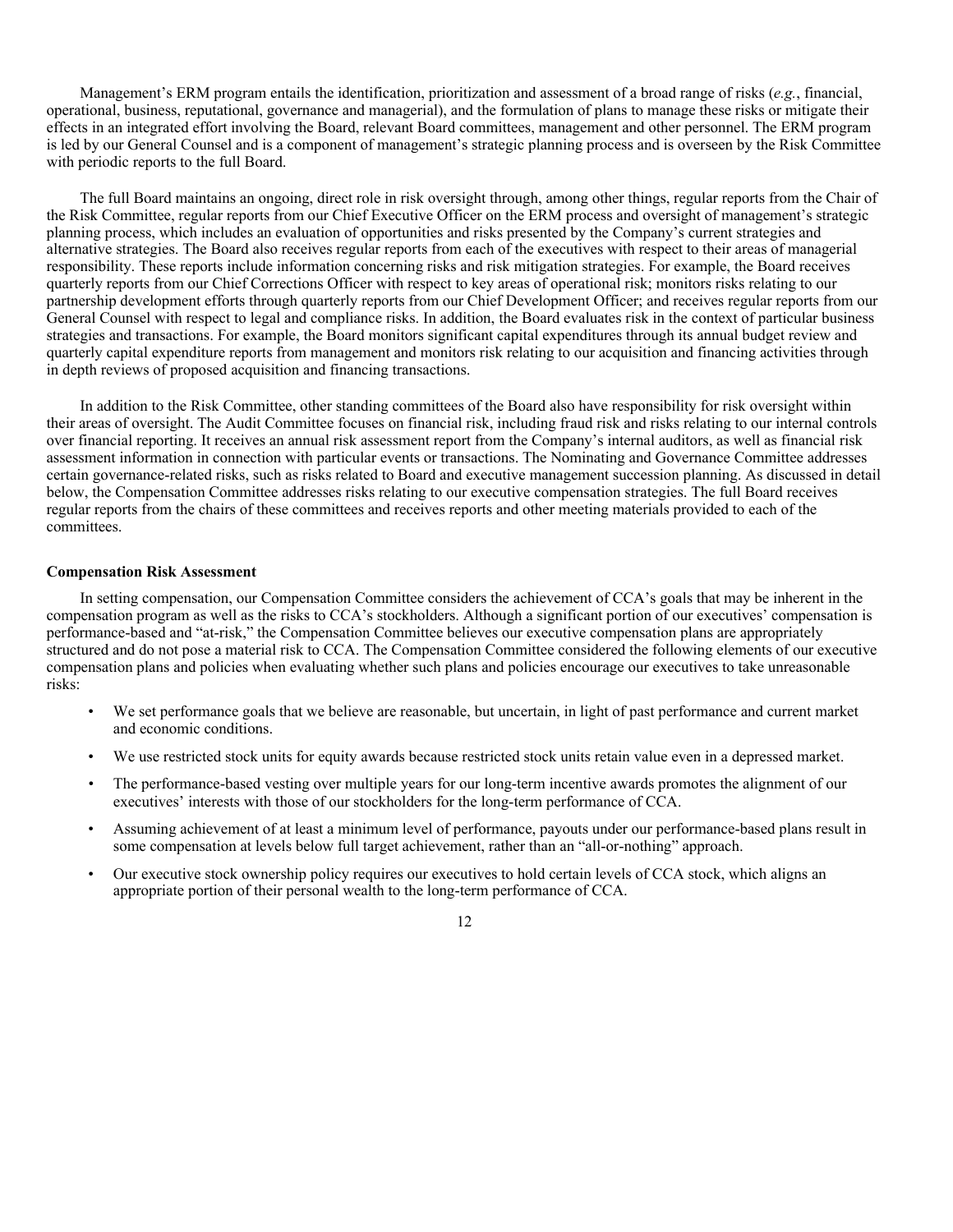Management's ERM program entails the identification, prioritization and assessment of a broad range of risks (*e.g.*, financial, operational, business, reputational, governance and managerial), and the formulation of plans to manage these risks or mitigate their effects in an integrated effort involving the Board, relevant Board committees, management and other personnel. The ERM program is led by our General Counsel and is a component of management's strategic planning process and is overseen by the Risk Committee with periodic reports to the full Board.

The full Board maintains an ongoing, direct role in risk oversight through, among other things, regular reports from the Chair of the Risk Committee, regular reports from our Chief Executive Officer on the ERM process and oversight of management's strategic planning process, which includes an evaluation of opportunities and risks presented by the Company's current strategies and alternative strategies. The Board also receives regular reports from each of the executives with respect to their areas of managerial responsibility. These reports include information concerning risks and risk mitigation strategies. For example, the Board receives quarterly reports from our Chief Corrections Officer with respect to key areas of operational risk; monitors risks relating to our partnership development efforts through quarterly reports from our Chief Development Officer; and receives regular reports from our General Counsel with respect to legal and compliance risks. In addition, the Board evaluates risk in the context of particular business strategies and transactions. For example, the Board monitors significant capital expenditures through its annual budget review and quarterly capital expenditure reports from management and monitors risk relating to our acquisition and financing activities through in depth reviews of proposed acquisition and financing transactions.

In addition to the Risk Committee, other standing committees of the Board also have responsibility for risk oversight within their areas of oversight. The Audit Committee focuses on financial risk, including fraud risk and risks relating to our internal controls over financial reporting. It receives an annual risk assessment report from the Company's internal auditors, as well as financial risk assessment information in connection with particular events or transactions. The Nominating and Governance Committee addresses certain governance-related risks, such as risks related to Board and executive management succession planning. As discussed in detail below, the Compensation Committee addresses risks relating to our executive compensation strategies. The full Board receives regular reports from the chairs of these committees and receives reports and other meeting materials provided to each of the committees.

**Compensation Risk Assessment**

In setting compensation, our Compensation Committee considers the achievement of CCA's goals that may be inherent in the compensation program as well as the risks to CCA's stockholders. Although a significant portion of our executives' compensation is performance-based and "at-risk," the Compensation Committee believes our executive compensation plans are appropriately structured and do not pose a material risk to CCA. The Compensation Committee considered the following elements of our executive compensation plans and policies when evaluating whether such plans and policies encourage our executives to take unreasonable risks:

- We set performance goals that we believe are reasonable, but uncertain, in light of past performance and current market and economic conditions.
- We use restricted stock units for equity awards because restricted stock units retain value even in a depressed market.
- The performance-based vesting over multiple years for our long-term incentive awards promotes the alignment of our executives' interests with those of our stockholders for the long-term performance of CCA.
- Assuming achievement of at least a minimum level of performance, payouts under our performance-based plans result in some compensation at levels below full target achievement, rather than an "all-or-nothing" approach.
- Our executive stock ownership policy requires our executives to hold certain levels of CCA stock, which aligns an appropriate portion of their personal wealth to the long-term performance of CCA.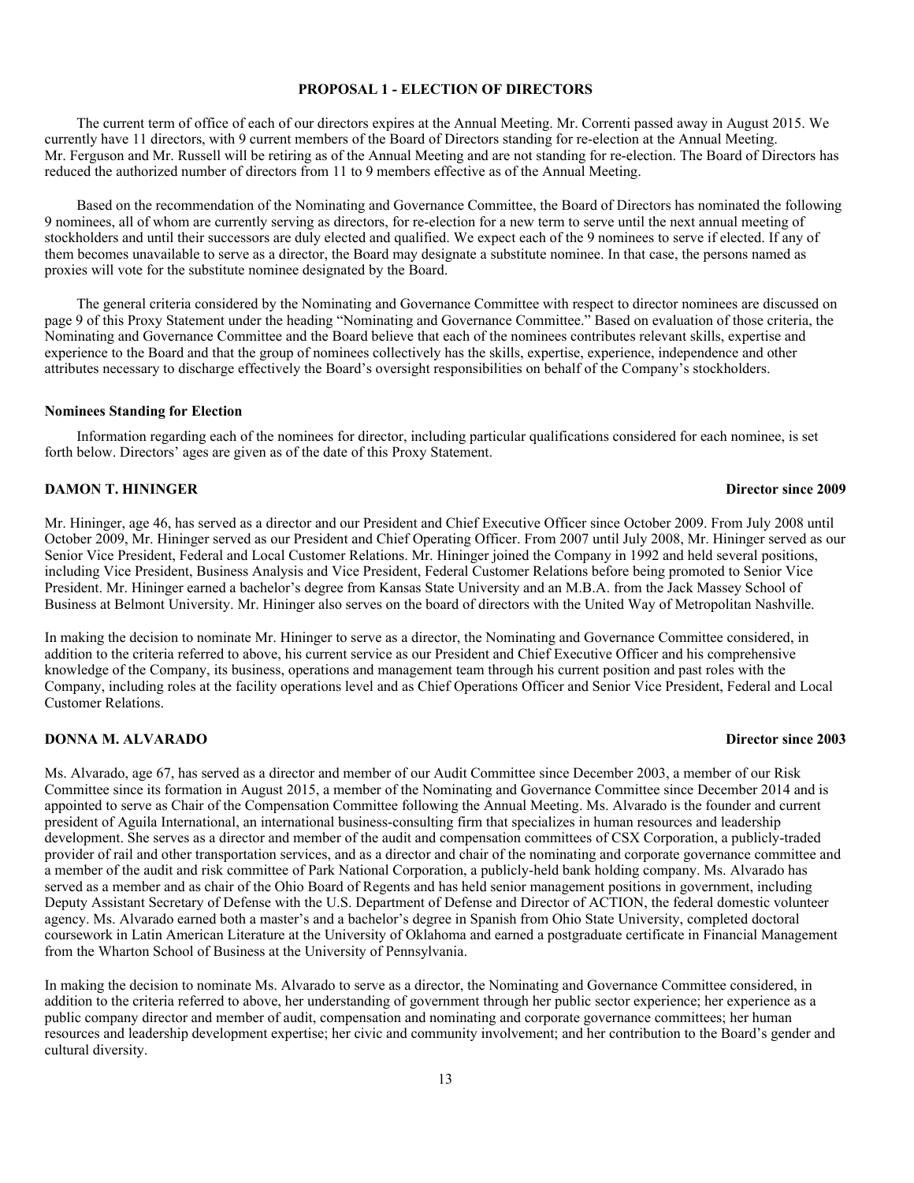## PROPOSAL 1 - ELECTION OF DIRECTORS

The current term of office of each of our directors expires at the Annual Meeting. Mr. Correnti passed away in August 2015. We currently have 11 directors, with 9 current members of the Board of Directors standing for re-election at the Annual Meeting. Mr. Ferguson and Mr. Russell will be retiring as of the Annual Meeting and are not standing for re-election. The Board of Directors has reduced the authorized number of directors from 11 to 9 members effective as of the Annual Meeting.

Based on the recommendation of the Nominating and Governance Committee, the Board of Directors has nominated the following 9 nominees, all of whom are currently serving as directors, for re-election for a new term to serve until the next annual meeting of stockholders and until their successors are duly elected and qualified. We expect each of the 9 nominees to serve if elected. If any of them becomes unavailable to serve as a director, the Board may designate a substitute nominee. In that case, the persons named as proxies will vote for the substitute nominee designated by the Board.

The general criteria considered by the Nominating and Governance Committee with respect to director nominees are discussed on page 9 of this Proxy Statement under the heading "Nominating and Governance Committee." Based on evaluation of those criteria, the Nominating and Governance Committee and the Board believe that each of the nominees contributes relevant skills, expertise and experience to the Board and that the group of nominees collectively has the skills, expertise, experience, independence and other attributes necessary to discharge effectively the Board's oversight responsibilities on behalf of the Company's stockholders.

### Nominees Standing for Election

Information regarding each of the nominees for director, including particular qualifications considered for each nominee, is set forth below. Directors' ages are given as of the date of this Proxy Statement.

**DAMON T. HININGER** — **Director since 2009**

Mr. Hininger, age 46, has served as a director and our President and Chief Executive Officer since October 2009. From July 2008 until October 2009, Mr. Hininger served as our President and Chief Operating Officer. From 2007 until July 2008, Mr. Hininger served as our Senior Vice President, Federal and Local Customer Relations. Mr. Hininger joined the Company in 1992 and held several positions, including Vice President, Business Analysis and Vice President, Federal Customer Relations before being promoted to Senior Vice President. Mr. Hininger earned a bachelor's degree from Kansas State University and an M.B.A. from the Jack Massey School of Business at Belmont University. Mr. Hininger also serves on the board of directors with the United Way of Metropolitan Nashville.

In making the decision to nominate Mr. Hininger to serve as a director, the Nominating and Governance Committee considered, in addition to the criteria referred to above, his current service as our President and Chief Executive Officer and his comprehensive knowledge of the Company, its business, operations and management team through his current position and past roles with the Company, including roles at the facility operations level and as Chief Operations Officer and Senior Vice President, Federal and Local Customer Relations.

**DONNA M. ALVARADO** — **Director since 2003**

Ms. Alvarado, age 67, has served as a director and member of our Audit Committee since December 2003, a member of our Risk Committee since its formation in August 2015, a member of the Nominating and Governance Committee since December 2014 and is appointed to serve as Chair of the Compensation Committee following the Annual Meeting. Ms. Alvarado is the founder and current president of Aguila International, an international business-consulting firm that specializes in human resources and leadership development. She serves as a director and member of the audit and compensation committees of CSX Corporation, a publicly-traded provider of rail and other transportation services, and as a director and chair of the nominating and corporate governance committee and a member of the audit and risk committee of Park National Corporation, a publicly-held bank holding company. Ms. Alvarado has served as a member and as chair of the Ohio Board of Regents and has held senior management positions in government, including Deputy Assistant Secretary of Defense with the U.S. Department of Defense and Director of ACTION, the federal domestic volunteer agency. Ms. Alvarado earned both a master's and a bachelor's degree in Spanish from Ohio State University, completed doctoral coursework in Latin American Literature at the University of Oklahoma and earned a postgraduate certificate in Financial Management from the Wharton School of Business at the University of Pennsylvania.

In making the decision to nominate Ms. Alvarado to serve as a director, the Nominating and Governance Committee considered, in addition to the criteria referred to above, her understanding of government through her public sector experience; her experience as a public company director and member of audit, compensation and nominating and corporate governance committees; her human resources and leadership development expertise; her civic and community involvement; and her contribution to the Board's gender and cultural diversity.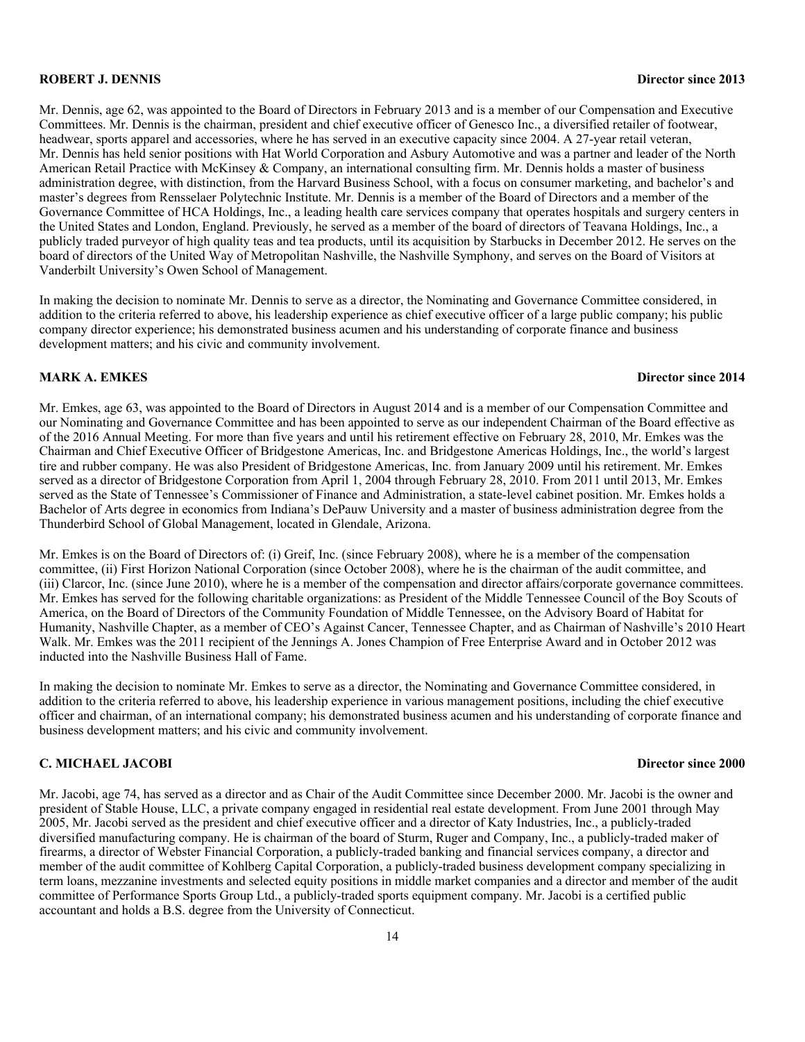**ROBERT J. DENNIS** **Director since 2013**

Mr. Dennis, age 62, was appointed to the Board of Directors in February 2013 and is a member of our Compensation and Executive Committees. Mr. Dennis is the chairman, president and chief executive officer of Genesco Inc., a diversified retailer of footwear, headwear, sports apparel and accessories, where he has served in an executive capacity since 2004. A 27-year retail veteran, Mr. Dennis has held senior positions with Hat World Corporation and Asbury Automotive and was a partner and leader of the North American Retail Practice with McKinsey & Company, an international consulting firm. Mr. Dennis holds a master of business administration degree, with distinction, from the Harvard Business School, with a focus on consumer marketing, and bachelor's and master's degrees from Rensselaer Polytechnic Institute. Mr. Dennis is a member of the Board of Directors and a member of the Governance Committee of HCA Holdings, Inc., a leading health care services company that operates hospitals and surgery centers in the United States and London, England. Previously, he served as a member of the board of directors of Teavana Holdings, Inc., a publicly traded purveyor of high quality teas and tea products, until its acquisition by Starbucks in December 2012. He serves on the board of directors of the United Way of Metropolitan Nashville, the Nashville Symphony, and serves on the Board of Visitors at Vanderbilt University's Owen School of Management.

In making the decision to nominate Mr. Dennis to serve as a director, the Nominating and Governance Committee considered, in addition to the criteria referred to above, his leadership experience as chief executive officer of a large public company; his public company director experience; his demonstrated business acumen and his understanding of corporate finance and business development matters; and his civic and community involvement.

**MARK A. EMKES** **Director since 2014**

Mr. Emkes, age 63, was appointed to the Board of Directors in August 2014 and is a member of our Compensation Committee and our Nominating and Governance Committee and has been appointed to serve as our independent Chairman of the Board effective as of the 2016 Annual Meeting. For more than five years and until his retirement effective on February 28, 2010, Mr. Emkes was the Chairman and Chief Executive Officer of Bridgestone Americas, Inc. and Bridgestone Americas Holdings, Inc., the world's largest tire and rubber company. He was also President of Bridgestone Americas, Inc. from January 2009 until his retirement. Mr. Emkes served as a director of Bridgestone Corporation from April 1, 2004 through February 28, 2010. From 2011 until 2013, Mr. Emkes served as the State of Tennessee's Commissioner of Finance and Administration, a state-level cabinet position. Mr. Emkes holds a Bachelor of Arts degree in economics from Indiana's DePauw University and a master of business administration degree from the Thunderbird School of Global Management, located in Glendale, Arizona.

Mr. Emkes is on the Board of Directors of: (i) Greif, Inc. (since February 2008), where he is a member of the compensation committee, (ii) First Horizon National Corporation (since October 2008), where he is the chairman of the audit committee, and (iii) Clarcor, Inc. (since June 2010), where he is a member of the compensation and director affairs/corporate governance committees. Mr. Emkes has served for the following charitable organizations: as President of the Middle Tennessee Council of the Boy Scouts of America, on the Board of Directors of the Community Foundation of Middle Tennessee, on the Advisory Board of Habitat for Humanity, Nashville Chapter, as a member of CEO's Against Cancer, Tennessee Chapter, and as Chairman of Nashville's 2010 Heart Walk. Mr. Emkes was the 2011 recipient of the Jennings A. Jones Champion of Free Enterprise Award and in October 2012 was inducted into the Nashville Business Hall of Fame.

In making the decision to nominate Mr. Emkes to serve as a director, the Nominating and Governance Committee considered, in addition to the criteria referred to above, his leadership experience in various management positions, including the chief executive officer and chairman, of an international company; his demonstrated business acumen and his understanding of corporate finance and business development matters; and his civic and community involvement.

**C. MICHAEL JACOBI** **Director since 2000**

Mr. Jacobi, age 74, has served as a director and as Chair of the Audit Committee since December 2000. Mr. Jacobi is the owner and president of Stable House, LLC, a private company engaged in residential real estate development. From June 2001 through May 2005, Mr. Jacobi served as the president and chief executive officer and a director of Katy Industries, Inc., a publicly-traded diversified manufacturing company. He is chairman of the board of Sturm, Ruger and Company, Inc., a publicly-traded maker of firearms, a director of Webster Financial Corporation, a publicly-traded banking and financial services company, a director and member of the audit committee of Kohlberg Capital Corporation, a publicly-traded business development company specializing in term loans, mezzanine investments and selected equity positions in middle market companies and a director and member of the audit committee of Performance Sports Group Ltd., a publicly-traded sports equipment company. Mr. Jacobi is a certified public accountant and holds a B.S. degree from the University of Connecticut.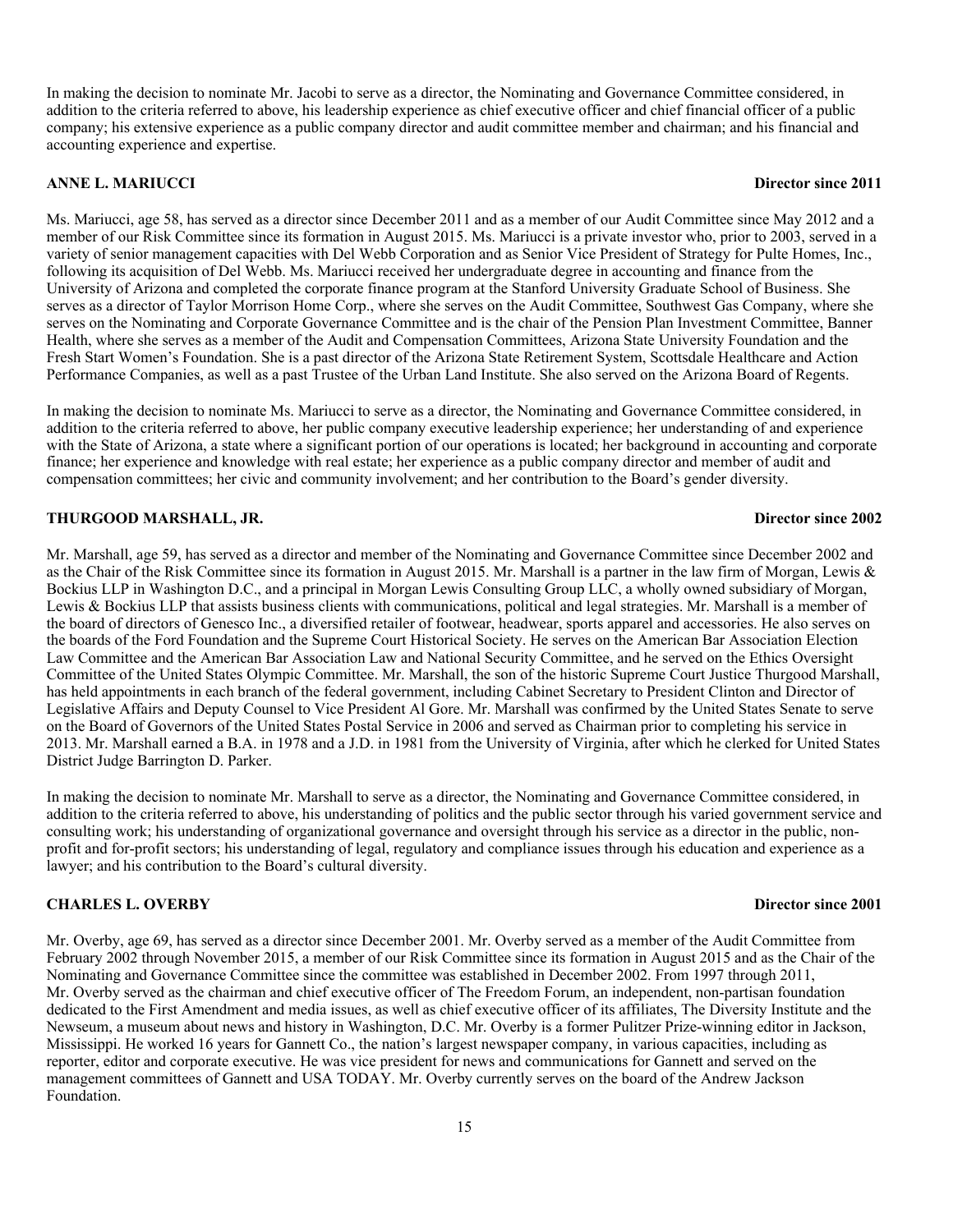In making the decision to nominate Mr. Jacobi to serve as a director, the Nominating and Governance Committee considered, in addition to the criteria referred to above, his leadership experience as chief executive officer and chief financial officer of a public company; his extensive experience as a public company director and audit committee member and chairman; and his financial and accounting experience and expertise.

### ANNE L. MARIUCCI — Director since 2011

Ms. Mariucci, age 58, has served as a director since December 2011 and as a member of our Audit Committee since May 2012 and a member of our Risk Committee since its formation in August 2015. Ms. Mariucci is a private investor who, prior to 2003, served in a variety of senior management capacities with Del Webb Corporation and as Senior Vice President of Strategy for Pulte Homes, Inc., following its acquisition of Del Webb. Ms. Mariucci received her undergraduate degree in accounting and finance from the University of Arizona and completed the corporate finance program at the Stanford University Graduate School of Business. She serves as a director of Taylor Morrison Home Corp., where she serves on the Audit Committee, Southwest Gas Company, where she serves on the Nominating and Corporate Governance Committee and is the chair of the Pension Plan Investment Committee, Banner Health, where she serves as a member of the Audit and Compensation Committees, Arizona State University Foundation and the Fresh Start Women's Foundation. She is a past director of the Arizona State Retirement System, Scottsdale Healthcare and Action Performance Companies, as well as a past Trustee of the Urban Land Institute. She also served on the Arizona Board of Regents.

In making the decision to nominate Ms. Mariucci to serve as a director, the Nominating and Governance Committee considered, in addition to the criteria referred to above, her public company executive leadership experience; her understanding of and experience with the State of Arizona, a state where a significant portion of our operations is located; her background in accounting and corporate finance; her experience and knowledge with real estate; her experience as a public company director and member of audit and compensation committees; her civic and community involvement; and her contribution to the Board's gender diversity.

### THURGOOD MARSHALL, JR. — Director since 2002

Mr. Marshall, age 59, has served as a director and member of the Nominating and Governance Committee since December 2002 and as the Chair of the Risk Committee since its formation in August 2015. Mr. Marshall is a partner in the law firm of Morgan, Lewis & Bockius LLP in Washington D.C., and a principal in Morgan Lewis Consulting Group LLC, a wholly owned subsidiary of Morgan, Lewis & Bockius LLP that assists business clients with communications, political and legal strategies. Mr. Marshall is a member of the board of directors of Genesco Inc., a diversified retailer of footwear, headwear, sports apparel and accessories. He also serves on the boards of the Ford Foundation and the Supreme Court Historical Society. He serves on the American Bar Association Election Law Committee and the American Bar Association Law and National Security Committee, and he served on the Ethics Oversight Committee of the United States Olympic Committee. Mr. Marshall, the son of the historic Supreme Court Justice Thurgood Marshall, has held appointments in each branch of the federal government, including Cabinet Secretary to President Clinton and Director of Legislative Affairs and Deputy Counsel to Vice President Al Gore. Mr. Marshall was confirmed by the United States Senate to serve on the Board of Governors of the United States Postal Service in 2006 and served as Chairman prior to completing his service in 2013. Mr. Marshall earned a B.A. in 1978 and a J.D. in 1981 from the University of Virginia, after which he clerked for United States District Judge Barrington D. Parker.

In making the decision to nominate Mr. Marshall to serve as a director, the Nominating and Governance Committee considered, in addition to the criteria referred to above, his understanding of politics and the public sector through his varied government service and consulting work; his understanding of organizational governance and oversight through his service as a director in the public, non-profit and for-profit sectors; his understanding of legal, regulatory and compliance issues through his education and experience as a lawyer; and his contribution to the Board's cultural diversity.

### CHARLES L. OVERBY — Director since 2001

Mr. Overby, age 69, has served as a director since December 2001. Mr. Overby served as a member of the Audit Committee from February 2002 through November 2015, a member of our Risk Committee since its formation in August 2015 and as the Chair of the Nominating and Governance Committee since the committee was established in December 2002. From 1997 through 2011, Mr. Overby served as the chairman and chief executive officer of The Freedom Forum, an independent, non-partisan foundation dedicated to the First Amendment and media issues, as well as chief executive officer of its affiliates, The Diversity Institute and the Newseum, a museum about news and history in Washington, D.C. Mr. Overby is a former Pulitzer Prize-winning editor in Jackson, Mississippi. He worked 16 years for Gannett Co., the nation's largest newspaper company, in various capacities, including as reporter, editor and corporate executive. He was vice president for news and communications for Gannett and served on the management committees of Gannett and USA TODAY. Mr. Overby currently serves on the board of the Andrew Jackson Foundation.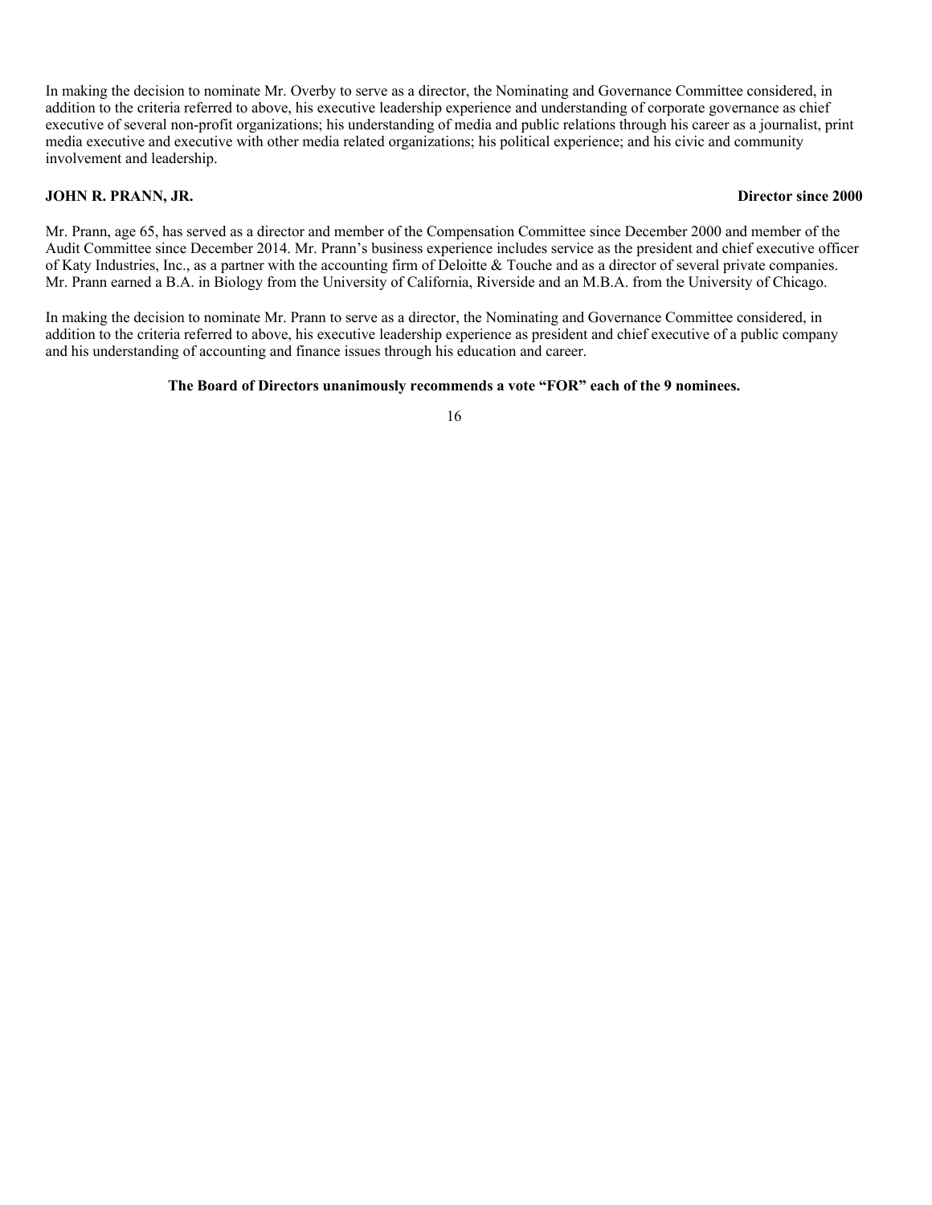In making the decision to nominate Mr. Overby to serve as a director, the Nominating and Governance Committee considered, in addition to the criteria referred to above, his executive leadership experience and understanding of corporate governance as chief executive of several non-profit organizations; his understanding of media and public relations through his career as a journalist, print media executive and executive with other media related organizations; his political experience; and his civic and community involvement and leadership.

**JOHN R. PRANN, JR.** **Director since 2000**

Mr. Prann, age 65, has served as a director and member of the Compensation Committee since December 2000 and member of the Audit Committee since December 2014. Mr. Prann's business experience includes service as the president and chief executive officer of Katy Industries, Inc., as a partner with the accounting firm of Deloitte & Touche and as a director of several private companies. Mr. Prann earned a B.A. in Biology from the University of California, Riverside and an M.B.A. from the University of Chicago.

In making the decision to nominate Mr. Prann to serve as a director, the Nominating and Governance Committee considered, in addition to the criteria referred to above, his executive leadership experience as president and chief executive of a public company and his understanding of accounting and finance issues through his education and career.

**The Board of Directors unanimously recommends a vote "FOR" each of the 9 nominees.**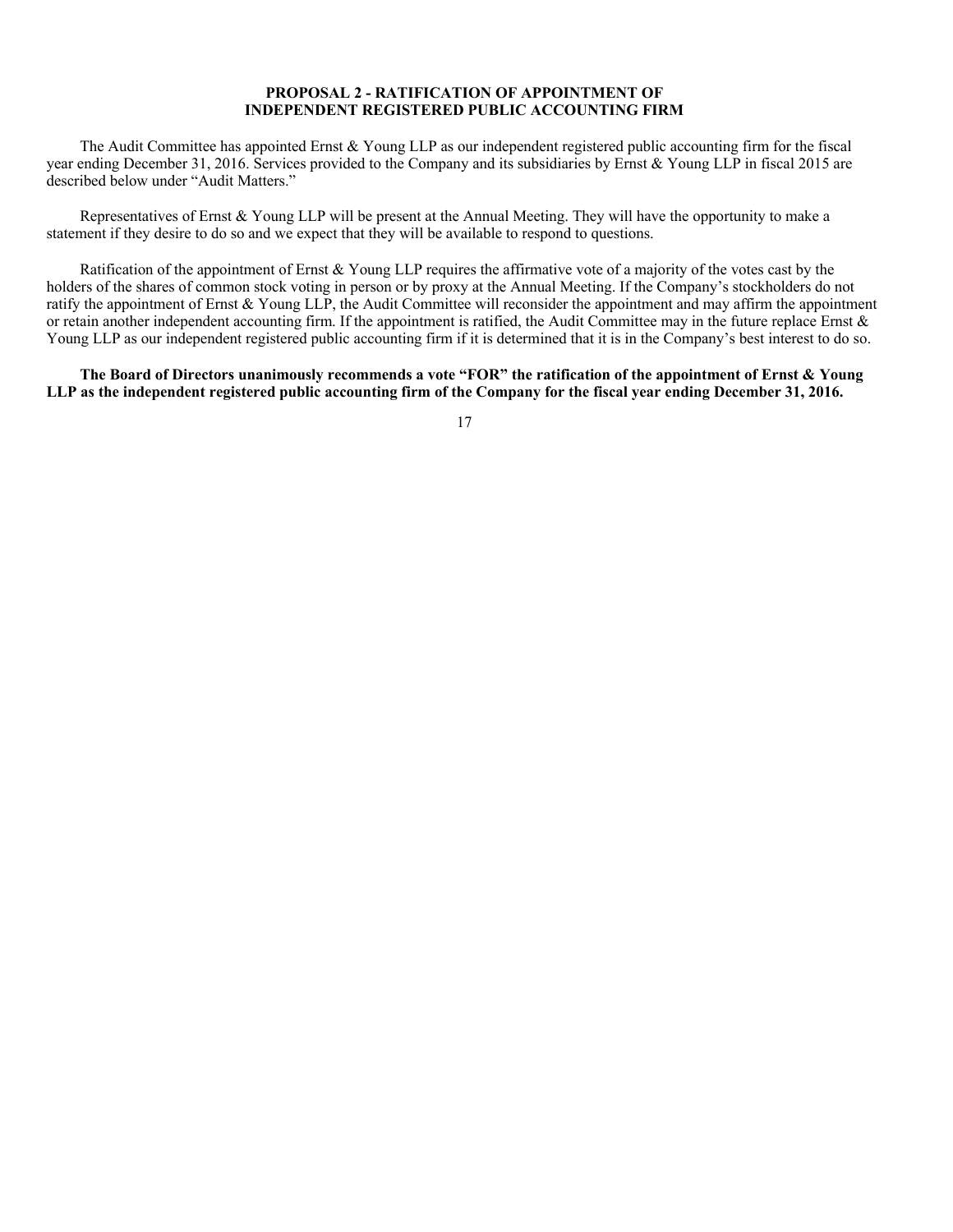## PROPOSAL 2 - RATIFICATION OF APPOINTMENT OF INDEPENDENT REGISTERED PUBLIC ACCOUNTING FIRM

The Audit Committee has appointed Ernst & Young LLP as our independent registered public accounting firm for the fiscal year ending December 31, 2016. Services provided to the Company and its subsidiaries by Ernst & Young LLP in fiscal 2015 are described below under "Audit Matters."

Representatives of Ernst & Young LLP will be present at the Annual Meeting. They will have the opportunity to make a statement if they desire to do so and we expect that they will be available to respond to questions.

Ratification of the appointment of Ernst & Young LLP requires the affirmative vote of a majority of the votes cast by the holders of the shares of common stock voting in person or by proxy at the Annual Meeting. If the Company's stockholders do not ratify the appointment of Ernst & Young LLP, the Audit Committee will reconsider the appointment and may affirm the appointment or retain another independent accounting firm. If the appointment is ratified, the Audit Committee may in the future replace Ernst & Young LLP as our independent registered public accounting firm if it is determined that it is in the Company's best interest to do so.

**The Board of Directors unanimously recommends a vote "FOR" the ratification of the appointment of Ernst & Young LLP as the independent registered public accounting firm of the Company for the fiscal year ending December 31, 2016.**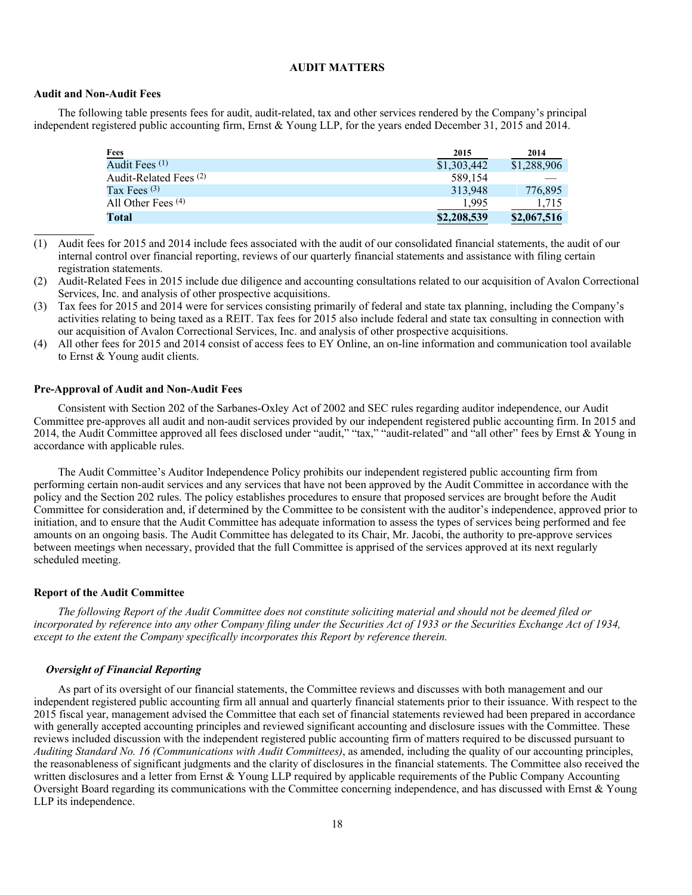# AUDIT MATTERS

## Audit and Non-Audit Fees

The following table presents fees for audit, audit-related, tax and other services rendered by the Company's principal independent registered public accounting firm, Ernst & Young LLP, for the years ended December 31, 2015 and 2014.

| Fees | 2015 | 2014 |
|---|---|---|
| Audit Fees (1) | $1,303,442 | $1,288,906 |
| Audit-Related Fees (2) | 589,154 | — |
| Tax Fees (3) | 313,948 | 776,895 |
| All Other Fees (4) | 1,995 | 1,715 |
| **Total** | **$2,208,539** | **$2,067,516** |

(1) Audit fees for 2015 and 2014 include fees associated with the audit of our consolidated financial statements, the audit of our internal control over financial reporting, reviews of our quarterly financial statements and assistance with filing certain registration statements.

(2) Audit-Related Fees in 2015 include due diligence and accounting consultations related to our acquisition of Avalon Correctional Services, Inc. and analysis of other prospective acquisitions.

(3) Tax fees for 2015 and 2014 were for services consisting primarily of federal and state tax planning, including the Company's activities relating to being taxed as a REIT. Tax fees for 2015 also include federal and state tax consulting in connection with our acquisition of Avalon Correctional Services, Inc. and analysis of other prospective acquisitions.

(4) All other fees for 2015 and 2014 consist of access fees to EY Online, an on-line information and communication tool available to Ernst & Young audit clients.

## Pre-Approval of Audit and Non-Audit Fees

Consistent with Section 202 of the Sarbanes-Oxley Act of 2002 and SEC rules regarding auditor independence, our Audit Committee pre-approves all audit and non-audit services provided by our independent registered public accounting firm. In 2015 and 2014, the Audit Committee approved all fees disclosed under "audit," "tax," "audit-related" and "all other" fees by Ernst & Young in accordance with applicable rules.

The Audit Committee's Auditor Independence Policy prohibits our independent registered public accounting firm from performing certain non-audit services and any services that have not been approved by the Audit Committee in accordance with the policy and the Section 202 rules. The policy establishes procedures to ensure that proposed services are brought before the Audit Committee for consideration and, if determined by the Committee to be consistent with the auditor's independence, approved prior to initiation, and to ensure that the Audit Committee has adequate information to assess the types of services being performed and fee amounts on an ongoing basis. The Audit Committee has delegated to its Chair, Mr. Jacobi, the authority to pre-approve services between meetings when necessary, provided that the full Committee is apprised of the services approved at its next regularly scheduled meeting.

## Report of the Audit Committee

*The following Report of the Audit Committee does not constitute soliciting material and should not be deemed filed or incorporated by reference into any other Company filing under the Securities Act of 1933 or the Securities Exchange Act of 1934, except to the extent the Company specifically incorporates this Report by reference therein.*

### *Oversight of Financial Reporting*

As part of its oversight of our financial statements, the Committee reviews and discusses with both management and our independent registered public accounting firm all annual and quarterly financial statements prior to their issuance. With respect to the 2015 fiscal year, management advised the Committee that each set of financial statements reviewed had been prepared in accordance with generally accepted accounting principles and reviewed significant accounting and disclosure issues with the Committee. These reviews included discussion with the independent registered public accounting firm of matters required to be discussed pursuant to *Auditing Standard No. 16 (Communications with Audit Committees)*, as amended, including the quality of our accounting principles, the reasonableness of significant judgments and the clarity of disclosures in the financial statements. The Committee also received the written disclosures and a letter from Ernst & Young LLP required by applicable requirements of the Public Company Accounting Oversight Board regarding its communications with the Committee concerning independence, and has discussed with Ernst & Young LLP its independence.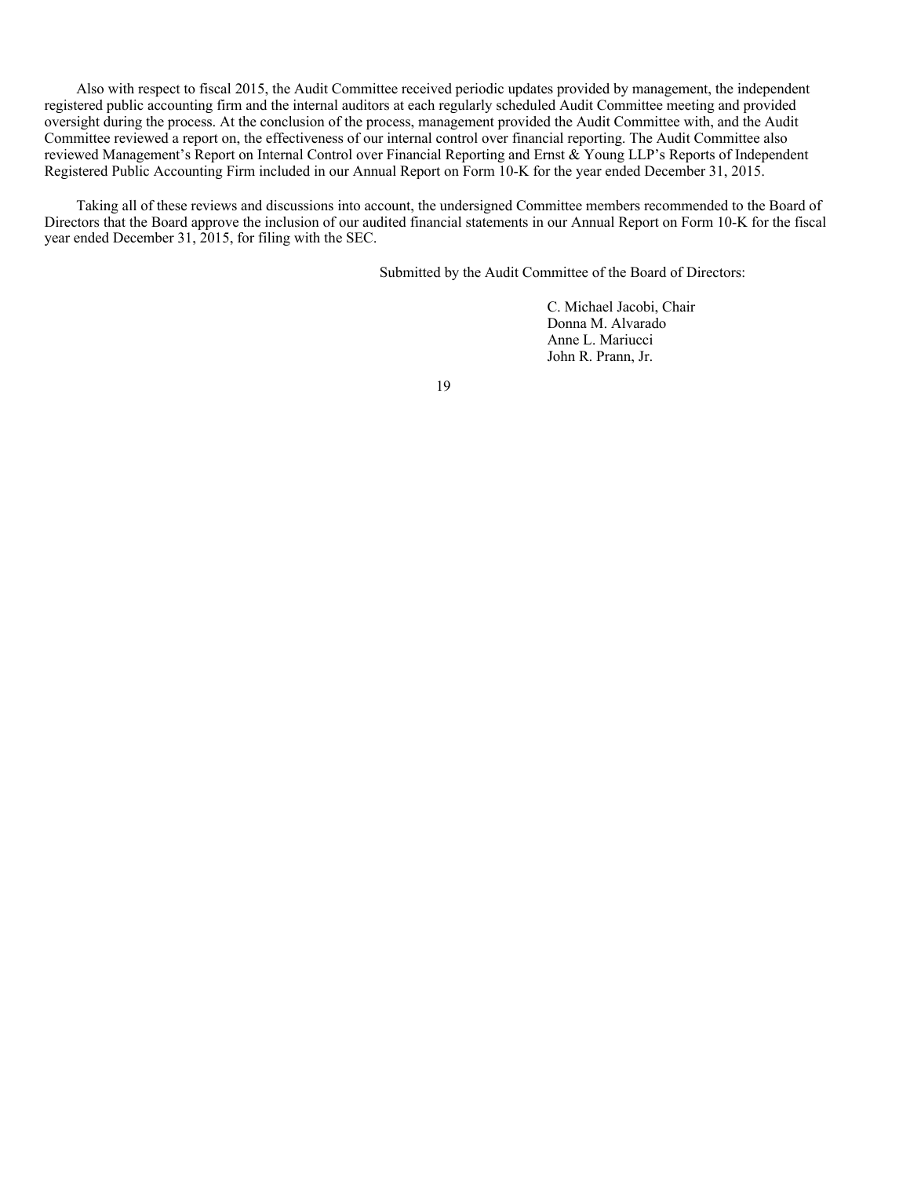Also with respect to fiscal 2015, the Audit Committee received periodic updates provided by management, the independent registered public accounting firm and the internal auditors at each regularly scheduled Audit Committee meeting and provided oversight during the process. At the conclusion of the process, management provided the Audit Committee with, and the Audit Committee reviewed a report on, the effectiveness of our internal control over financial reporting. The Audit Committee also reviewed Management's Report on Internal Control over Financial Reporting and Ernst & Young LLP's Reports of Independent Registered Public Accounting Firm included in our Annual Report on Form 10-K for the year ended December 31, 2015.

Taking all of these reviews and discussions into account, the undersigned Committee members recommended to the Board of Directors that the Board approve the inclusion of our audited financial statements in our Annual Report on Form 10-K for the fiscal year ended December 31, 2015, for filing with the SEC.

Submitted by the Audit Committee of the Board of Directors:

C. Michael Jacobi, Chair
Donna M. Alvarado
Anne L. Mariucci
John R. Prann, Jr.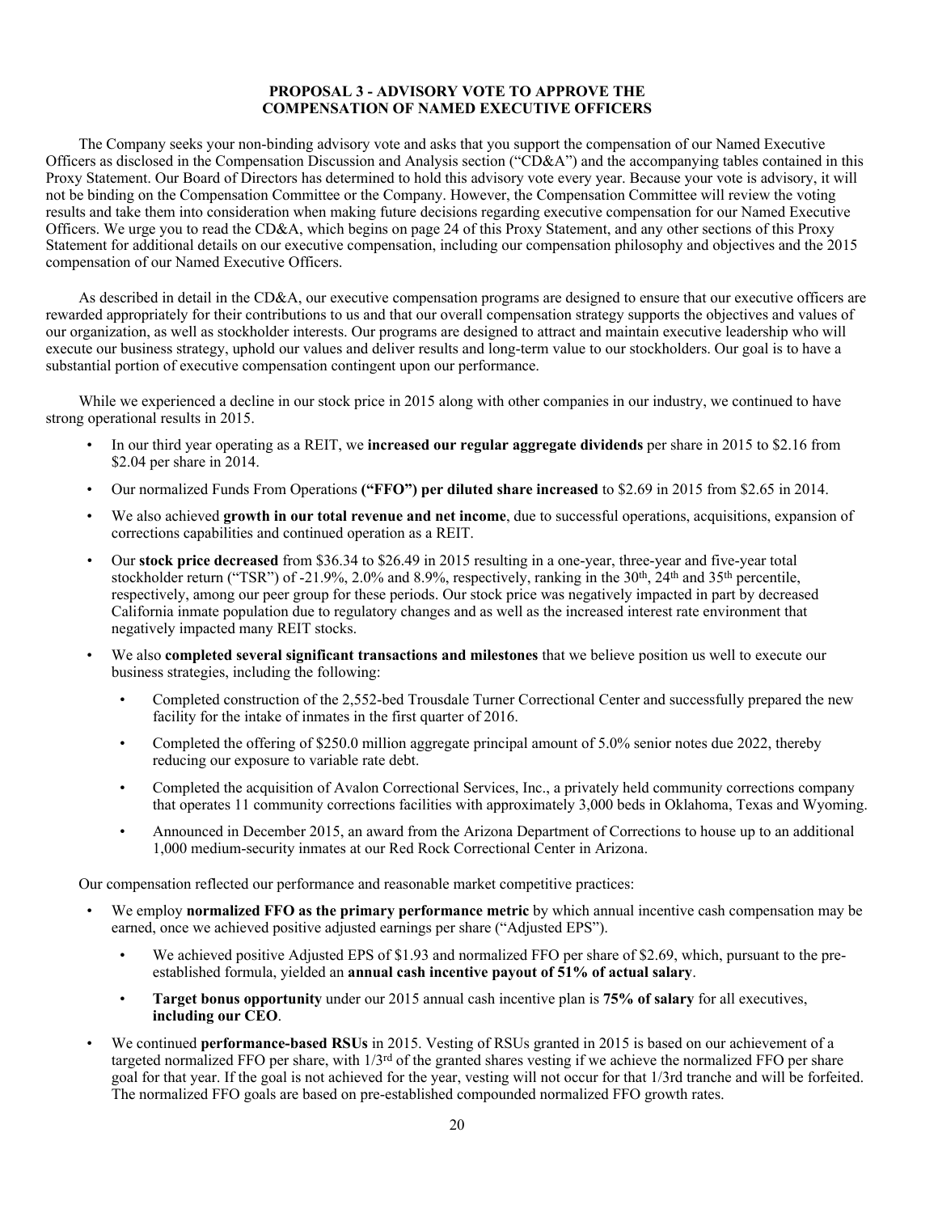## PROPOSAL 3 - ADVISORY VOTE TO APPROVE THE COMPENSATION OF NAMED EXECUTIVE OFFICERS

The Company seeks your non-binding advisory vote and asks that you support the compensation of our Named Executive Officers as disclosed in the Compensation Discussion and Analysis section ("CD&A") and the accompanying tables contained in this Proxy Statement. Our Board of Directors has determined to hold this advisory vote every year. Because your vote is advisory, it will not be binding on the Compensation Committee or the Company. However, the Compensation Committee will review the voting results and take them into consideration when making future decisions regarding executive compensation for our Named Executive Officers. We urge you to read the CD&A, which begins on page 24 of this Proxy Statement, and any other sections of this Proxy Statement for additional details on our executive compensation, including our compensation philosophy and objectives and the 2015 compensation of our Named Executive Officers.

As described in detail in the CD&A, our executive compensation programs are designed to ensure that our executive officers are rewarded appropriately for their contributions to us and that our overall compensation strategy supports the objectives and values of our organization, as well as stockholder interests. Our programs are designed to attract and maintain executive leadership who will execute our business strategy, uphold our values and deliver results and long-term value to our stockholders. Our goal is to have a substantial portion of executive compensation contingent upon our performance.

While we experienced a decline in our stock price in 2015 along with other companies in our industry, we continued to have strong operational results in 2015.

- In our third year operating as a REIT, we **increased our regular aggregate dividends** per share in 2015 to $2.16 from $2.04 per share in 2014.
- Our normalized Funds From Operations **("FFO") per diluted share increased** to $2.69 in 2015 from $2.65 in 2014.
- We also achieved **growth in our total revenue and net income**, due to successful operations, acquisitions, expansion of corrections capabilities and continued operation as a REIT.
- Our **stock price decreased** from $36.34 to $26.49 in 2015 resulting in a one-year, three-year and five-year total stockholder return ("TSR") of -21.9%, 2.0% and 8.9%, respectively, ranking in the 30th, 24th and 35th percentile, respectively, among our peer group for these periods. Our stock price was negatively impacted in part by decreased California inmate population due to regulatory changes and as well as the increased interest rate environment that negatively impacted many REIT stocks.
- We also **completed several significant transactions and milestones** that we believe position us well to execute our business strategies, including the following:
  - Completed construction of the 2,552-bed Trousdale Turner Correctional Center and successfully prepared the new facility for the intake of inmates in the first quarter of 2016.
  - Completed the offering of $250.0 million aggregate principal amount of 5.0% senior notes due 2022, thereby reducing our exposure to variable rate debt.
  - Completed the acquisition of Avalon Correctional Services, Inc., a privately held community corrections company that operates 11 community corrections facilities with approximately 3,000 beds in Oklahoma, Texas and Wyoming.
  - Announced in December 2015, an award from the Arizona Department of Corrections to house up to an additional 1,000 medium-security inmates at our Red Rock Correctional Center in Arizona.

Our compensation reflected our performance and reasonable market competitive practices:

- We employ **normalized FFO as the primary performance metric** by which annual incentive cash compensation may be earned, once we achieved positive adjusted earnings per share ("Adjusted EPS").
  - We achieved positive Adjusted EPS of $1.93 and normalized FFO per share of $2.69, which, pursuant to the pre-established formula, yielded an **annual cash incentive payout of 51% of actual salary**.
  - **Target bonus opportunity** under our 2015 annual cash incentive plan is **75% of salary** for all executives, **including our CEO**.
- We continued **performance-based RSUs** in 2015. Vesting of RSUs granted in 2015 is based on our achievement of a targeted normalized FFO per share, with 1/3rd of the granted shares vesting if we achieve the normalized FFO per share goal for that year. If the goal is not achieved for the year, vesting will not occur for that 1/3rd tranche and will be forfeited. The normalized FFO goals are based on pre-established compounded normalized FFO growth rates.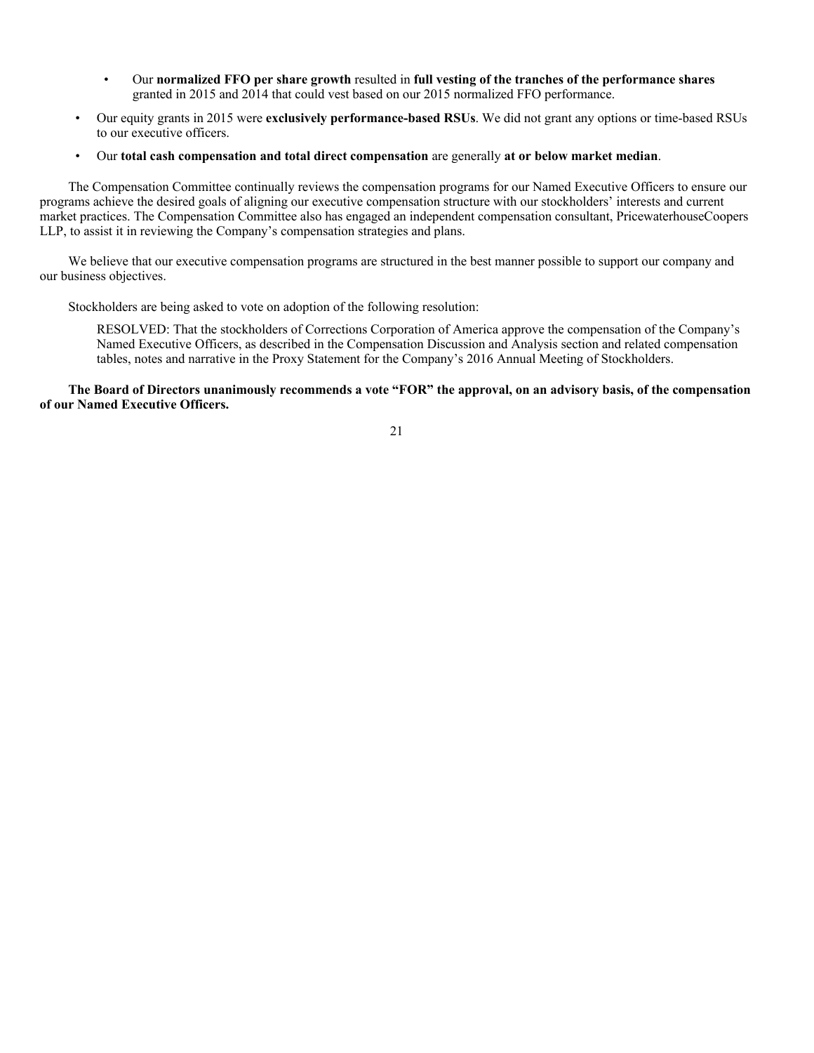- Our **normalized FFO per share growth** resulted in **full vesting of the tranches of the performance shares** granted in 2015 and 2014 that could vest based on our 2015 normalized FFO performance.

- Our equity grants in 2015 were **exclusively performance-based RSUs**. We did not grant any options or time-based RSUs to our executive officers.
- Our **total cash compensation and total direct compensation** are generally **at or below market median**.

The Compensation Committee continually reviews the compensation programs for our Named Executive Officers to ensure our programs achieve the desired goals of aligning our executive compensation structure with our stockholders' interests and current market practices. The Compensation Committee also has engaged an independent compensation consultant, PricewaterhouseCoopers LLP, to assist it in reviewing the Company's compensation strategies and plans.

We believe that our executive compensation programs are structured in the best manner possible to support our company and our business objectives.

Stockholders are being asked to vote on adoption of the following resolution:

> RESOLVED: That the stockholders of Corrections Corporation of America approve the compensation of the Company's Named Executive Officers, as described in the Compensation Discussion and Analysis section and related compensation tables, notes and narrative in the Proxy Statement for the Company's 2016 Annual Meeting of Stockholders.

**The Board of Directors unanimously recommends a vote "FOR" the approval, on an advisory basis, of the compensation of our Named Executive Officers.**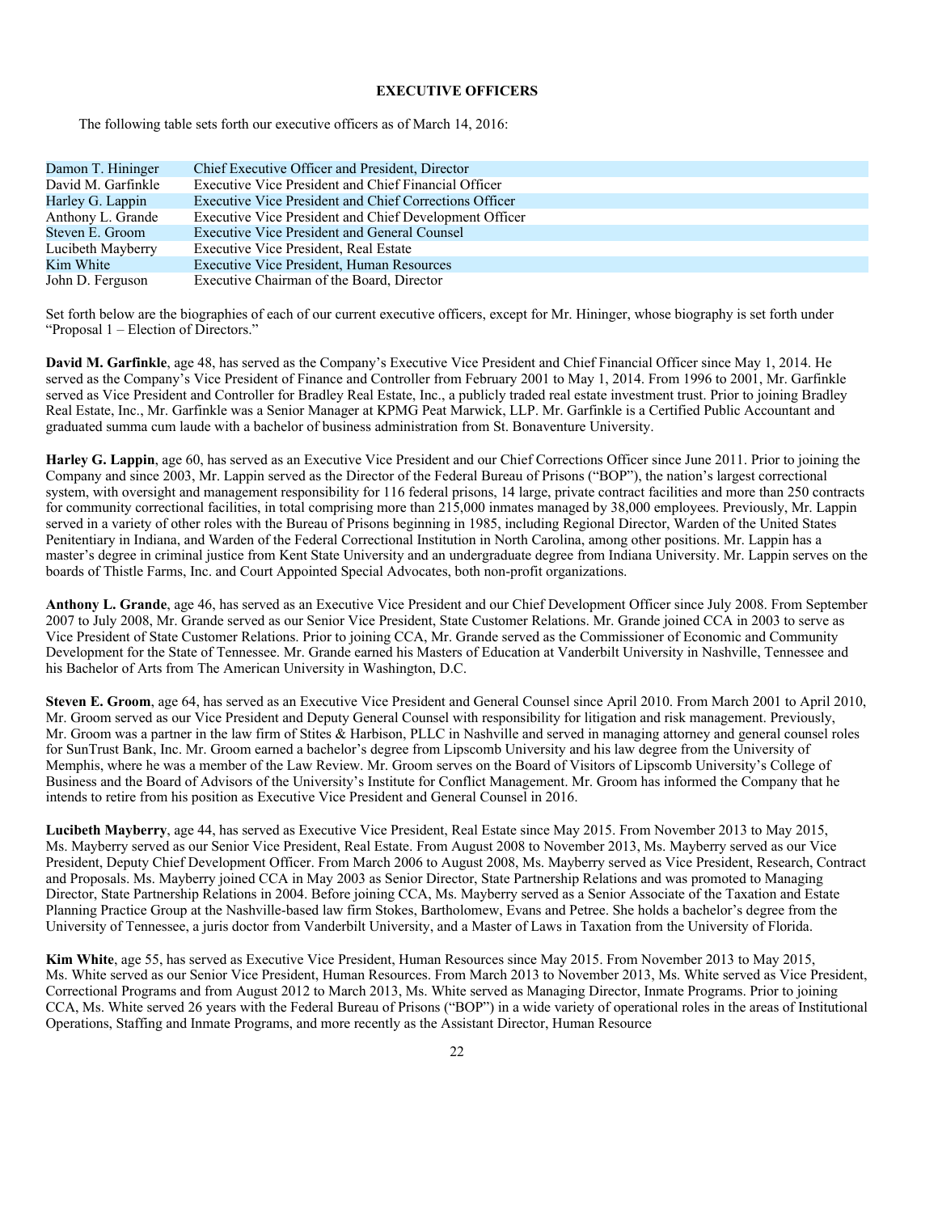## EXECUTIVE OFFICERS

The following table sets forth our executive officers as of March 14, 2016:

| | |
|---|---|
| Damon T. Hininger | Chief Executive Officer and President, Director |
| David M. Garfinkle | Executive Vice President and Chief Financial Officer |
| Harley G. Lappin | Executive Vice President and Chief Corrections Officer |
| Anthony L. Grande | Executive Vice President and Chief Development Officer |
| Steven E. Groom | Executive Vice President and General Counsel |
| Lucibeth Mayberry | Executive Vice President, Real Estate |
| Kim White | Executive Vice President, Human Resources |
| John D. Ferguson | Executive Chairman of the Board, Director |

Set forth below are the biographies of each of our current executive officers, except for Mr. Hininger, whose biography is set forth under "Proposal 1 – Election of Directors."

**David M. Garfinkle**, age 48, has served as the Company's Executive Vice President and Chief Financial Officer since May 1, 2014. He served as the Company's Vice President of Finance and Controller from February 2001 to May 1, 2014. From 1996 to 2001, Mr. Garfinkle served as Vice President and Controller for Bradley Real Estate, Inc., a publicly traded real estate investment trust. Prior to joining Bradley Real Estate, Inc., Mr. Garfinkle was a Senior Manager at KPMG Peat Marwick, LLP. Mr. Garfinkle is a Certified Public Accountant and graduated summa cum laude with a bachelor of business administration from St. Bonaventure University.

**Harley G. Lappin**, age 60, has served as an Executive Vice President and our Chief Corrections Officer since June 2011. Prior to joining the Company and since 2003, Mr. Lappin served as the Director of the Federal Bureau of Prisons ("BOP"), the nation's largest correctional system, with oversight and management responsibility for 116 federal prisons, 14 large, private contract facilities and more than 250 contracts for community correctional facilities, in total comprising more than 215,000 inmates managed by 38,000 employees. Previously, Mr. Lappin served in a variety of other roles with the Bureau of Prisons beginning in 1985, including Regional Director, Warden of the United States Penitentiary in Indiana, and Warden of the Federal Correctional Institution in North Carolina, among other positions. Mr. Lappin has a master's degree in criminal justice from Kent State University and an undergraduate degree from Indiana University. Mr. Lappin serves on the boards of Thistle Farms, Inc. and Court Appointed Special Advocates, both non-profit organizations.

**Anthony L. Grande**, age 46, has served as an Executive Vice President and our Chief Development Officer since July 2008. From September 2007 to July 2008, Mr. Grande served as our Senior Vice President, State Customer Relations. Mr. Grande joined CCA in 2003 to serve as Vice President of State Customer Relations. Prior to joining CCA, Mr. Grande served as the Commissioner of Economic and Community Development for the State of Tennessee. Mr. Grande earned his Masters of Education at Vanderbilt University in Nashville, Tennessee and his Bachelor of Arts from The American University in Washington, D.C.

**Steven E. Groom**, age 64, has served as an Executive Vice President and General Counsel since April 2010. From March 2001 to April 2010, Mr. Groom served as our Vice President and Deputy General Counsel with responsibility for litigation and risk management. Previously, Mr. Groom was a partner in the law firm of Stites & Harbison, PLLC in Nashville and served in managing attorney and general counsel roles for SunTrust Bank, Inc. Mr. Groom earned a bachelor's degree from Lipscomb University and his law degree from the University of Memphis, where he was a member of the Law Review. Mr. Groom serves on the Board of Visitors of Lipscomb University's College of Business and the Board of Advisors of the University's Institute for Conflict Management. Mr. Groom has informed the Company that he intends to retire from his position as Executive Vice President and General Counsel in 2016.

**Lucibeth Mayberry**, age 44, has served as Executive Vice President, Real Estate since May 2015. From November 2013 to May 2015, Ms. Mayberry served as our Senior Vice President, Real Estate. From August 2008 to November 2013, Ms. Mayberry served as our Vice President, Deputy Chief Development Officer. From March 2006 to August 2008, Ms. Mayberry served as Vice President, Research, Contract and Proposals. Ms. Mayberry joined CCA in May 2003 as Senior Director, State Partnership Relations and was promoted to Managing Director, State Partnership Relations in 2004. Before joining CCA, Ms. Mayberry served as a Senior Associate of the Taxation and Estate Planning Practice Group at the Nashville-based law firm Stokes, Bartholomew, Evans and Petree. She holds a bachelor's degree from the University of Tennessee, a juris doctor from Vanderbilt University, and a Master of Laws in Taxation from the University of Florida.

**Kim White**, age 55, has served as Executive Vice President, Human Resources since May 2015. From November 2013 to May 2015, Ms. White served as our Senior Vice President, Human Resources. From March 2013 to November 2013, Ms. White served as Vice President, Correctional Programs and from August 2012 to March 2013, Ms. White served as Managing Director, Inmate Programs. Prior to joining CCA, Ms. White served 26 years with the Federal Bureau of Prisons ("BOP") in a wide variety of operational roles in the areas of Institutional Operations, Staffing and Inmate Programs, and more recently as the Assistant Director, Human Resource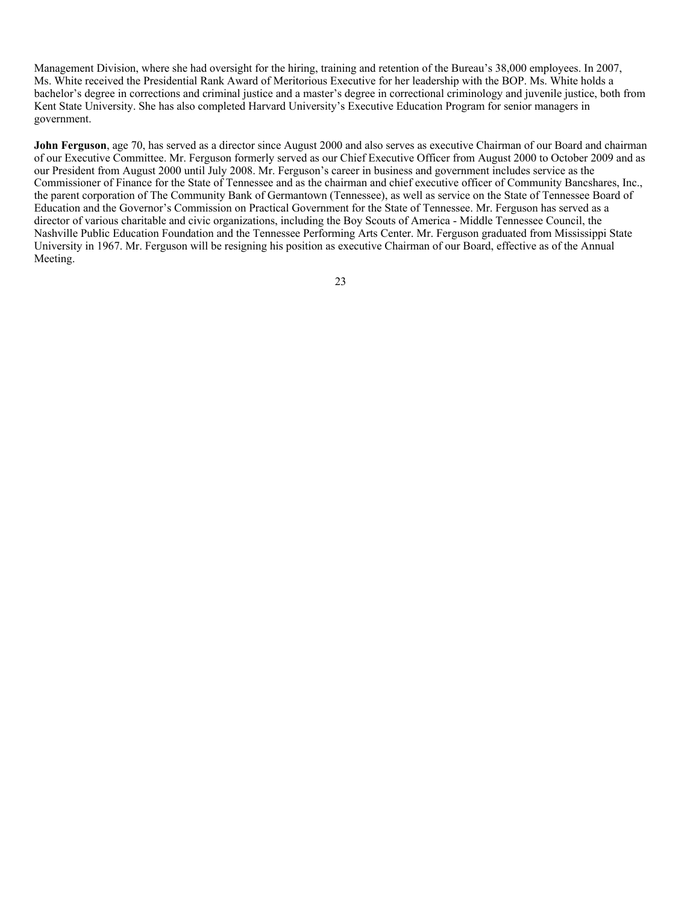Management Division, where she had oversight for the hiring, training and retention of the Bureau's 38,000 employees. In 2007, Ms. White received the Presidential Rank Award of Meritorious Executive for her leadership with the BOP. Ms. White holds a bachelor's degree in corrections and criminal justice and a master's degree in correctional criminology and juvenile justice, both from Kent State University. She has also completed Harvard University's Executive Education Program for senior managers in government.

**John Ferguson**, age 70, has served as a director since August 2000 and also serves as executive Chairman of our Board and chairman of our Executive Committee. Mr. Ferguson formerly served as our Chief Executive Officer from August 2000 to October 2009 and as our President from August 2000 until July 2008. Mr. Ferguson's career in business and government includes service as the Commissioner of Finance for the State of Tennessee and as the chairman and chief executive officer of Community Bancshares, Inc., the parent corporation of The Community Bank of Germantown (Tennessee), as well as service on the State of Tennessee Board of Education and the Governor's Commission on Practical Government for the State of Tennessee. Mr. Ferguson has served as a director of various charitable and civic organizations, including the Boy Scouts of America - Middle Tennessee Council, the Nashville Public Education Foundation and the Tennessee Performing Arts Center. Mr. Ferguson graduated from Mississippi State University in 1967. Mr. Ferguson will be resigning his position as executive Chairman of our Board, effective as of the Annual Meeting.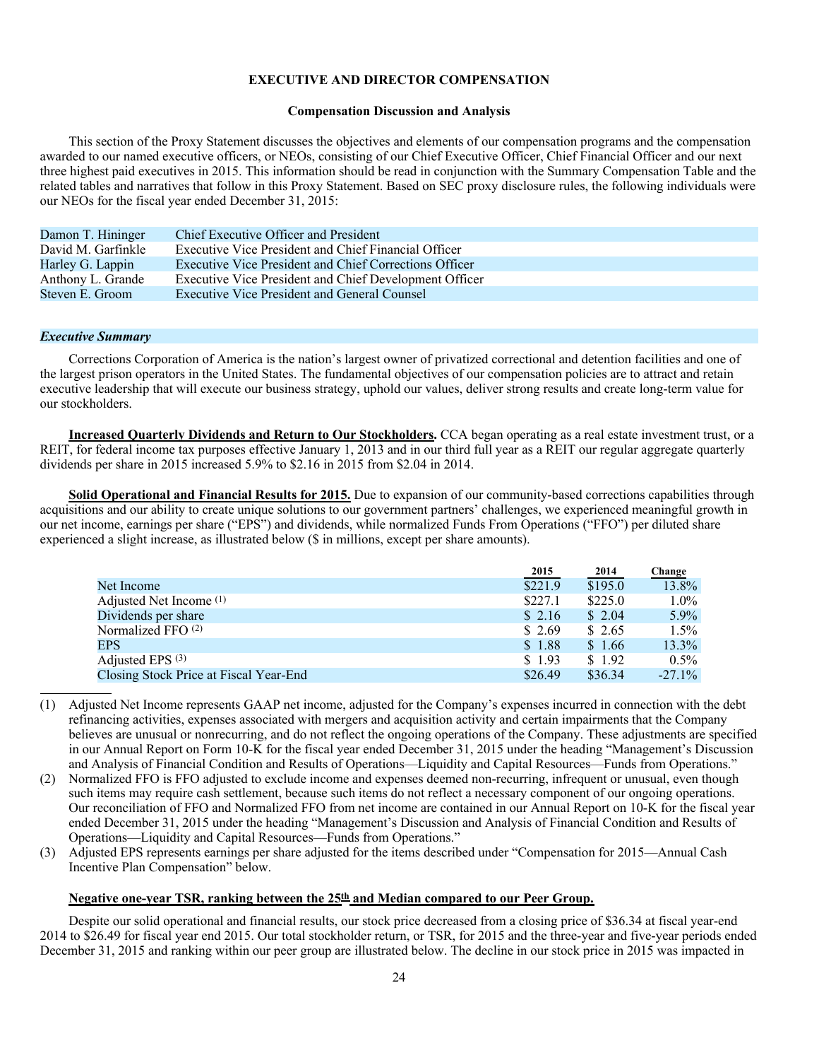## EXECUTIVE AND DIRECTOR COMPENSATION

### Compensation Discussion and Analysis

This section of the Proxy Statement discusses the objectives and elements of our compensation programs and the compensation awarded to our named executive officers, or NEOs, consisting of our Chief Executive Officer, Chief Financial Officer and our next three highest paid executives in 2015. This information should be read in conjunction with the Summary Compensation Table and the related tables and narratives that follow in this Proxy Statement. Based on SEC proxy disclosure rules, the following individuals were our NEOs for the fiscal year ended December 31, 2015:

| | |
|---|---|
| Damon T. Hininger | Chief Executive Officer and President |
| David M. Garfinkle | Executive Vice President and Chief Financial Officer |
| Harley G. Lappin | Executive Vice President and Chief Corrections Officer |
| Anthony L. Grande | Executive Vice President and Chief Development Officer |
| Steven E. Groom | Executive Vice President and General Counsel |

***Executive Summary***

Corrections Corporation of America is the nation's largest owner of privatized correctional and detention facilities and one of the largest prison operators in the United States. The fundamental objectives of our compensation policies are to attract and retain executive leadership that will execute our business strategy, uphold our values, deliver strong results and create long-term value for our stockholders.

**Increased Quarterly Dividends and Return to Our Stockholders.** CCA began operating as a real estate investment trust, or a REIT, for federal income tax purposes effective January 1, 2013 and in our third full year as a REIT our regular aggregate quarterly dividends per share in 2015 increased 5.9% to $2.16 in 2015 from $2.04 in 2014.

**Solid Operational and Financial Results for 2015.** Due to expansion of our community-based corrections capabilities through acquisitions and our ability to create unique solutions to our government partners' challenges, we experienced meaningful growth in our net income, earnings per share ("EPS") and dividends, while normalized Funds From Operations ("FFO") per diluted share experienced a slight increase, as illustrated below ($ in millions, except per share amounts).

| | 2015 | 2014 | Change |
|---|---|---|---|
| Net Income | $221.9 | $195.0 | 13.8% |
| Adjusted Net Income (1) | $227.1 | $225.0 | 1.0% |
| Dividends per share | $ 2.16 | $ 2.04 | 5.9% |
| Normalized FFO (2) | $ 2.69 | $ 2.65 | 1.5% |
| EPS | $ 1.88 | $ 1.66 | 13.3% |
| Adjusted EPS (3) | $ 1.93 | $ 1.92 | 0.5% |
| Closing Stock Price at Fiscal Year-End | $26.49 | $36.34 | -27.1% |

(1) Adjusted Net Income represents GAAP net income, adjusted for the Company's expenses incurred in connection with the debt refinancing activities, expenses associated with mergers and acquisition activity and certain impairments that the Company believes are unusual or nonrecurring, and do not reflect the ongoing operations of the Company. These adjustments are specified in our Annual Report on Form 10-K for the fiscal year ended December 31, 2015 under the heading "Management's Discussion and Analysis of Financial Condition and Results of Operations—Liquidity and Capital Resources—Funds from Operations."

(2) Normalized FFO is FFO adjusted to exclude income and expenses deemed non-recurring, infrequent or unusual, even though such items may require cash settlement, because such items do not reflect a necessary component of our ongoing operations. Our reconciliation of FFO and Normalized FFO from net income are contained in our Annual Report on 10-K for the fiscal year ended December 31, 2015 under the heading "Management's Discussion and Analysis of Financial Condition and Results of Operations—Liquidity and Capital Resources—Funds from Operations."

(3) Adjusted EPS represents earnings per share adjusted for the items described under "Compensation for 2015—Annual Cash Incentive Plan Compensation" below.

**Negative one-year TSR, ranking between the 25th and Median compared to our Peer Group.**

Despite our solid operational and financial results, our stock price decreased from a closing price of $36.34 at fiscal year-end 2014 to $26.49 for fiscal year end 2015. Our total stockholder return, or TSR, for 2015 and the three-year and five-year periods ended December 31, 2015 and ranking within our peer group are illustrated below. The decline in our stock price in 2015 was impacted in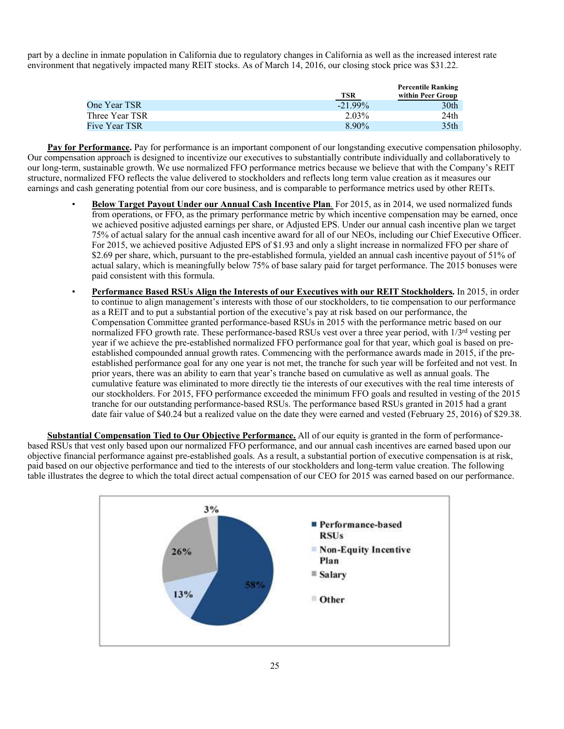part by a decline in inmate population in California due to regulatory changes in California as well as the increased interest rate environment that negatively impacted many REIT stocks. As of March 14, 2016, our closing stock price was $31.22.

| | TSR | Percentile Ranking within Peer Group |
|---|---|---|
| One Year TSR | -21.99% | 30th |
| Three Year TSR | 2.03% | 24th |
| Five Year TSR | 8.90% | 35th |

**Pay for Performance.** Pay for performance is an important component of our longstanding executive compensation philosophy. Our compensation approach is designed to incentivize our executives to substantially contribute individually and collaboratively to our long-term, sustainable growth. We use normalized FFO performance metrics because we believe that with the Company's REIT structure, normalized FFO reflects the value delivered to stockholders and reflects long term value creation as it measures our earnings and cash generating potential from our core business, and is comparable to performance metrics used by other REITs.

- **Below Target Payout Under our Annual Cash Incentive Plan**. For 2015, as in 2014, we used normalized funds from operations, or FFO, as the primary performance metric by which incentive compensation may be earned, once we achieved positive adjusted earnings per share, or Adjusted EPS. Under our annual cash incentive plan we target 75% of actual salary for the annual cash incentive award for all of our NEOs, including our Chief Executive Officer. For 2015, we achieved positive Adjusted EPS of $1.93 and only a slight increase in normalized FFO per share of $2.69 per share, which, pursuant to the pre-established formula, yielded an annual cash incentive payout of 51% of actual salary, which is meaningfully below 75% of base salary paid for target performance. The 2015 bonuses were paid consistent with this formula.
- **Performance Based RSUs Align the Interests of our Executives with our REIT Stockholders.** In 2015, in order to continue to align management's interests with those of our stockholders, to tie compensation to our performance as a REIT and to put a substantial portion of the executive's pay at risk based on our performance, the Compensation Committee granted performance-based RSUs in 2015 with the performance metric based on our normalized FFO growth rate. These performance-based RSUs vest over a three year period, with 1/3rd vesting per year if we achieve the pre-established normalized FFO performance goal for that year, which goal is based on pre-established compounded annual growth rates. Commencing with the performance awards made in 2015, if the pre-established performance goal for any one year is not met, the tranche for such year will be forfeited and not vest. In prior years, there was an ability to earn that year's tranche based on cumulative as well as annual goals. The cumulative feature was eliminated to more directly tie the interests of our executives with the real time interests of our stockholders. For 2015, FFO performance exceeded the minimum FFO goals and resulted in vesting of the 2015 tranche for our outstanding performance-based RSUs. The performance based RSUs granted in 2015 had a grant date fair value of $40.24 but a realized value on the date they were earned and vested (February 25, 2016) of $29.38.

**Substantial Compensation Tied to Our Objective Performance.** All of our equity is granted in the form of performance-based RSUs that vest only based upon our normalized FFO performance, and our annual cash incentives are earned based upon our objective financial performance against pre-established goals. As a result, a substantial portion of executive compensation is at risk, paid based on our objective performance and tied to the interests of our stockholders and long-term value creation. The following table illustrates the degree to which the total direct actual compensation of our CEO for 2015 was earned based on our performance.

| Component | Percentage |
|---|---|
| Performance-based RSUs | 58% |
| Non-Equity Incentive Plan | 13% |
| Salary | 26% |
| Other | 3% |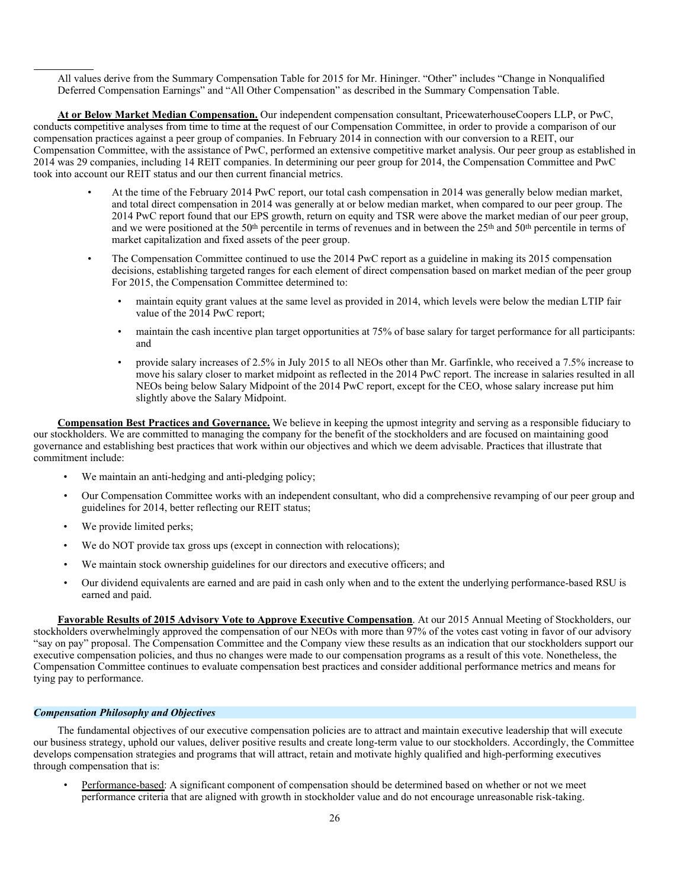All values derive from the Summary Compensation Table for 2015 for Mr. Hininger. "Other" includes "Change in Nonqualified Deferred Compensation Earnings" and "All Other Compensation" as described in the Summary Compensation Table.

**At or Below Market Median Compensation.** Our independent compensation consultant, PricewaterhouseCoopers LLP, or PwC, conducts competitive analyses from time to time at the request of our Compensation Committee, in order to provide a comparison of our compensation practices against a peer group of companies. In February 2014 in connection with our conversion to a REIT, our Compensation Committee, with the assistance of PwC, performed an extensive competitive market analysis. Our peer group as established in 2014 was 29 companies, including 14 REIT companies. In determining our peer group for 2014, the Compensation Committee and PwC took into account our REIT status and our then current financial metrics.

- At the time of the February 2014 PwC report, our total cash compensation in 2014 was generally below median market, and total direct compensation in 2014 was generally at or below median market, when compared to our peer group. The 2014 PwC report found that our EPS growth, return on equity and TSR were above the market median of our peer group, and we were positioned at the 50th percentile in terms of revenues and in between the 25th and 50th percentile in terms of market capitalization and fixed assets of the peer group.
- The Compensation Committee continued to use the 2014 PwC report as a guideline in making its 2015 compensation decisions, establishing targeted ranges for each element of direct compensation based on market median of the peer group For 2015, the Compensation Committee determined to:
  - maintain equity grant values at the same level as provided in 2014, which levels were below the median LTIP fair value of the 2014 PwC report;
  - maintain the cash incentive plan target opportunities at 75% of base salary for target performance for all participants: and
  - provide salary increases of 2.5% in July 2015 to all NEOs other than Mr. Garfinkle, who received a 7.5% increase to move his salary closer to market midpoint as reflected in the 2014 PwC report. The increase in salaries resulted in all NEOs being below Salary Midpoint of the 2014 PwC report, except for the CEO, whose salary increase put him slightly above the Salary Midpoint.

**Compensation Best Practices and Governance.** We believe in keeping the upmost integrity and serving as a responsible fiduciary to our stockholders. We are committed to managing the company for the benefit of the stockholders and are focused on maintaining good governance and establishing best practices that work within our objectives and which we deem advisable. Practices that illustrate that commitment include:

- We maintain an anti-hedging and anti-pledging policy;
- Our Compensation Committee works with an independent consultant, who did a comprehensive revamping of our peer group and guidelines for 2014, better reflecting our REIT status;
- We provide limited perks;
- We do NOT provide tax gross ups (except in connection with relocations);
- We maintain stock ownership guidelines for our directors and executive officers; and
- Our dividend equivalents are earned and are paid in cash only when and to the extent the underlying performance-based RSU is earned and paid.

**Favorable Results of 2015 Advisory Vote to Approve Executive Compensation**. At our 2015 Annual Meeting of Stockholders, our stockholders overwhelmingly approved the compensation of our NEOs with more than 97% of the votes cast voting in favor of our advisory "say on pay" proposal. The Compensation Committee and the Company view these results as an indication that our stockholders support our executive compensation policies, and thus no changes were made to our compensation programs as a result of this vote. Nonetheless, the Compensation Committee continues to evaluate compensation best practices and consider additional performance metrics and means for tying pay to performance.

### *Compensation Philosophy and Objectives*

The fundamental objectives of our executive compensation policies are to attract and maintain executive leadership that will execute our business strategy, uphold our values, deliver positive results and create long-term value to our stockholders. Accordingly, the Committee develops compensation strategies and programs that will attract, retain and motivate highly qualified and high-performing executives through compensation that is:

- Performance-based: A significant component of compensation should be determined based on whether or not we meet performance criteria that are aligned with growth in stockholder value and do not encourage unreasonable risk-taking.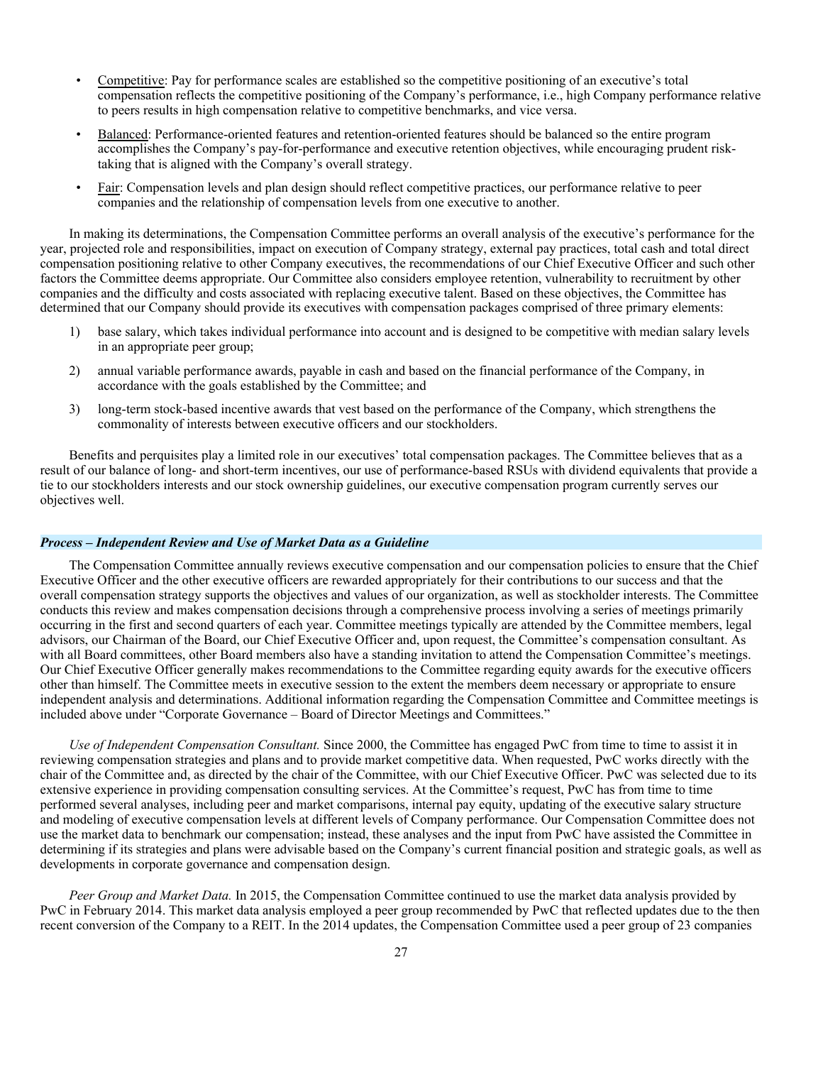- Competitive: Pay for performance scales are established so the competitive positioning of an executive's total compensation reflects the competitive positioning of the Company's performance, i.e., high Company performance relative to peers results in high compensation relative to competitive benchmarks, and vice versa.
- Balanced: Performance-oriented features and retention-oriented features should be balanced so the entire program accomplishes the Company's pay-for-performance and executive retention objectives, while encouraging prudent risk-taking that is aligned with the Company's overall strategy.
- Fair: Compensation levels and plan design should reflect competitive practices, our performance relative to peer companies and the relationship of compensation levels from one executive to another.

In making its determinations, the Compensation Committee performs an overall analysis of the executive's performance for the year, projected role and responsibilities, impact on execution of Company strategy, external pay practices, total cash and total direct compensation positioning relative to other Company executives, the recommendations of our Chief Executive Officer and such other factors the Committee deems appropriate. Our Committee also considers employee retention, vulnerability to recruitment by other companies and the difficulty and costs associated with replacing executive talent. Based on these objectives, the Committee has determined that our Company should provide its executives with compensation packages comprised of three primary elements:

1) base salary, which takes individual performance into account and is designed to be competitive with median salary levels in an appropriate peer group;
2) annual variable performance awards, payable in cash and based on the financial performance of the Company, in accordance with the goals established by the Committee; and
3) long-term stock-based incentive awards that vest based on the performance of the Company, which strengthens the commonality of interests between executive officers and our stockholders.

Benefits and perquisites play a limited role in our executives' total compensation packages. The Committee believes that as a result of our balance of long- and short-term incentives, our use of performance-based RSUs with dividend equivalents that provide a tie to our stockholders interests and our stock ownership guidelines, our executive compensation program currently serves our objectives well.

***Process – Independent Review and Use of Market Data as a Guideline***

The Compensation Committee annually reviews executive compensation and our compensation policies to ensure that the Chief Executive Officer and the other executive officers are rewarded appropriately for their contributions to our success and that the overall compensation strategy supports the objectives and values of our organization, as well as stockholder interests. The Committee conducts this review and makes compensation decisions through a comprehensive process involving a series of meetings primarily occurring in the first and second quarters of each year. Committee meetings typically are attended by the Committee members, legal advisors, our Chairman of the Board, our Chief Executive Officer and, upon request, the Committee's compensation consultant. As with all Board committees, other Board members also have a standing invitation to attend the Compensation Committee's meetings. Our Chief Executive Officer generally makes recommendations to the Committee regarding equity awards for the executive officers other than himself. The Committee meets in executive session to the extent the members deem necessary or appropriate to ensure independent analysis and determinations. Additional information regarding the Compensation Committee and Committee meetings is included above under "Corporate Governance – Board of Director Meetings and Committees."

*Use of Independent Compensation Consultant.* Since 2000, the Committee has engaged PwC from time to time to assist it in reviewing compensation strategies and plans and to provide market competitive data. When requested, PwC works directly with the chair of the Committee and, as directed by the chair of the Committee, with our Chief Executive Officer. PwC was selected due to its extensive experience in providing compensation consulting services. At the Committee's request, PwC has from time to time performed several analyses, including peer and market comparisons, internal pay equity, updating of the executive salary structure and modeling of executive compensation levels at different levels of Company performance. Our Compensation Committee does not use the market data to benchmark our compensation; instead, these analyses and the input from PwC have assisted the Committee in determining if its strategies and plans were advisable based on the Company's current financial position and strategic goals, as well as developments in corporate governance and compensation design.

*Peer Group and Market Data.* In 2015, the Compensation Committee continued to use the market data analysis provided by PwC in February 2014. This market data analysis employed a peer group recommended by PwC that reflected updates due to the then recent conversion of the Company to a REIT. In the 2014 updates, the Compensation Committee used a peer group of 23 companies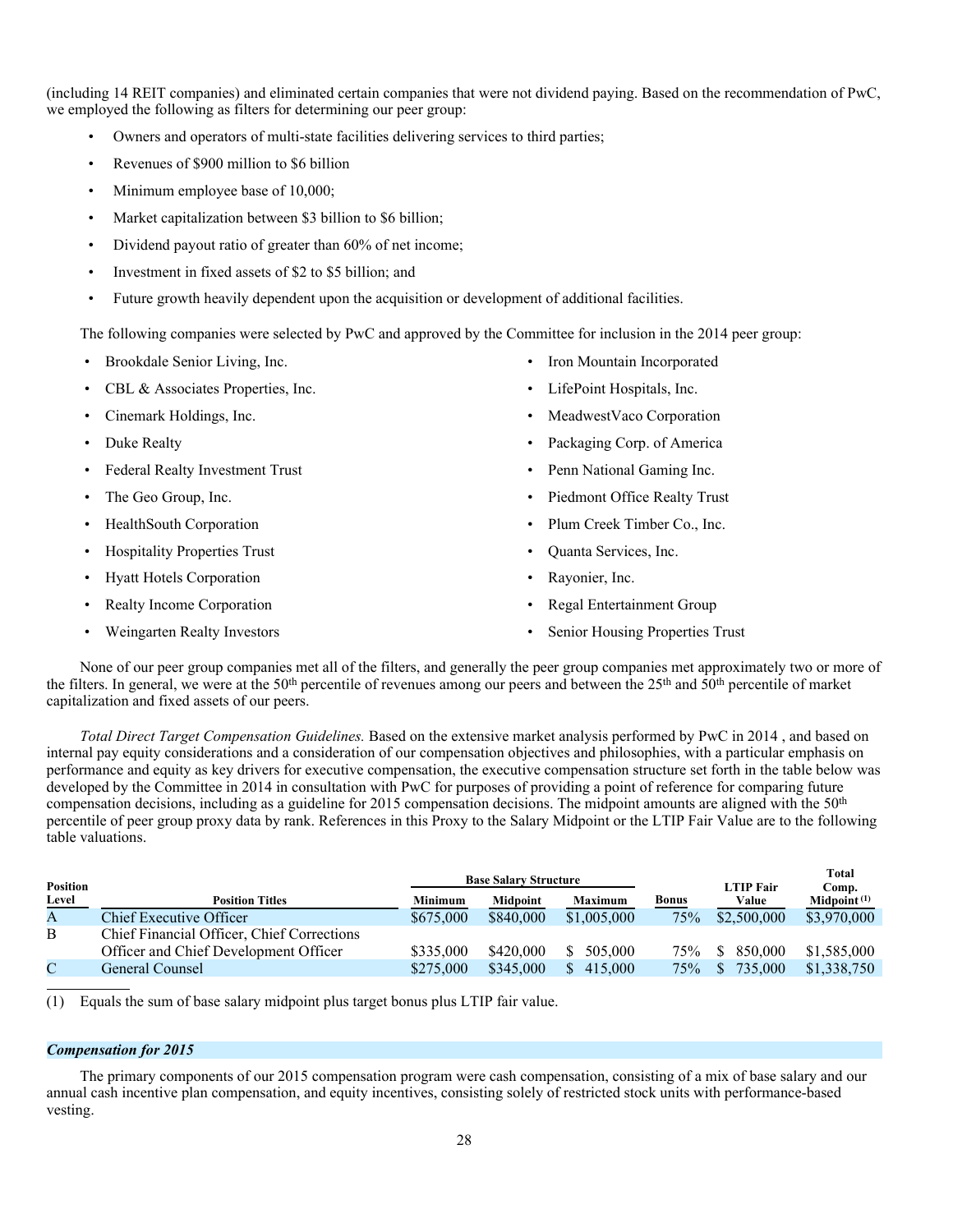(including 14 REIT companies) and eliminated certain companies that were not dividend paying. Based on the recommendation of PwC, we employed the following as filters for determining our peer group:

- Owners and operators of multi-state facilities delivering services to third parties;
- Revenues of $900 million to $6 billion
- Minimum employee base of 10,000;
- Market capitalization between $3 billion to $6 billion;
- Dividend payout ratio of greater than 60% of net income;
- Investment in fixed assets of $2 to $5 billion; and
- Future growth heavily dependent upon the acquisition or development of additional facilities.

The following companies were selected by PwC and approved by the Committee for inclusion in the 2014 peer group:

- Brookdale Senior Living, Inc.
- CBL & Associates Properties, Inc.
- Cinemark Holdings, Inc.
- Duke Realty
- Federal Realty Investment Trust
- The Geo Group, Inc.
- HealthSouth Corporation
- Hospitality Properties Trust
- Hyatt Hotels Corporation
- Realty Income Corporation
- Weingarten Realty Investors
- Iron Mountain Incorporated
- LifePoint Hospitals, Inc.
- MeadwestVaco Corporation
- Packaging Corp. of America
- Penn National Gaming Inc.
- Piedmont Office Realty Trust
- Plum Creek Timber Co., Inc.
- Quanta Services, Inc.
- Rayonier, Inc.
- Regal Entertainment Group
- Senior Housing Properties Trust

None of our peer group companies met all of the filters, and generally the peer group companies met approximately two or more of the filters. In general, we were at the 50th percentile of revenues among our peers and between the 25th and 50th percentile of market capitalization and fixed assets of our peers.

*Total Direct Target Compensation Guidelines.* Based on the extensive market analysis performed by PwC in 2014 , and based on internal pay equity considerations and a consideration of our compensation objectives and philosophies, with a particular emphasis on performance and equity as key drivers for executive compensation, the executive compensation structure set forth in the table below was developed by the Committee in 2014 in consultation with PwC for purposes of providing a point of reference for comparing future compensation decisions, including as a guideline for 2015 compensation decisions. The midpoint amounts are aligned with the 50th percentile of peer group proxy data by rank. References in this Proxy to the Salary Midpoint or the LTIP Fair Value are to the following table valuations.

| Position Level | Position Titles | Base Salary Structure | | | Bonus | LTIP Fair Value | Total Comp. Midpoint (1) |
|---|---|---|---|---|---|---|---|
| | | Minimum | Midpoint | Maximum | | | |
| A | Chief Executive Officer | $675,000 | $840,000 | $1,005,000 | 75% | $2,500,000 | $3,970,000 |
| B | Chief Financial Officer, Chief Corrections Officer and Chief Development Officer | $335,000 | $420,000 | $ 505,000 | 75% | $ 850,000 | $1,585,000 |
| C | General Counsel | $275,000 | $345,000 | $ 415,000 | 75% | $ 735,000 | $1,338,750 |

(1) Equals the sum of base salary midpoint plus target bonus plus LTIP fair value.

### *Compensation for 2015*

The primary components of our 2015 compensation program were cash compensation, consisting of a mix of base salary and our annual cash incentive plan compensation, and equity incentives, consisting solely of restricted stock units with performance-based vesting.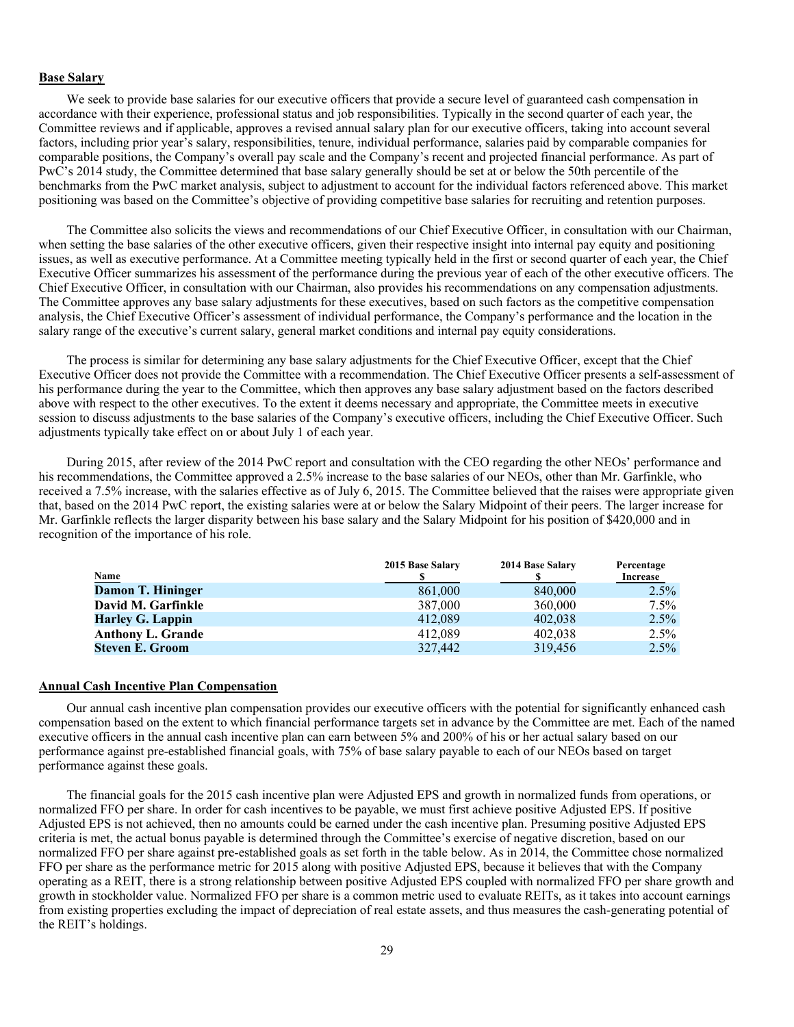**Base Salary**

We seek to provide base salaries for our executive officers that provide a secure level of guaranteed cash compensation in accordance with their experience, professional status and job responsibilities. Typically in the second quarter of each year, the Committee reviews and if applicable, approves a revised annual salary plan for our executive officers, taking into account several factors, including prior year's salary, responsibilities, tenure, individual performance, salaries paid by comparable companies for comparable positions, the Company's overall pay scale and the Company's recent and projected financial performance. As part of PwC's 2014 study, the Committee determined that base salary generally should be set at or below the 50th percentile of the benchmarks from the PwC market analysis, subject to adjustment to account for the individual factors referenced above. This market positioning was based on the Committee's objective of providing competitive base salaries for recruiting and retention purposes.

The Committee also solicits the views and recommendations of our Chief Executive Officer, in consultation with our Chairman, when setting the base salaries of the other executive officers, given their respective insight into internal pay equity and positioning issues, as well as executive performance. At a Committee meeting typically held in the first or second quarter of each year, the Chief Executive Officer summarizes his assessment of the performance during the previous year of each of the other executive officers. The Chief Executive Officer, in consultation with our Chairman, also provides his recommendations on any compensation adjustments. The Committee approves any base salary adjustments for these executives, based on such factors as the competitive compensation analysis, the Chief Executive Officer's assessment of individual performance, the Company's performance and the location in the salary range of the executive's current salary, general market conditions and internal pay equity considerations.

The process is similar for determining any base salary adjustments for the Chief Executive Officer, except that the Chief Executive Officer does not provide the Committee with a recommendation. The Chief Executive Officer presents a self-assessment of his performance during the year to the Committee, which then approves any base salary adjustment based on the factors described above with respect to the other executives. To the extent it deems necessary and appropriate, the Committee meets in executive session to discuss adjustments to the base salaries of the Company's executive officers, including the Chief Executive Officer. Such adjustments typically take effect on or about July 1 of each year.

During 2015, after review of the 2014 PwC report and consultation with the CEO regarding the other NEOs' performance and his recommendations, the Committee approved a 2.5% increase to the base salaries of our NEOs, other than Mr. Garfinkle, who received a 7.5% increase, with the salaries effective as of July 6, 2015. The Committee believed that the raises were appropriate given that, based on the 2014 PwC report, the existing salaries were at or below the Salary Midpoint of their peers. The larger increase for Mr. Garfinkle reflects the larger disparity between his base salary and the Salary Midpoint for his position of $420,000 and in recognition of the importance of his role.

| Name | 2015 Base Salary $ | 2014 Base Salary $ | Percentage Increase |
|---|---|---|---|
| **Damon T. Hininger** | 861,000 | 840,000 | 2.5% |
| **David M. Garfinkle** | 387,000 | 360,000 | 7.5% |
| **Harley G. Lappin** | 412,089 | 402,038 | 2.5% |
| **Anthony L. Grande** | 412,089 | 402,038 | 2.5% |
| **Steven E. Groom** | 327,442 | 319,456 | 2.5% |

**Annual Cash Incentive Plan Compensation**

Our annual cash incentive plan compensation provides our executive officers with the potential for significantly enhanced cash compensation based on the extent to which financial performance targets set in advance by the Committee are met. Each of the named executive officers in the annual cash incentive plan can earn between 5% and 200% of his or her actual salary based on our performance against pre-established financial goals, with 75% of base salary payable to each of our NEOs based on target performance against these goals.

The financial goals for the 2015 cash incentive plan were Adjusted EPS and growth in normalized funds from operations, or normalized FFO per share. In order for cash incentives to be payable, we must first achieve positive Adjusted EPS. If positive Adjusted EPS is not achieved, then no amounts could be earned under the cash incentive plan. Presuming positive Adjusted EPS criteria is met, the actual bonus payable is determined through the Committee's exercise of negative discretion, based on our normalized FFO per share against pre-established goals as set forth in the table below. As in 2014, the Committee chose normalized FFO per share as the performance metric for 2015 along with positive Adjusted EPS, because it believes that with the Company operating as a REIT, there is a strong relationship between positive Adjusted EPS coupled with normalized FFO per share growth and growth in stockholder value. Normalized FFO per share is a common metric used to evaluate REITs, as it takes into account earnings from existing properties excluding the impact of depreciation of real estate assets, and thus measures the cash-generating potential of the REIT's holdings.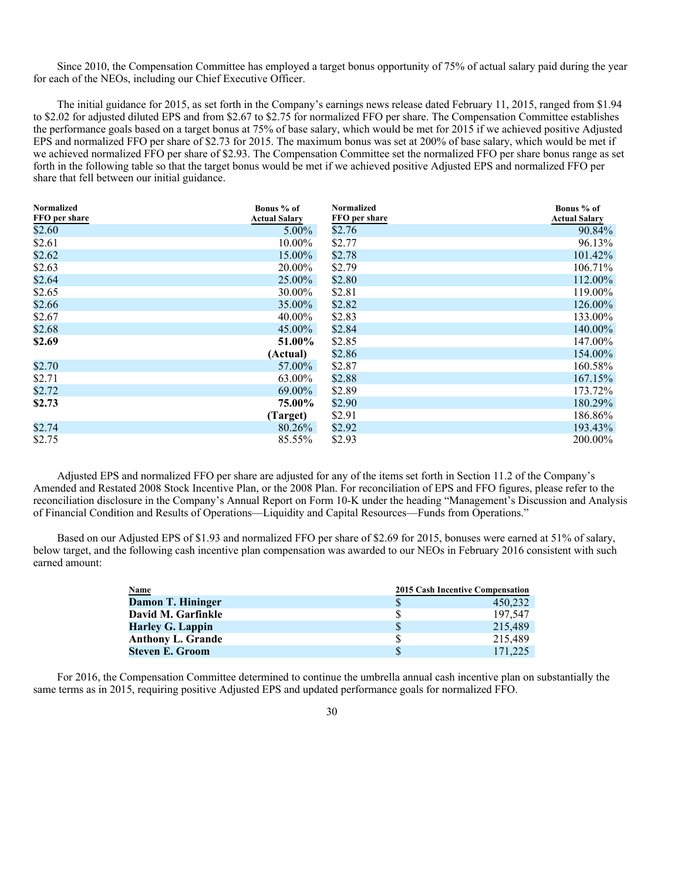Since 2010, the Compensation Committee has employed a target bonus opportunity of 75% of actual salary paid during the year for each of the NEOs, including our Chief Executive Officer.

The initial guidance for 2015, as set forth in the Company's earnings news release dated February 11, 2015, ranged from $1.94 to $2.02 for adjusted diluted EPS and from $2.67 to $2.75 for normalized FFO per share. The Compensation Committee establishes the performance goals based on a target bonus at 75% of base salary, which would be met for 2015 if we achieved positive Adjusted EPS and normalized FFO per share of $2.73 for 2015. The maximum bonus was set at 200% of base salary, which would be met if we achieved normalized FFO per share of $2.93. The Compensation Committee set the normalized FFO per share bonus range as set forth in the following table so that the target bonus would be met if we achieved positive Adjusted EPS and normalized FFO per share that fell between our initial guidance.

| Normalized FFO per share | Bonus % of Actual Salary | Normalized FFO per share | Bonus % of Actual Salary |
|---|---|---|---|
| $2.60 | 5.00% | $2.76 | 90.84% |
| $2.61 | 10.00% | $2.77 | 96.13% |
| $2.62 | 15.00% | $2.78 | 101.42% |
| $2.63 | 20.00% | $2.79 | 106.71% |
| $2.64 | 25.00% | $2.80 | 112.00% |
| $2.65 | 30.00% | $2.81 | 119.00% |
| $2.66 | 35.00% | $2.82 | 126.00% |
| $2.67 | 40.00% | $2.83 | 133.00% |
| $2.68 | 45.00% | $2.84 | 140.00% |
| **$2.69** | **51.00% (Actual)** | $2.85 | 147.00% |
| | | $2.86 | 154.00% |
| $2.70 | 57.00% | $2.87 | 160.58% |
| $2.71 | 63.00% | $2.88 | 167.15% |
| $2.72 | 69.00% | $2.89 | 173.72% |
| **$2.73** | **75.00% (Target)** | $2.90 | 180.29% |
| | | $2.91 | 186.86% |
| $2.74 | 80.26% | $2.92 | 193.43% |
| $2.75 | 85.55% | $2.93 | 200.00% |

Adjusted EPS and normalized FFO per share are adjusted for any of the items set forth in Section 11.2 of the Company's Amended and Restated 2008 Stock Incentive Plan, or the 2008 Plan. For reconciliation of EPS and FFO figures, please refer to the reconciliation disclosure in the Company's Annual Report on Form 10-K under the heading "Management's Discussion and Analysis of Financial Condition and Results of Operations—Liquidity and Capital Resources—Funds from Operations."

Based on our Adjusted EPS of $1.93 and normalized FFO per share of $2.69 for 2015, bonuses were earned at 51% of salary, below target, and the following cash incentive plan compensation was awarded to our NEOs in February 2016 consistent with such earned amount:

| Name | 2015 Cash Incentive Compensation |
|---|---|
| **Damon T. Hininger** | $ 450,232 |
| **David M. Garfinkle** | $ 197,547 |
| **Harley G. Lappin** | $ 215,489 |
| **Anthony L. Grande** | $ 215,489 |
| **Steven E. Groom** | $ 171,225 |

For 2016, the Compensation Committee determined to continue the umbrella annual cash incentive plan on substantially the same terms as in 2015, requiring positive Adjusted EPS and updated performance goals for normalized FFO.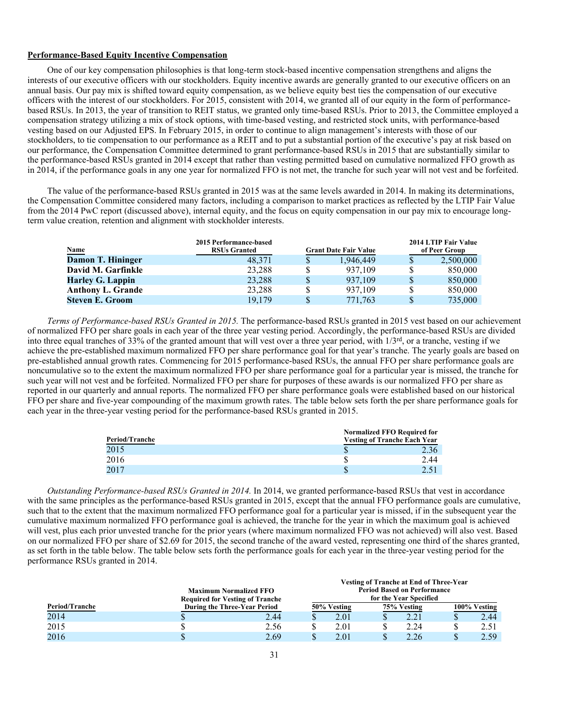**Performance-Based Equity Incentive Compensation**

One of our key compensation philosophies is that long-term stock-based incentive compensation strengthens and aligns the interests of our executive officers with our stockholders. Equity incentive awards are generally granted to our executive officers on an annual basis. Our pay mix is shifted toward equity compensation, as we believe equity best ties the compensation of our executive officers with the interest of our stockholders. For 2015, consistent with 2014, we granted all of our equity in the form of performance-based RSUs. In 2013, the year of transition to REIT status, we granted only time-based RSUs. Prior to 2013, the Committee employed a compensation strategy utilizing a mix of stock options, with time-based vesting, and restricted stock units, with performance-based vesting based on our Adjusted EPS. In February 2015, in order to continue to align management's interests with those of our stockholders, to tie compensation to our performance as a REIT and to put a substantial portion of the executive's pay at risk based on our performance, the Compensation Committee determined to grant performance-based RSUs in 2015 that are substantially similar to the performance-based RSUs granted in 2014 except that rather than vesting permitted based on cumulative normalized FFO growth as in 2014, if the performance goals in any one year for normalized FFO is not met, the tranche for such year will not vest and be forfeited.

The value of the performance-based RSUs granted in 2015 was at the same levels awarded in 2014. In making its determinations, the Compensation Committee considered many factors, including a comparison to market practices as reflected by the LTIP Fair Value from the 2014 PwC report (discussed above), internal equity, and the focus on equity compensation in our pay mix to encourage long-term value creation, retention and alignment with stockholder interests.

| Name | 2015 Performance-based RSUs Granted | Grant Date Fair Value | 2014 LTIP Fair Value of Peer Group |
|---|---|---|---|
| **Damon T. Hininger** | 48,371 | $ 1,946,449 | $ 2,500,000 |
| **David M. Garfinkle** | 23,288 | $ 937,109 | $ 850,000 |
| **Harley G. Lappin** | 23,288 | $ 937,109 | $ 850,000 |
| **Anthony L. Grande** | 23,288 | $ 937,109 | $ 850,000 |
| **Steven E. Groom** | 19,179 | $ 771,763 | $ 735,000 |

*Terms of Performance-based RSUs Granted in 2015.* The performance-based RSUs granted in 2015 vest based on our achievement of normalized FFO per share goals in each year of the three year vesting period. Accordingly, the performance-based RSUs are divided into three equal tranches of 33% of the granted amount that will vest over a three year period, with 1/3rd, or a tranche, vesting if we achieve the pre-established maximum normalized FFO per share performance goal for that year's tranche. The yearly goals are based on pre-established annual growth rates. Commencing for 2015 performance-based RSUs, the annual FFO per share performance goals are noncumulative so to the extent the maximum normalized FFO per share performance goal for a particular year is missed, the tranche for such year will not vest and be forfeited. Normalized FFO per share for purposes of these awards is our normalized FFO per share as reported in our quarterly and annual reports. The normalized FFO per share performance goals were established based on our historical FFO per share and five-year compounding of the maximum growth rates. The table below sets forth the per share performance goals for each year in the three-year vesting period for the performance-based RSUs granted in 2015.

| Period/Tranche | Normalized FFO Required for Vesting of Tranche Each Year |
|---|---|
| 2015 | $ 2.36 |
| 2016 | $ 2.44 |
| 2017 | $ 2.51 |

*Outstanding Performance-based RSUs Granted in 2014.* In 2014, we granted performance-based RSUs that vest in accordance with the same principles as the performance-based RSUs granted in 2015, except that the annual FFO performance goals are cumulative, such that to the extent that the maximum normalized FFO performance goal for a particular year is missed, if in the subsequent year the cumulative maximum normalized FFO performance goal is achieved, the tranche for the year in which the maximum goal is achieved will vest, plus each prior unvested tranche for the prior years (where maximum normalized FFO was not achieved) will also vest. Based on our normalized FFO per share of $2.69 for 2015, the second tranche of the award vested, representing one third of the shares granted, as set forth in the table below. The table below sets forth the performance goals for each year in the three-year vesting period for the performance RSUs granted in 2014.

| Period/Tranche | Maximum Normalized FFO Required for Vesting of Tranche During the Three-Year Period | Vesting of Tranche at End of Three-Year Period Based on Performance for the Year Specified | | |
|---|---|---|---|---|
| | | 50% Vesting | 75% Vesting | 100% Vesting |
| 2014 | $ 2.44 | $ 2.01 | $ 2.21 | $ 2.44 |
| 2015 | $ 2.56 | $ 2.01 | $ 2.24 | $ 2.51 |
| 2016 | $ 2.69 | $ 2.01 | $ 2.26 | $ 2.59 |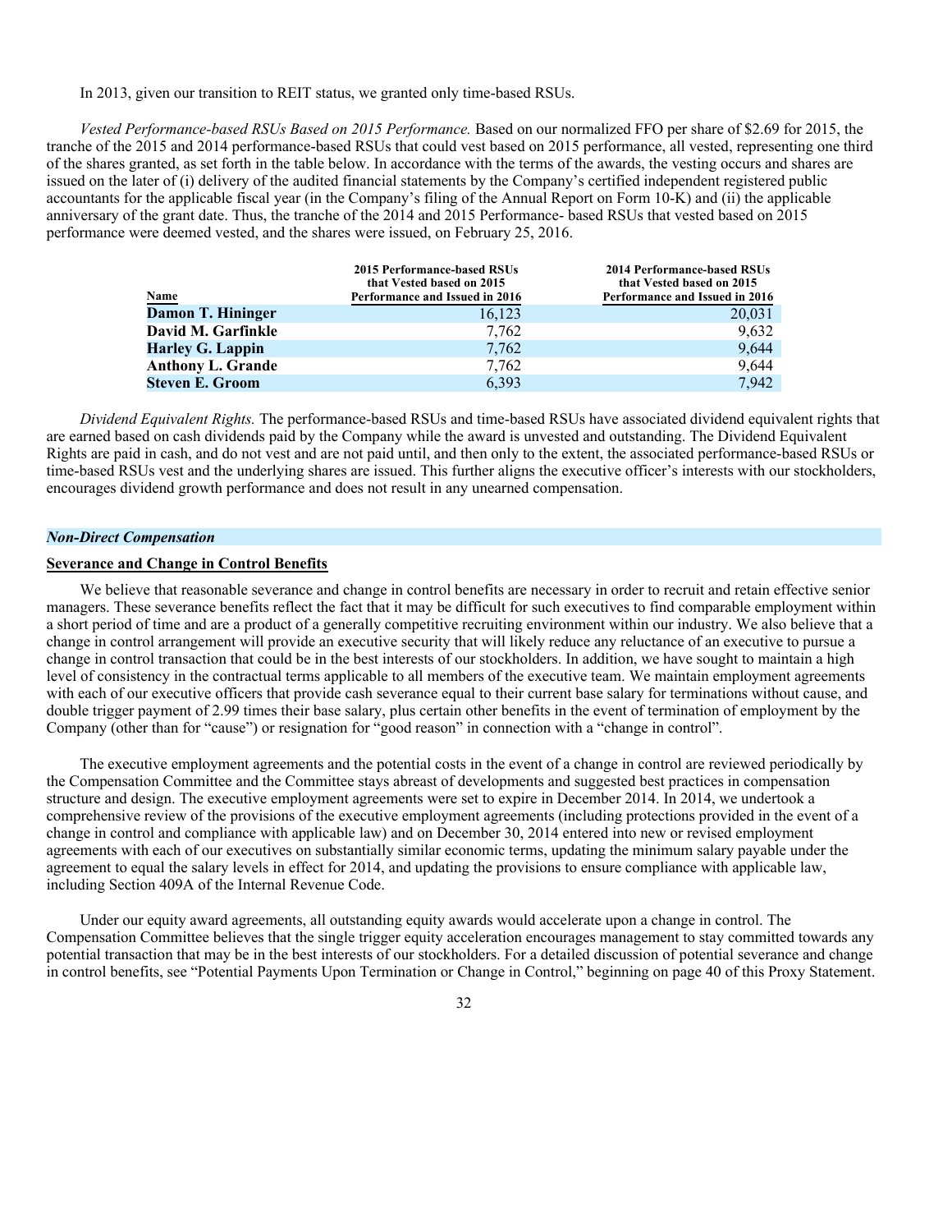In 2013, given our transition to REIT status, we granted only time-based RSUs.

*Vested Performance-based RSUs Based on 2015 Performance.* Based on our normalized FFO per share of $2.69 for 2015, the tranche of the 2015 and 2014 performance-based RSUs that could vest based on 2015 performance, all vested, representing one third of the shares granted, as set forth in the table below. In accordance with the terms of the awards, the vesting occurs and shares are issued on the later of (i) delivery of the audited financial statements by the Company's certified independent registered public accountants for the applicable fiscal year (in the Company's filing of the Annual Report on Form 10-K) and (ii) the applicable anniversary of the grant date. Thus, the tranche of the 2014 and 2015 Performance- based RSUs that vested based on 2015 performance were deemed vested, and the shares were issued, on February 25, 2016.

| Name | 2015 Performance-based RSUs that Vested based on 2015 Performance and Issued in 2016 | 2014 Performance-based RSUs that Vested based on 2015 Performance and Issued in 2016 |
|---|---|---|
| **Damon T. Hininger** | 16,123 | 20,031 |
| **David M. Garfinkle** | 7,762 | 9,632 |
| **Harley G. Lappin** | 7,762 | 9,644 |
| **Anthony L. Grande** | 7,762 | 9,644 |
| **Steven E. Groom** | 6,393 | 7,942 |

*Dividend Equivalent Rights.* The performance-based RSUs and time-based RSUs have associated dividend equivalent rights that are earned based on cash dividends paid by the Company while the award is unvested and outstanding. The Dividend Equivalent Rights are paid in cash, and do not vest and are not paid until, and then only to the extent, the associated performance-based RSUs or time-based RSUs vest and the underlying shares are issued. This further aligns the executive officer's interests with our stockholders, encourages dividend growth performance and does not result in any unearned compensation.

***Non-Direct Compensation***

**Severance and Change in Control Benefits**

We believe that reasonable severance and change in control benefits are necessary in order to recruit and retain effective senior managers. These severance benefits reflect the fact that it may be difficult for such executives to find comparable employment within a short period of time and are a product of a generally competitive recruiting environment within our industry. We also believe that a change in control arrangement will provide an executive security that will likely reduce any reluctance of an executive to pursue a change in control transaction that could be in the best interests of our stockholders. In addition, we have sought to maintain a high level of consistency in the contractual terms applicable to all members of the executive team. We maintain employment agreements with each of our executive officers that provide cash severance equal to their current base salary for terminations without cause, and double trigger payment of 2.99 times their base salary, plus certain other benefits in the event of termination of employment by the Company (other than for "cause") or resignation for "good reason" in connection with a "change in control".

The executive employment agreements and the potential costs in the event of a change in control are reviewed periodically by the Compensation Committee and the Committee stays abreast of developments and suggested best practices in compensation structure and design. The executive employment agreements were set to expire in December 2014. In 2014, we undertook a comprehensive review of the provisions of the executive employment agreements (including protections provided in the event of a change in control and compliance with applicable law) and on December 30, 2014 entered into new or revised employment agreements with each of our executives on substantially similar economic terms, updating the minimum salary payable under the agreement to equal the salary levels in effect for 2014, and updating the provisions to ensure compliance with applicable law, including Section 409A of the Internal Revenue Code.

Under our equity award agreements, all outstanding equity awards would accelerate upon a change in control. The Compensation Committee believes that the single trigger equity acceleration encourages management to stay committed towards any potential transaction that may be in the best interests of our stockholders. For a detailed discussion of potential severance and change in control benefits, see "Potential Payments Upon Termination or Change in Control," beginning on page 40 of this Proxy Statement.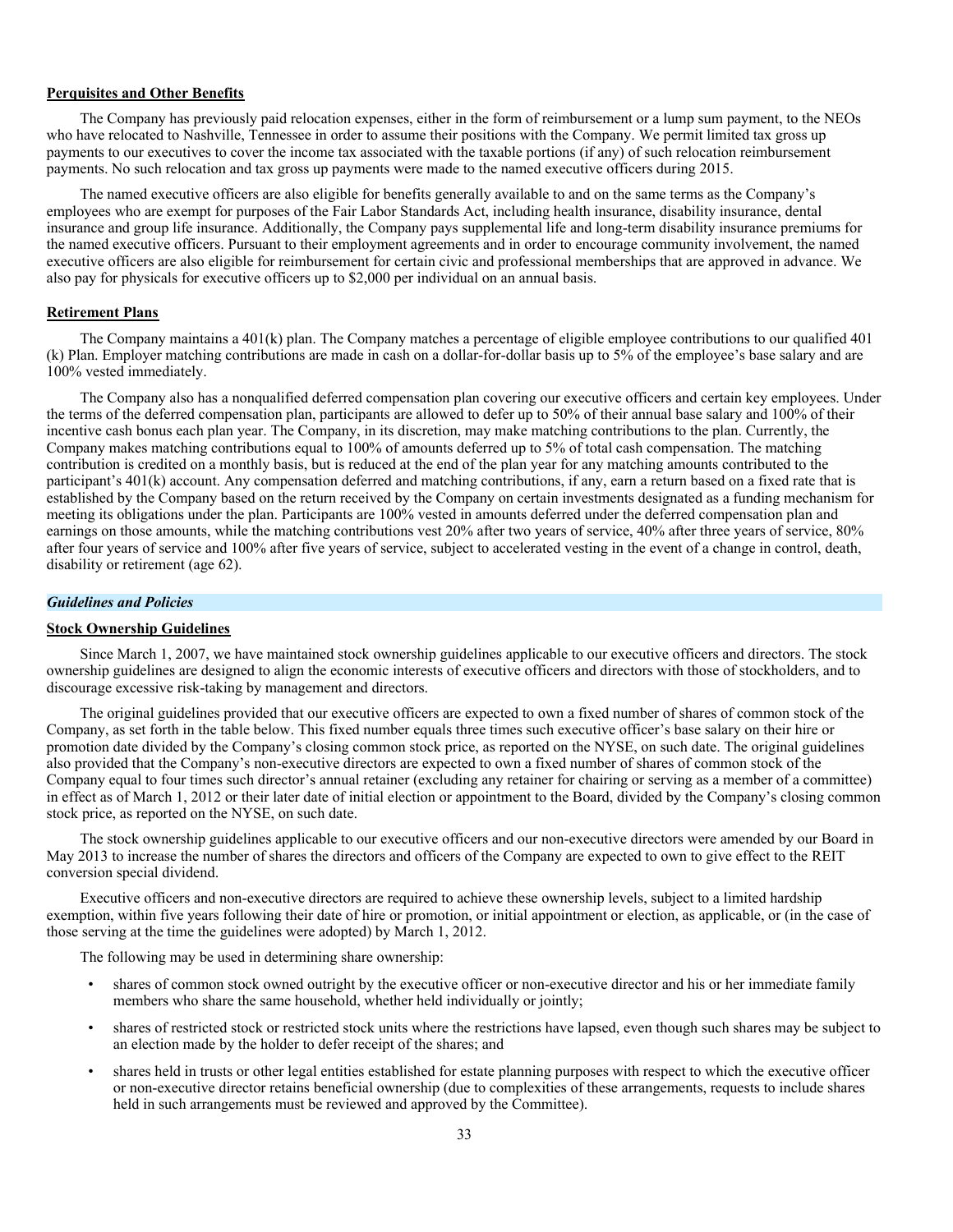**Perquisites and Other Benefits**

The Company has previously paid relocation expenses, either in the form of reimbursement or a lump sum payment, to the NEOs who have relocated to Nashville, Tennessee in order to assume their positions with the Company. We permit limited tax gross up payments to our executives to cover the income tax associated with the taxable portions (if any) of such relocation reimbursement payments. No such relocation and tax gross up payments were made to the named executive officers during 2015.

The named executive officers are also eligible for benefits generally available to and on the same terms as the Company's employees who are exempt for purposes of the Fair Labor Standards Act, including health insurance, disability insurance, dental insurance and group life insurance. Additionally, the Company pays supplemental life and long-term disability insurance premiums for the named executive officers. Pursuant to their employment agreements and in order to encourage community involvement, the named executive officers are also eligible for reimbursement for certain civic and professional memberships that are approved in advance. We also pay for physicals for executive officers up to $2,000 per individual on an annual basis.

**Retirement Plans**

The Company maintains a 401(k) plan. The Company matches a percentage of eligible employee contributions to our qualified 401 (k) Plan. Employer matching contributions are made in cash on a dollar-for-dollar basis up to 5% of the employee's base salary and are 100% vested immediately.

The Company also has a nonqualified deferred compensation plan covering our executive officers and certain key employees. Under the terms of the deferred compensation plan, participants are allowed to defer up to 50% of their annual base salary and 100% of their incentive cash bonus each plan year. The Company, in its discretion, may make matching contributions to the plan. Currently, the Company makes matching contributions equal to 100% of amounts deferred up to 5% of total cash compensation. The matching contribution is credited on a monthly basis, but is reduced at the end of the plan year for any matching amounts contributed to the participant's 401(k) account. Any compensation deferred and matching contributions, if any, earn a return based on a fixed rate that is established by the Company based on the return received by the Company on certain investments designated as a funding mechanism for meeting its obligations under the plan. Participants are 100% vested in amounts deferred under the deferred compensation plan and earnings on those amounts, while the matching contributions vest 20% after two years of service, 40% after three years of service, 80% after four years of service and 100% after five years of service, subject to accelerated vesting in the event of a change in control, death, disability or retirement (age 62).

***Guidelines and Policies***

**Stock Ownership Guidelines**

Since March 1, 2007, we have maintained stock ownership guidelines applicable to our executive officers and directors. The stock ownership guidelines are designed to align the economic interests of executive officers and directors with those of stockholders, and to discourage excessive risk-taking by management and directors.

The original guidelines provided that our executive officers are expected to own a fixed number of shares of common stock of the Company, as set forth in the table below. This fixed number equals three times such executive officer's base salary on their hire or promotion date divided by the Company's closing common stock price, as reported on the NYSE, on such date. The original guidelines also provided that the Company's non-executive directors are expected to own a fixed number of shares of common stock of the Company equal to four times such director's annual retainer (excluding any retainer for chairing or serving as a member of a committee) in effect as of March 1, 2012 or their later date of initial election or appointment to the Board, divided by the Company's closing common stock price, as reported on the NYSE, on such date.

The stock ownership guidelines applicable to our executive officers and our non-executive directors were amended by our Board in May 2013 to increase the number of shares the directors and officers of the Company are expected to own to give effect to the REIT conversion special dividend.

Executive officers and non-executive directors are required to achieve these ownership levels, subject to a limited hardship exemption, within five years following their date of hire or promotion, or initial appointment or election, as applicable, or (in the case of those serving at the time the guidelines were adopted) by March 1, 2012.

The following may be used in determining share ownership:

- shares of common stock owned outright by the executive officer or non-executive director and his or her immediate family members who share the same household, whether held individually or jointly;
- shares of restricted stock or restricted stock units where the restrictions have lapsed, even though such shares may be subject to an election made by the holder to defer receipt of the shares; and
- shares held in trusts or other legal entities established for estate planning purposes with respect to which the executive officer or non-executive director retains beneficial ownership (due to complexities of these arrangements, requests to include shares held in such arrangements must be reviewed and approved by the Committee).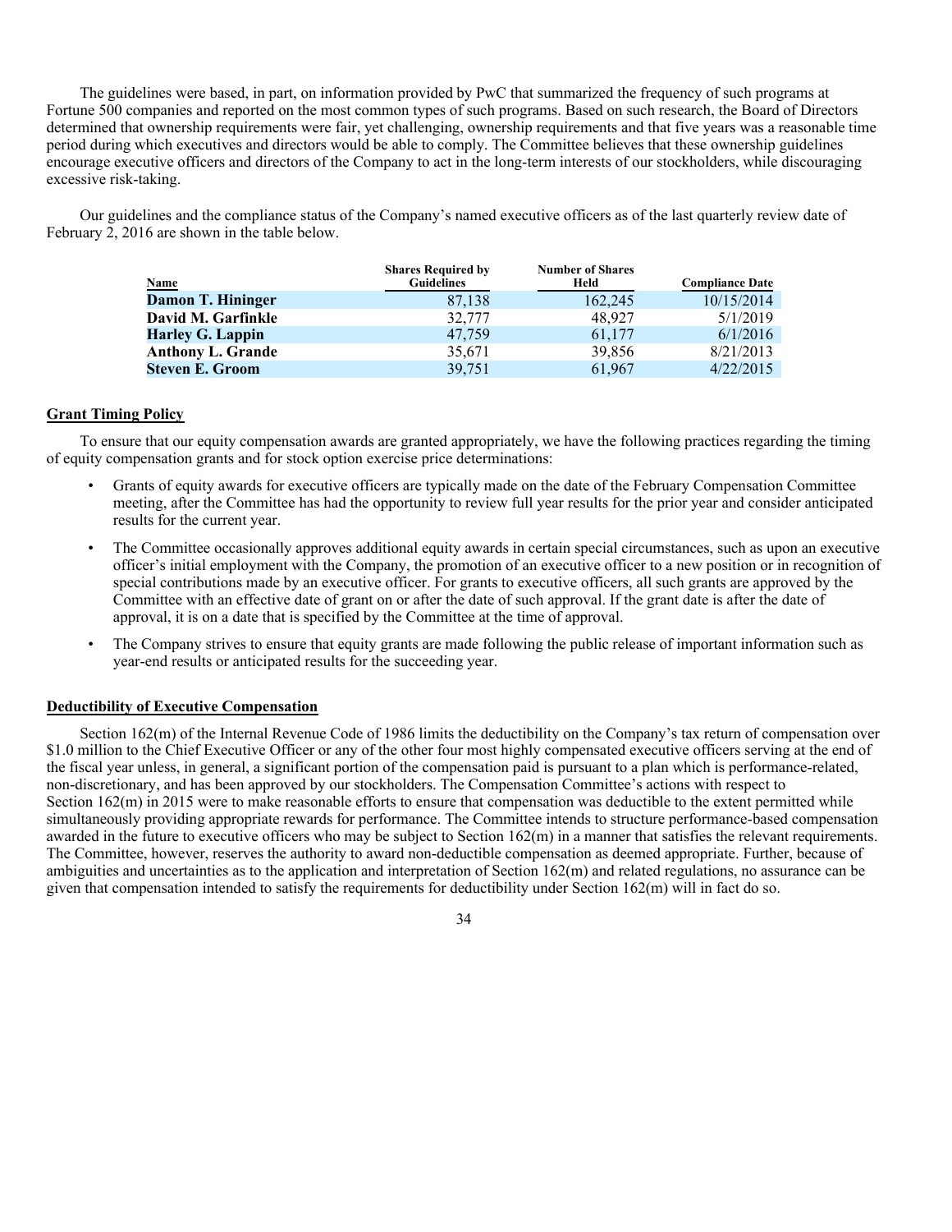The guidelines were based, in part, on information provided by PwC that summarized the frequency of such programs at Fortune 500 companies and reported on the most common types of such programs. Based on such research, the Board of Directors determined that ownership requirements were fair, yet challenging, ownership requirements and that five years was a reasonable time period during which executives and directors would be able to comply. The Committee believes that these ownership guidelines encourage executive officers and directors of the Company to act in the long-term interests of our stockholders, while discouraging excessive risk-taking.

Our guidelines and the compliance status of the Company's named executive officers as of the last quarterly review date of February 2, 2016 are shown in the table below.

| Name | Shares Required by Guidelines | Number of Shares Held | Compliance Date |
|---|---|---|---|
| **Damon T. Hininger** | 87,138 | 162,245 | 10/15/2014 |
| **David M. Garfinkle** | 32,777 | 48,927 | 5/1/2019 |
| **Harley G. Lappin** | 47,759 | 61,177 | 6/1/2016 |
| **Anthony L. Grande** | 35,671 | 39,856 | 8/21/2013 |
| **Steven E. Groom** | 39,751 | 61,967 | 4/22/2015 |

## Grant Timing Policy

To ensure that our equity compensation awards are granted appropriately, we have the following practices regarding the timing of equity compensation grants and for stock option exercise price determinations:

- Grants of equity awards for executive officers are typically made on the date of the February Compensation Committee meeting, after the Committee has had the opportunity to review full year results for the prior year and consider anticipated results for the current year.
- The Committee occasionally approves additional equity awards in certain special circumstances, such as upon an executive officer's initial employment with the Company, the promotion of an executive officer to a new position or in recognition of special contributions made by an executive officer. For grants to executive officers, all such grants are approved by the Committee with an effective date of grant on or after the date of such approval. If the grant date is after the date of approval, it is on a date that is specified by the Committee at the time of approval.
- The Company strives to ensure that equity grants are made following the public release of important information such as year-end results or anticipated results for the succeeding year.

## Deductibility of Executive Compensation

Section 162(m) of the Internal Revenue Code of 1986 limits the deductibility on the Company's tax return of compensation over $1.0 million to the Chief Executive Officer or any of the other four most highly compensated executive officers serving at the end of the fiscal year unless, in general, a significant portion of the compensation paid is pursuant to a plan which is performance-related, non-discretionary, and has been approved by our stockholders. The Compensation Committee's actions with respect to Section 162(m) in 2015 were to make reasonable efforts to ensure that compensation was deductible to the extent permitted while simultaneously providing appropriate rewards for performance. The Committee intends to structure performance-based compensation awarded in the future to executive officers who may be subject to Section 162(m) in a manner that satisfies the relevant requirements. The Committee, however, reserves the authority to award non-deductible compensation as deemed appropriate. Further, because of ambiguities and uncertainties as to the application and interpretation of Section 162(m) and related regulations, no assurance can be given that compensation intended to satisfy the requirements for deductibility under Section 162(m) will in fact do so.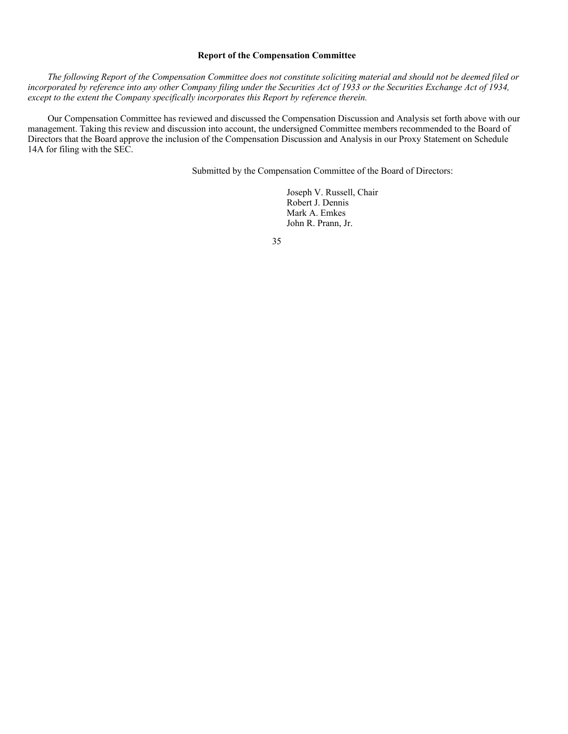## Report of the Compensation Committee

*The following Report of the Compensation Committee does not constitute soliciting material and should not be deemed filed or incorporated by reference into any other Company filing under the Securities Act of 1933 or the Securities Exchange Act of 1934, except to the extent the Company specifically incorporates this Report by reference therein.*

Our Compensation Committee has reviewed and discussed the Compensation Discussion and Analysis set forth above with our management. Taking this review and discussion into account, the undersigned Committee members recommended to the Board of Directors that the Board approve the inclusion of the Compensation Discussion and Analysis in our Proxy Statement on Schedule 14A for filing with the SEC.

Submitted by the Compensation Committee of the Board of Directors:

Joseph V. Russell, Chair
Robert J. Dennis
Mark A. Emkes
John R. Prann, Jr.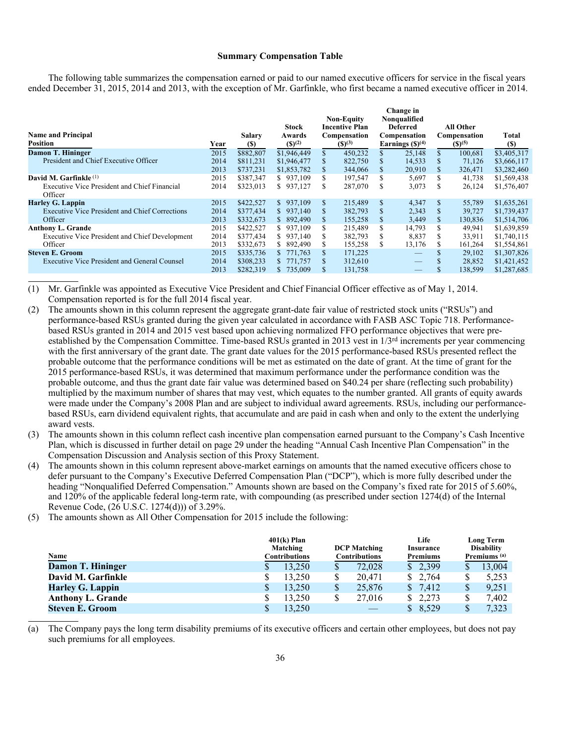### Summary Compensation Table

The following table summarizes the compensation earned or paid to our named executive officers for service in the fiscal years ended December 31, 2015, 2014 and 2013, with the exception of Mr. Garfinkle, who first became a named executive officer in 2014.

| Name and Principal Position | Year | Salary ($) | Stock Awards ($)[(2)] | Non-Equity Incentive Plan Compensation ($)[(3)] | Change in Nonqualified Deferred Compensation Earnings ($)[(4)] | All Other Compensation ($)[(5)] | Total ($) |
|---|---|---|---|---|---|---|---|
| **Damon T. Hininger** | 2015 | $882,807 | $1,946,449 | $ 450,232 | $ 25,148 | $ 100,681 | $3,405,317 |
| President and Chief Executive Officer | 2014 | $811,231 | $1,946,477 | $ 822,750 | $ 14,533 | $ 71,126 | $3,666,117 |
| | 2013 | $737,231 | $1,853,782 | $ 344,066 | $ 20,910 | $ 326,471 | $3,282,460 |
| **David M. Garfinkle** [(1)] | 2015 | $387,347 | $ 937,109 | $ 197,547 | $ 5,697 | $ 41,738 | $1,569,438 |
| Executive Vice President and Chief Financial Officer | 2014 | $323,013 | $ 937,127 | $ 287,070 | $ 3,073 | $ 26,124 | $1,576,407 |
| **Harley G. Lappin** | 2015 | $422,527 | $ 937,109 | $ 215,489 | $ 4,347 | $ 55,789 | $1,635,261 |
| Executive Vice President and Chief Corrections Officer | 2014 | $377,434 | $ 937,140 | $ 382,793 | $ 2,343 | $ 39,727 | $1,739,437 |
| | 2013 | $332,673 | $ 892,490 | $ 155,258 | $ 3,449 | $ 130,836 | $1,514,706 |
| **Anthony L. Grande** | 2015 | $422,527 | $ 937,109 | $ 215,489 | $ 14,793 | $ 49,941 | $1,639,859 |
| Executive Vice President and Chief Development Officer | 2014 | $377,434 | $ 937,140 | $ 382,793 | $ 8,837 | $ 33,911 | $1,740,115 |
| | 2013 | $332,673 | $ 892,490 | $ 155,258 | $ 13,176 | $ 161,264 | $1,554,861 |
| **Steven E. Groom** | 2015 | $335,736 | $ 771,763 | $ 171,225 | — | $ 29,102 | $1,307,826 |
| Executive Vice President and General Counsel | 2014 | $308,233 | $ 771,757 | $ 312,610 | — | $ 28,852 | $1,421,452 |
| | 2013 | $282,319 | $ 735,009 | $ 131,758 | — | $ 138,599 | $1,287,685 |

(1) Mr. Garfinkle was appointed as Executive Vice President and Chief Financial Officer effective as of May 1, 2014. Compensation reported is for the full 2014 fiscal year.

(2) The amounts shown in this column represent the aggregate grant-date fair value of restricted stock units ("RSUs") and performance-based RSUs granted during the given year calculated in accordance with FASB ASC Topic 718. Performance-based RSUs granted in 2014 and 2015 vest based upon achieving normalized FFO performance objectives that were pre-established by the Compensation Committee. Time-based RSUs granted in 2013 vest in 1/3rd increments per year commencing with the first anniversary of the grant date. The grant date values for the 2015 performance-based RSUs presented reflect the probable outcome that the performance conditions will be met as estimated on the date of grant. At the time of grant for the 2015 performance-based RSUs, it was determined that maximum performance under the performance condition was the probable outcome, and thus the grant date fair value was determined based on $40.24 per share (reflecting such probability) multiplied by the maximum number of shares that may vest, which equates to the number granted. All grants of equity awards were made under the Company's 2008 Plan and are subject to individual award agreements. RSUs, including our performance-based RSUs, earn dividend equivalent rights, that accumulate and are paid in cash when and only to the extent the underlying award vests.

(3) The amounts shown in this column reflect cash incentive plan compensation earned pursuant to the Company's Cash Incentive Plan, which is discussed in further detail on page 29 under the heading "Annual Cash Incentive Plan Compensation" in the Compensation Discussion and Analysis section of this Proxy Statement.

(4) The amounts shown in this column represent above-market earnings on amounts that the named executive officers chose to defer pursuant to the Company's Executive Deferred Compensation Plan ("DCP"), which is more fully described under the heading "Nonqualified Deferred Compensation." Amounts shown are based on the Company's fixed rate for 2015 of 5.60%, and 120% of the applicable federal long-term rate, with compounding (as prescribed under section 1274(d) of the Internal Revenue Code, (26 U.S.C. 1274(d))) of 3.29%.

(5) The amounts shown as All Other Compensation for 2015 include the following:

| Name | 401(k) Plan Matching Contributions | DCP Matching Contributions | Life Insurance Premiums | Long Term Disability Premiums [(a)] |
|---|---|---|---|---|
| **Damon T. Hininger** | $ 13,250 | $ 72,028 | $ 2,399 | $ 13,004 |
| **David M. Garfinkle** | $ 13,250 | $ 20,471 | $ 2,764 | $ 5,253 |
| **Harley G. Lappin** | $ 13,250 | $ 25,876 | $ 7,412 | $ 9,251 |
| **Anthony L. Grande** | $ 13,250 | $ 27,016 | $ 2,273 | $ 7,402 |
| **Steven E. Groom** | $ 13,250 | — | $ 8,529 | $ 7,323 |

(a) The Company pays the long term disability premiums of its executive officers and certain other employees, but does not pay such premiums for all employees.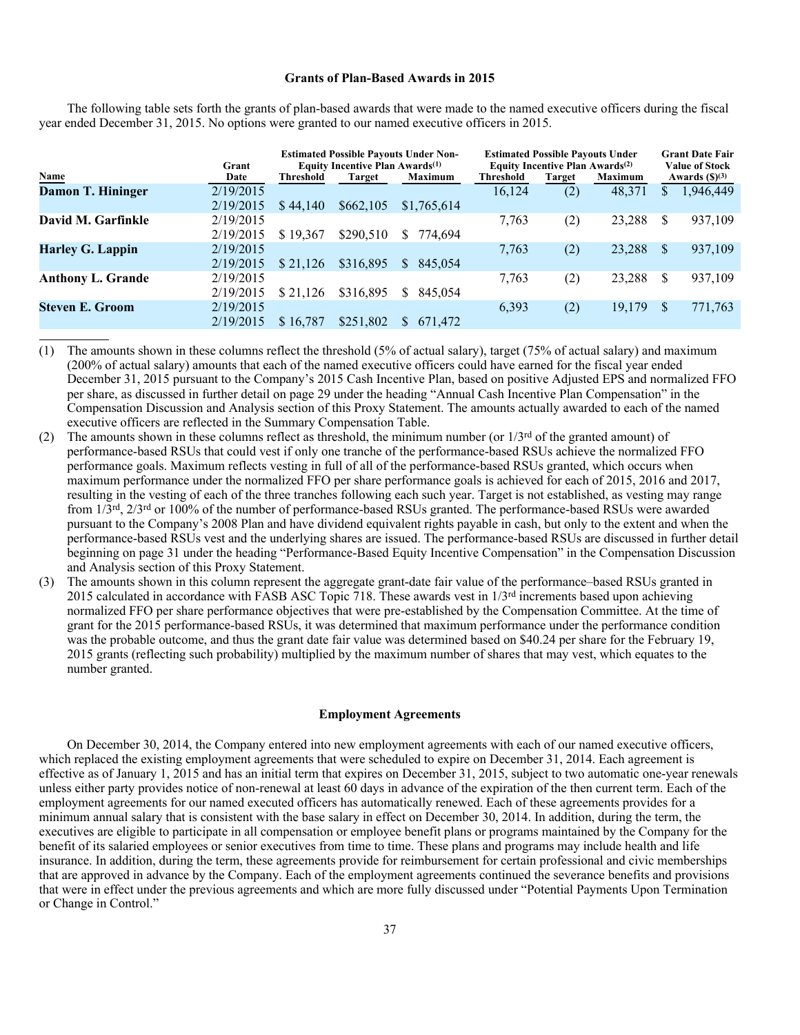## Grants of Plan-Based Awards in 2015

The following table sets forth the grants of plan-based awards that were made to the named executive officers during the fiscal year ended December 31, 2015. No options were granted to our named executive officers in 2015.

| Name | Grant Date | Estimated Possible Payouts Under Non-Equity Incentive Plan Awards[(1)] | | | Estimated Possible Payouts Under Equity Incentive Plan Awards[(2)] | | | Grant Date Fair Value of Stock Awards ($)[(3)] |
|---|---|---|---|---|---|---|---|---|
| | | Threshold | Target | Maximum | Threshold | Target | Maximum | |
| **Damon T. Hininger** | 2/19/2015 | | | | 16,124 | (2) | 48,371 | $ 1,946,449 |
| | 2/19/2015 | $ 44,140 | $662,105 | $1,765,614 | | | | |
| **David M. Garfinkle** | 2/19/2015 | | | | 7,763 | (2) | 23,288 | $ 937,109 |
| | 2/19/2015 | $ 19,367 | $290,510 | $ 774,694 | | | | |
| **Harley G. Lappin** | 2/19/2015 | | | | 7,763 | (2) | 23,288 | $ 937,109 |
| | 2/19/2015 | $ 21,126 | $316,895 | $ 845,054 | | | | |
| **Anthony L. Grande** | 2/19/2015 | | | | 7,763 | (2) | 23,288 | $ 937,109 |
| | 2/19/2015 | $ 21,126 | $316,895 | $ 845,054 | | | | |
| **Steven E. Groom** | 2/19/2015 | | | | 6,393 | (2) | 19,179 | $ 771,763 |
| | 2/19/2015 | $ 16,787 | $251,802 | $ 671,472 | | | | |

(1) The amounts shown in these columns reflect the threshold (5% of actual salary), target (75% of actual salary) and maximum (200% of actual salary) amounts that each of the named executive officers could have earned for the fiscal year ended December 31, 2015 pursuant to the Company's 2015 Cash Incentive Plan, based on positive Adjusted EPS and normalized FFO per share, as discussed in further detail on page 29 under the heading "Annual Cash Incentive Plan Compensation" in the Compensation Discussion and Analysis section of this Proxy Statement. The amounts actually awarded to each of the named executive officers are reflected in the Summary Compensation Table.

(2) The amounts shown in these columns reflect as threshold, the minimum number (or 1/3rd of the granted amount) of performance-based RSUs that could vest if only one tranche of the performance-based RSUs achieve the normalized FFO performance goals. Maximum reflects vesting in full of all of the performance-based RSUs granted, which occurs when maximum performance under the normalized FFO per share performance goals is achieved for each of 2015, 2016 and 2017, resulting in the vesting of each of the three tranches following each such year. Target is not established, as vesting may range from 1/3rd, 2/3rd or 100% of the number of performance-based RSUs granted. The performance-based RSUs were awarded pursuant to the Company's 2008 Plan and have dividend equivalent rights payable in cash, but only to the extent and when the performance-based RSUs vest and the underlying shares are issued. The performance-based RSUs are discussed in further detail beginning on page 31 under the heading "Performance-Based Equity Incentive Compensation" in the Compensation Discussion and Analysis section of this Proxy Statement.

(3) The amounts shown in this column represent the aggregate grant-date fair value of the performance–based RSUs granted in 2015 calculated in accordance with FASB ASC Topic 718. These awards vest in 1/3rd increments based upon achieving normalized FFO per share performance objectives that were pre-established by the Compensation Committee. At the time of grant for the 2015 performance-based RSUs, it was determined that maximum performance under the performance condition was the probable outcome, and thus the grant date fair value was determined based on $40.24 per share for the February 19, 2015 grants (reflecting such probability) multiplied by the maximum number of shares that may vest, which equates to the number granted.

## Employment Agreements

On December 30, 2014, the Company entered into new employment agreements with each of our named executive officers, which replaced the existing employment agreements that were scheduled to expire on December 31, 2014. Each agreement is effective as of January 1, 2015 and has an initial term that expires on December 31, 2015, subject to two automatic one-year renewals unless either party provides notice of non-renewal at least 60 days in advance of the expiration of the then current term. Each of the employment agreements for our named executed officers has automatically renewed. Each of these agreements provides for a minimum annual salary that is consistent with the base salary in effect on December 30, 2014. In addition, during the term, the executives are eligible to participate in all compensation or employee benefit plans or programs maintained by the Company for the benefit of its salaried employees or senior executives from time to time. These plans and programs may include health and life insurance. In addition, during the term, these agreements provide for reimbursement for certain professional and civic memberships that are approved in advance by the Company. Each of the employment agreements continued the severance benefits and provisions that were in effect under the previous agreements and which are more fully discussed under "Potential Payments Upon Termination or Change in Control."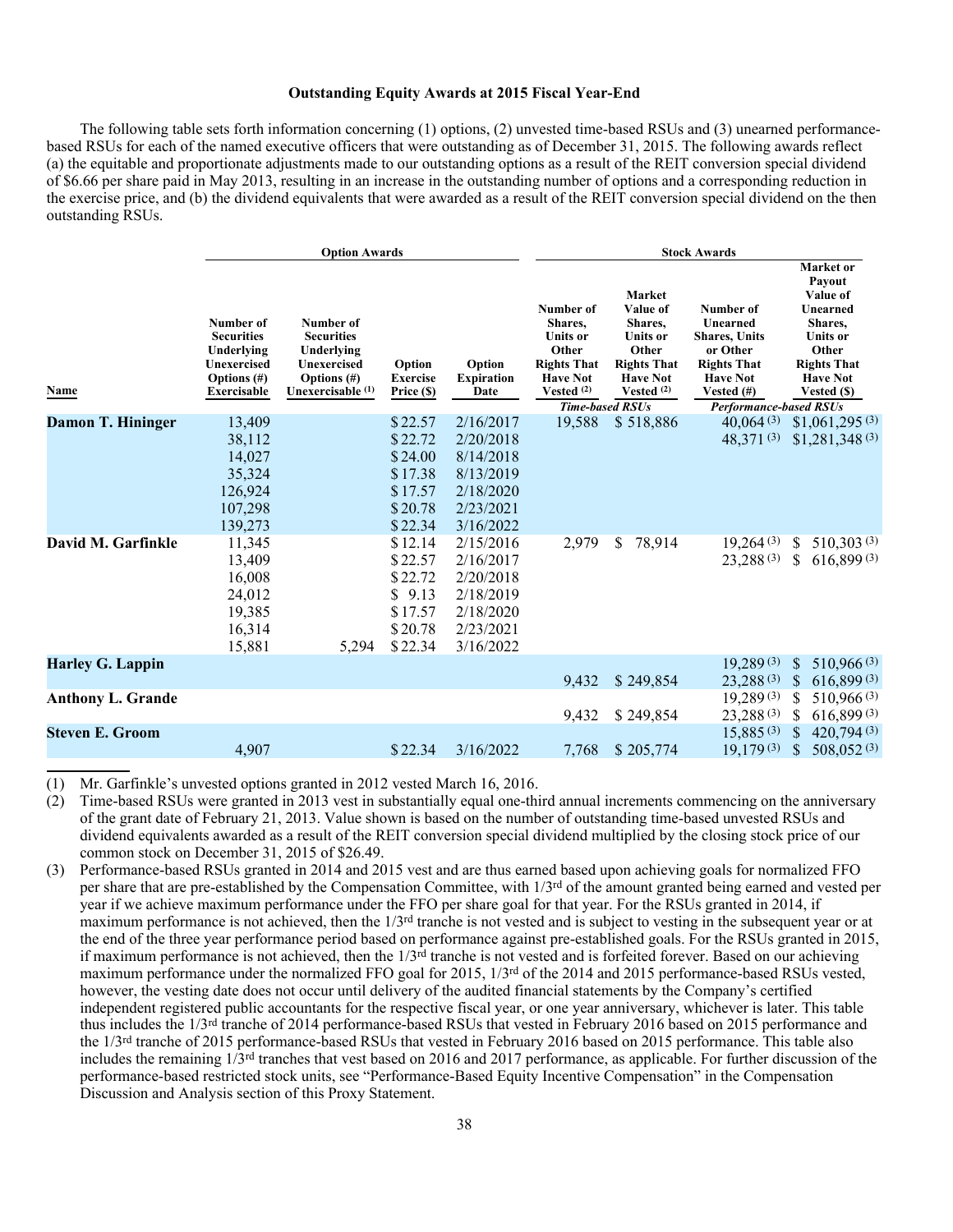### Outstanding Equity Awards at 2015 Fiscal Year-End

The following table sets forth information concerning (1) options, (2) unvested time-based RSUs and (3) unearned performance-based RSUs for each of the named executive officers that were outstanding as of December 31, 2015. The following awards reflect (a) the equitable and proportionate adjustments made to our outstanding options as a result of the REIT conversion special dividend of $6.66 per share paid in May 2013, resulting in an increase in the outstanding number of options and a corresponding reduction in the exercise price, and (b) the dividend equivalents that were awarded as a result of the REIT conversion special dividend on the then outstanding RSUs.

| | Option Awards | | | | Stock Awards | | | |
|---|---|---|---|---|---|---|---|---|
| | | | | | Time-based RSUs | | Performance-based RSUs | |
| Name | Number of Securities Underlying Unexercised Options (#) Exercisable | Number of Securities Underlying Unexercised Options (#) Unexercisable (1) | Option Exercise Price ($) | Option Expiration Date | Number of Shares, Units or Other Rights That Have Not Vested (2) | Market Value of Shares, Units or Other Rights That Have Not Vested (2) | Number of Unearned Shares, Units or Other Rights That Have Not Vested (#) | Market or Payout Value of Unearned Shares, Units or Other Rights That Have Not Vested ($) |
| **Damon T. Hininger** | 13,409 | | $22.57 | 2/16/2017 | 19,588 | $518,886 | 40,064 (3) | $1,061,295 (3) |
| | 38,112 | | $22.72 | 2/20/2018 | | | 48,371 (3) | $1,281,348 (3) |
| | 14,027 | | $24.00 | 8/14/2018 | | | | |
| | 35,324 | | $17.38 | 8/13/2019 | | | | |
| | 126,924 | | $17.57 | 2/18/2020 | | | | |
| | 107,298 | | $20.78 | 2/23/2021 | | | | |
| | 139,273 | | $22.34 | 3/16/2022 | | | | |
| **David M. Garfinkle** | 11,345 | | $12.14 | 2/15/2016 | 2,979 | $78,914 | 19,264 (3) | $510,303 (3) |
| | 13,409 | | $22.57 | 2/16/2017 | | | 23,288 (3) | $616,899 (3) |
| | 16,008 | | $22.72 | 2/20/2018 | | | | |
| | 24,012 | | $9.13 | 2/18/2019 | | | | |
| | 19,385 | | $17.57 | 2/18/2020 | | | | |
| | 16,314 | | $20.78 | 2/23/2021 | | | | |
| | 15,881 | 5,294 | $22.34 | 3/16/2022 | | | | |
| **Harley G. Lappin** | | | | | | | 19,289 (3) | $510,966 (3) |
| | | | | | 9,432 | $249,854 | 23,288 (3) | $616,899 (3) |
| **Anthony L. Grande** | | | | | | | 19,289 (3) | $510,966 (3) |
| | | | | | 9,432 | $249,854 | 23,288 (3) | $616,899 (3) |
| **Steven E. Groom** | | | | | | | 15,885 (3) | $420,794 (3) |
| | 4,907 | | $22.34 | 3/16/2022 | 7,768 | $205,774 | 19,179 (3) | $508,052 (3) |

(1) Mr. Garfinkle's unvested options granted in 2012 vested March 16, 2016.

(2) Time-based RSUs were granted in 2013 vest in substantially equal one-third annual increments commencing on the anniversary of the grant date of February 21, 2013. Value shown is based on the number of outstanding time-based unvested RSUs and dividend equivalents awarded as a result of the REIT conversion special dividend multiplied by the closing stock price of our common stock on December 31, 2015 of $26.49.

(3) Performance-based RSUs granted in 2014 and 2015 vest and are thus earned based upon achieving goals for normalized FFO per share that are pre-established by the Compensation Committee, with 1/3rd of the amount granted being earned and vested per year if we achieve maximum performance under the FFO per share goal for that year. For the RSUs granted in 2014, if maximum performance is not achieved, then the 1/3rd tranche is not vested and is subject to vesting in the subsequent year or at the end of the three year performance period based on performance against pre-established goals. For the RSUs granted in 2015, if maximum performance is not achieved, then the 1/3rd tranche is not vested and is forfeited forever. Based on our achieving maximum performance under the normalized FFO goal for 2015, 1/3rd of the 2014 and 2015 performance-based RSUs vested, however, the vesting date does not occur until delivery of the audited financial statements by the Company's certified independent registered public accountants for the respective fiscal year, or one year anniversary, whichever is later. This table thus includes the 1/3rd tranche of 2014 performance-based RSUs that vested in February 2016 based on 2015 performance and the 1/3rd tranche of 2015 performance-based RSUs that vested in February 2016 based on 2015 performance. This table also includes the remaining 1/3rd tranches that vest based on 2016 and 2017 performance, as applicable. For further discussion of the performance-based restricted stock units, see "Performance-Based Equity Incentive Compensation" in the Compensation Discussion and Analysis section of this Proxy Statement.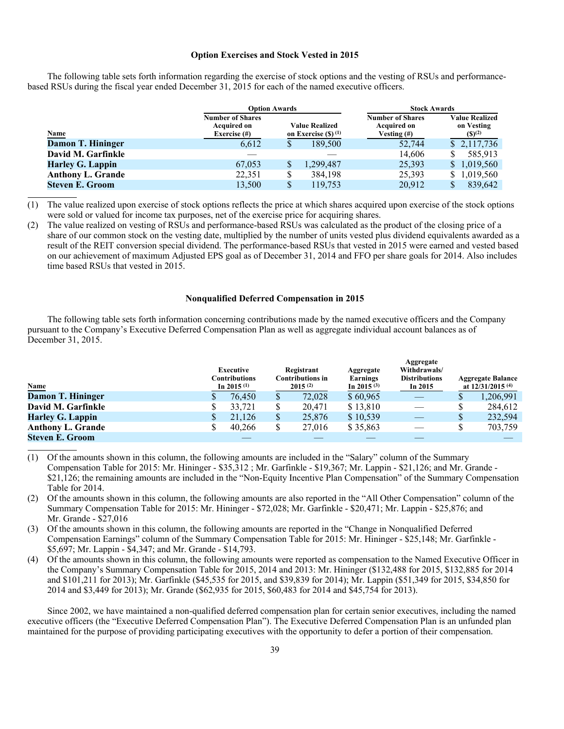## Option Exercises and Stock Vested in 2015

The following table sets forth information regarding the exercise of stock options and the vesting of RSUs and performance-based RSUs during the fiscal year ended December 31, 2015 for each of the named executive officers.

| | Option Awards | | Stock Awards | |
|---|---|---|---|---|
| Name | Number of Shares Acquired on Exercise (#) | Value Realized on Exercise ($) (1) | Number of Shares Acquired on Vesting (#) | Value Realized on Vesting ($)(2) |
| **Damon T. Hininger** | 6,612 | $ 189,500 | 52,744 | $ 2,117,736 |
| **David M. Garfinkle** | — | — | 14,606 | $ 585,913 |
| **Harley G. Lappin** | 67,053 | $ 1,299,487 | 25,393 | $ 1,019,560 |
| **Anthony L. Grande** | 22,351 | $ 384,198 | 25,393 | $ 1,019,560 |
| **Steven E. Groom** | 13,500 | $ 119,753 | 20,912 | $ 839,642 |

(1) The value realized upon exercise of stock options reflects the price at which shares acquired upon exercise of the stock options were sold or valued for income tax purposes, net of the exercise price for acquiring shares.

(2) The value realized on vesting of RSUs and performance-based RSUs was calculated as the product of the closing price of a share of our common stock on the vesting date, multiplied by the number of units vested plus dividend equivalents awarded as a result of the REIT conversion special dividend. The performance-based RSUs that vested in 2015 were earned and vested based on our achievement of maximum Adjusted EPS goal as of December 31, 2014 and FFO per share goals for 2014. Also includes time based RSUs that vested in 2015.

## Nonqualified Deferred Compensation in 2015

The following table sets forth information concerning contributions made by the named executive officers and the Company pursuant to the Company's Executive Deferred Compensation Plan as well as aggregate individual account balances as of December 31, 2015.

| Name | Executive Contributions In 2015 (1) | Registrant Contributions in 2015 (2) | Aggregate Earnings In 2015 (3) | Aggregate Withdrawals/ Distributions In 2015 | Aggregate Balance at 12/31/2015 (4) |
|---|---|---|---|---|---|
| **Damon T. Hininger** | $ 76,450 | $ 72,028 | $ 60,965 | — | $ 1,206,991 |
| **David M. Garfinkle** | $ 33,721 | $ 20,471 | $ 13,810 | — | $ 284,612 |
| **Harley G. Lappin** | $ 21,126 | $ 25,876 | $ 10,539 | — | $ 232,594 |
| **Anthony L. Grande** | $ 40,266 | $ 27,016 | $ 35,863 | — | $ 703,759 |
| **Steven E. Groom** | — | — | — | — | — |

(1) Of the amounts shown in this column, the following amounts are included in the "Salary" column of the Summary Compensation Table for 2015: Mr. Hininger - $35,312 ; Mr. Garfinkle - $19,367; Mr. Lappin - $21,126; and Mr. Grande - $21,126; the remaining amounts are included in the "Non-Equity Incentive Plan Compensation" of the Summary Compensation Table for 2014.

(2) Of the amounts shown in this column, the following amounts are also reported in the "All Other Compensation" column of the Summary Compensation Table for 2015: Mr. Hininger - $72,028; Mr. Garfinkle - $20,471; Mr. Lappin - $25,876; and Mr. Grande - $27,016

(3) Of the amounts shown in this column, the following amounts are reported in the "Change in Nonqualified Deferred Compensation Earnings" column of the Summary Compensation Table for 2015: Mr. Hininger - $25,148; Mr. Garfinkle - $5,697; Mr. Lappin - $4,347; and Mr. Grande - $14,793.

(4) Of the amounts shown in this column, the following amounts were reported as compensation to the Named Executive Officer in the Company's Summary Compensation Table for 2015, 2014 and 2013: Mr. Hininger ($132,488 for 2015, $132,885 for 2014 and $101,211 for 2013); Mr. Garfinkle ($45,535 for 2015, and $39,839 for 2014); Mr. Lappin ($51,349 for 2015, $34,850 for 2014 and $3,449 for 2013); Mr. Grande ($62,935 for 2015, $60,483 for 2014 and $45,754 for 2013).

Since 2002, we have maintained a non-qualified deferred compensation plan for certain senior executives, including the named executive officers (the "Executive Deferred Compensation Plan"). The Executive Deferred Compensation Plan is an unfunded plan maintained for the purpose of providing participating executives with the opportunity to defer a portion of their compensation.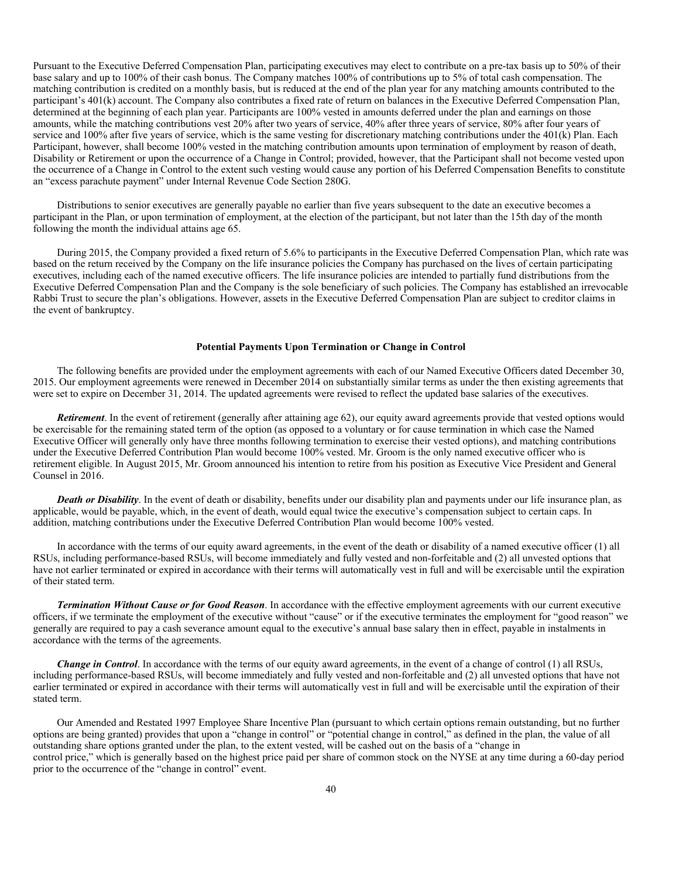Pursuant to the Executive Deferred Compensation Plan, participating executives may elect to contribute on a pre-tax basis up to 50% of their base salary and up to 100% of their cash bonus. The Company matches 100% of contributions up to 5% of total cash compensation. The matching contribution is credited on a monthly basis, but is reduced at the end of the plan year for any matching amounts contributed to the participant's 401(k) account. The Company also contributes a fixed rate of return on balances in the Executive Deferred Compensation Plan, determined at the beginning of each plan year. Participants are 100% vested in amounts deferred under the plan and earnings on those amounts, while the matching contributions vest 20% after two years of service, 40% after three years of service, 80% after four years of service and 100% after five years of service, which is the same vesting for discretionary matching contributions under the 401(k) Plan. Each Participant, however, shall become 100% vested in the matching contribution amounts upon termination of employment by reason of death, Disability or Retirement or upon the occurrence of a Change in Control; provided, however, that the Participant shall not become vested upon the occurrence of a Change in Control to the extent such vesting would cause any portion of his Deferred Compensation Benefits to constitute an "excess parachute payment" under Internal Revenue Code Section 280G.

Distributions to senior executives are generally payable no earlier than five years subsequent to the date an executive becomes a participant in the Plan, or upon termination of employment, at the election of the participant, but not later than the 15th day of the month following the month the individual attains age 65.

During 2015, the Company provided a fixed return of 5.6% to participants in the Executive Deferred Compensation Plan, which rate was based on the return received by the Company on the life insurance policies the Company has purchased on the lives of certain participating executives, including each of the named executive officers. The life insurance policies are intended to partially fund distributions from the Executive Deferred Compensation Plan and the Company is the sole beneficiary of such policies. The Company has established an irrevocable Rabbi Trust to secure the plan's obligations. However, assets in the Executive Deferred Compensation Plan are subject to creditor claims in the event of bankruptcy.

## Potential Payments Upon Termination or Change in Control

The following benefits are provided under the employment agreements with each of our Named Executive Officers dated December 30, 2015. Our employment agreements were renewed in December 2014 on substantially similar terms as under the then existing agreements that were set to expire on December 31, 2014. The updated agreements were revised to reflect the updated base salaries of the executives.

***Retirement***. In the event of retirement (generally after attaining age 62), our equity award agreements provide that vested options would be exercisable for the remaining stated term of the option (as opposed to a voluntary or for cause termination in which case the Named Executive Officer will generally only have three months following termination to exercise their vested options), and matching contributions under the Executive Deferred Contribution Plan would become 100% vested. Mr. Groom is the only named executive officer who is retirement eligible. In August 2015, Mr. Groom announced his intention to retire from his position as Executive Vice President and General Counsel in 2016.

***Death or Disability***. In the event of death or disability, benefits under our disability plan and payments under our life insurance plan, as applicable, would be payable, which, in the event of death, would equal twice the executive's compensation subject to certain caps. In addition, matching contributions under the Executive Deferred Contribution Plan would become 100% vested.

In accordance with the terms of our equity award agreements, in the event of the death or disability of a named executive officer (1) all RSUs, including performance-based RSUs, will become immediately and fully vested and non-forfeitable and (2) all unvested options that have not earlier terminated or expired in accordance with their terms will automatically vest in full and will be exercisable until the expiration of their stated term.

***Termination Without Cause or for Good Reason***. In accordance with the effective employment agreements with our current executive officers, if we terminate the employment of the executive without "cause" or if the executive terminates the employment for "good reason" we generally are required to pay a cash severance amount equal to the executive's annual base salary then in effect, payable in instalments in accordance with the terms of the agreements.

***Change in Control***. In accordance with the terms of our equity award agreements, in the event of a change of control (1) all RSUs, including performance-based RSUs, will become immediately and fully vested and non-forfeitable and (2) all unvested options that have not earlier terminated or expired in accordance with their terms will automatically vest in full and will be exercisable until the expiration of their stated term.

Our Amended and Restated 1997 Employee Share Incentive Plan (pursuant to which certain options remain outstanding, but no further options are being granted) provides that upon a "change in control" or "potential change in control," as defined in the plan, the value of all outstanding share options granted under the plan, to the extent vested, will be cashed out on the basis of a "change in control price," which is generally based on the highest price paid per share of common stock on the NYSE at any time during a 60-day period prior to the occurrence of the "change in control" event.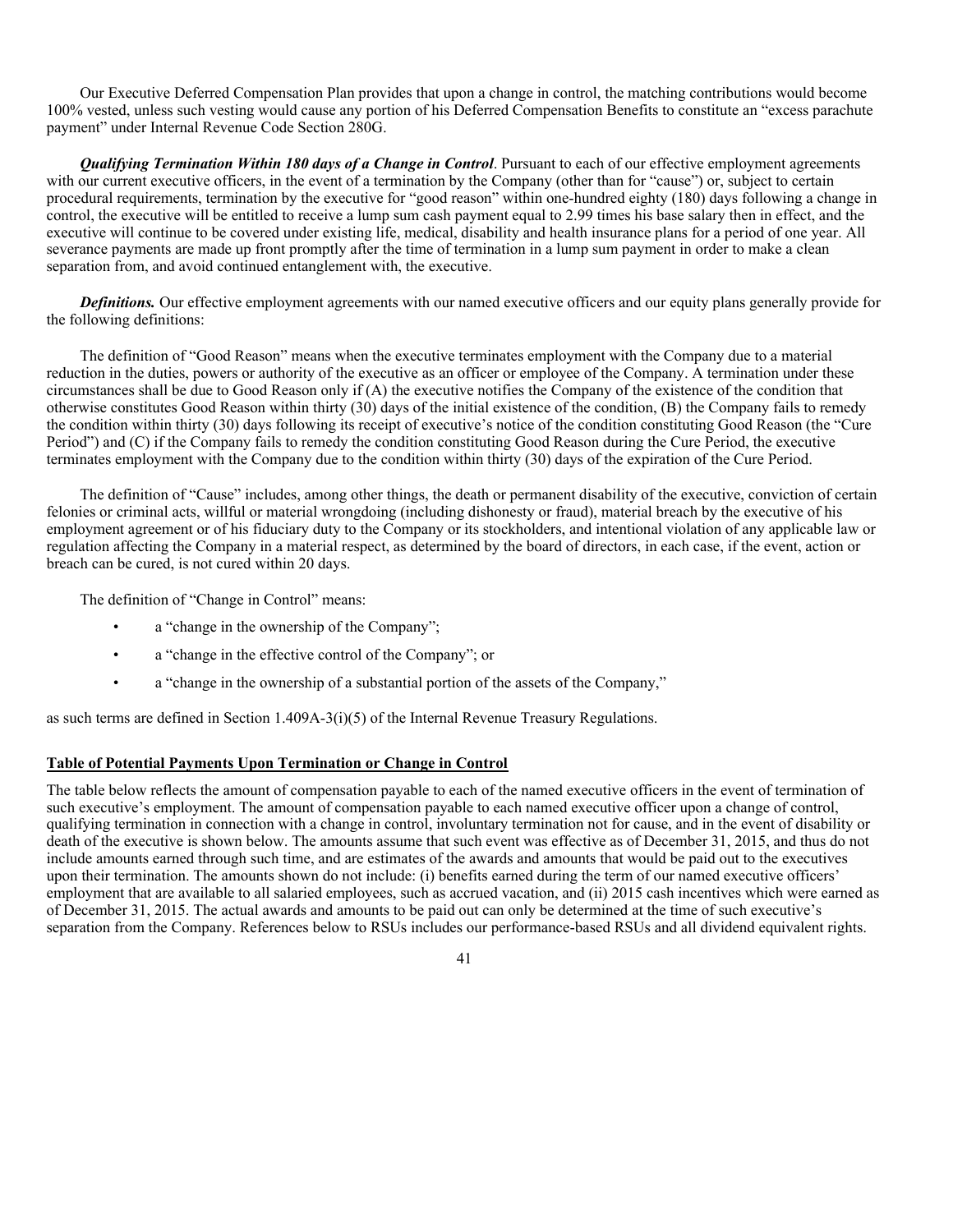Our Executive Deferred Compensation Plan provides that upon a change in control, the matching contributions would become 100% vested, unless such vesting would cause any portion of his Deferred Compensation Benefits to constitute an "excess parachute payment" under Internal Revenue Code Section 280G.

***Qualifying Termination Within 180 days of a Change in Control***. Pursuant to each of our effective employment agreements with our current executive officers, in the event of a termination by the Company (other than for "cause") or, subject to certain procedural requirements, termination by the executive for "good reason" within one-hundred eighty (180) days following a change in control, the executive will be entitled to receive a lump sum cash payment equal to 2.99 times his base salary then in effect, and the executive will continue to be covered under existing life, medical, disability and health insurance plans for a period of one year. All severance payments are made up front promptly after the time of termination in a lump sum payment in order to make a clean separation from, and avoid continued entanglement with, the executive.

***Definitions.*** Our effective employment agreements with our named executive officers and our equity plans generally provide for the following definitions:

The definition of "Good Reason" means when the executive terminates employment with the Company due to a material reduction in the duties, powers or authority of the executive as an officer or employee of the Company. A termination under these circumstances shall be due to Good Reason only if (A) the executive notifies the Company of the existence of the condition that otherwise constitutes Good Reason within thirty (30) days of the initial existence of the condition, (B) the Company fails to remedy the condition within thirty (30) days following its receipt of executive's notice of the condition constituting Good Reason (the "Cure Period") and (C) if the Company fails to remedy the condition constituting Good Reason during the Cure Period, the executive terminates employment with the Company due to the condition within thirty (30) days of the expiration of the Cure Period.

The definition of "Cause" includes, among other things, the death or permanent disability of the executive, conviction of certain felonies or criminal acts, willful or material wrongdoing (including dishonesty or fraud), material breach by the executive of his employment agreement or of his fiduciary duty to the Company or its stockholders, and intentional violation of any applicable law or regulation affecting the Company in a material respect, as determined by the board of directors, in each case, if the event, action or breach can be cured, is not cured within 20 days.

The definition of "Change in Control" means:

- a "change in the ownership of the Company";
- a "change in the effective control of the Company"; or
- a "change in the ownership of a substantial portion of the assets of the Company,"

as such terms are defined in Section 1.409A-3(i)(5) of the Internal Revenue Treasury Regulations.

## Table of Potential Payments Upon Termination or Change in Control

The table below reflects the amount of compensation payable to each of the named executive officers in the event of termination of such executive's employment. The amount of compensation payable to each named executive officer upon a change of control, qualifying termination in connection with a change in control, involuntary termination not for cause, and in the event of disability or death of the executive is shown below. The amounts assume that such event was effective as of December 31, 2015, and thus do not include amounts earned through such time, and are estimates of the awards and amounts that would be paid out to the executives upon their termination. The amounts shown do not include: (i) benefits earned during the term of our named executive officers' employment that are available to all salaried employees, such as accrued vacation, and (ii) 2015 cash incentives which were earned as of December 31, 2015. The actual awards and amounts to be paid out can only be determined at the time of such executive's separation from the Company. References below to RSUs includes our performance-based RSUs and all dividend equivalent rights.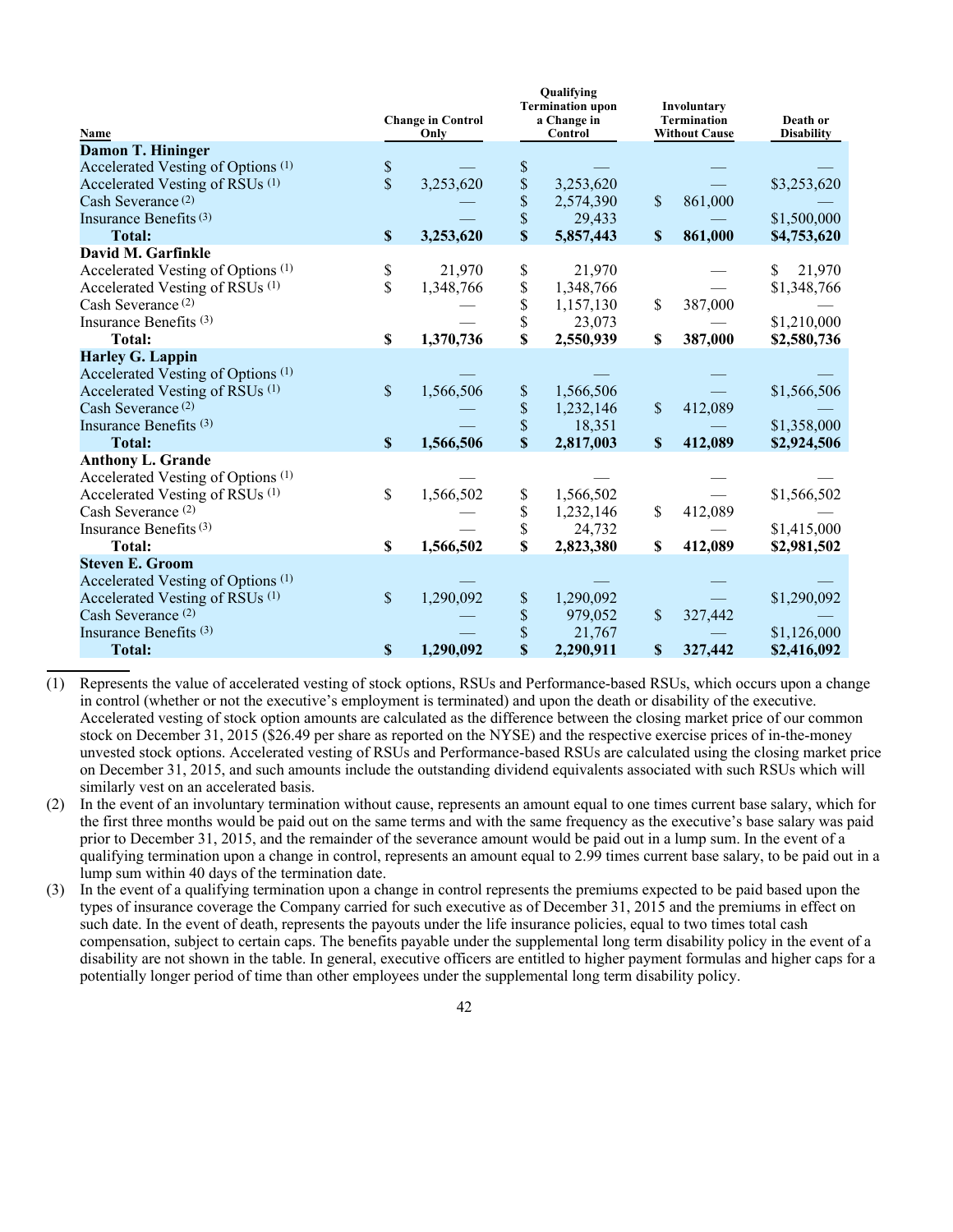| Name | Change in Control Only | Qualifying Termination upon a Change in Control | Involuntary Termination Without Cause | Death or Disability |
|---|---|---|---|---|
| **Damon T. Hininger** | | | | |
| Accelerated Vesting of Options [(1)] | $ — | $ — | — | — |
| Accelerated Vesting of RSUs [(1)] | $ 3,253,620 | $ 3,253,620 | — | $3,253,620 |
| Cash Severance [(2)] | — | $ 2,574,390 | $ 861,000 | — |
| Insurance Benefits [(3)] | — | $ 29,433 | — | $1,500,000 |
| **Total:** | **$ 3,253,620** | **$ 5,857,443** | **$ 861,000** | **$4,753,620** |
| **David M. Garfinkle** | | | | |
| Accelerated Vesting of Options [(1)] | $ 21,970 | $ 21,970 | — | $ 21,970 |
| Accelerated Vesting of RSUs [(1)] | $ 1,348,766 | $ 1,348,766 | — | $1,348,766 |
| Cash Severance [(2)] | — | $ 1,157,130 | $ 387,000 | — |
| Insurance Benefits [(3)] | — | $ 23,073 | — | $1,210,000 |
| **Total:** | **$ 1,370,736** | **$ 2,550,939** | **$ 387,000** | **$2,580,736** |
| **Harley G. Lappin** | | | | |
| Accelerated Vesting of Options [(1)] | — | — | — | — |
| Accelerated Vesting of RSUs [(1)] | $ 1,566,506 | $ 1,566,506 | — | $1,566,506 |
| Cash Severance [(2)] | — | $ 1,232,146 | $ 412,089 | — |
| Insurance Benefits [(3)] | — | $ 18,351 | — | $1,358,000 |
| **Total:** | **$ 1,566,506** | **$ 2,817,003** | **$ 412,089** | **$2,924,506** |
| **Anthony L. Grande** | | | | |
| Accelerated Vesting of Options [(1)] | — | — | — | — |
| Accelerated Vesting of RSUs [(1)] | $ 1,566,502 | $ 1,566,502 | — | $1,566,502 |
| Cash Severance [(2)] | — | $ 1,232,146 | $ 412,089 | — |
| Insurance Benefits [(3)] | — | $ 24,732 | — | $1,415,000 |
| **Total:** | **$ 1,566,502** | **$ 2,823,380** | **$ 412,089** | **$2,981,502** |
| **Steven E. Groom** | | | | |
| Accelerated Vesting of Options [(1)] | — | — | — | — |
| Accelerated Vesting of RSUs [(1)] | $ 1,290,092 | $ 1,290,092 | — | $1,290,092 |
| Cash Severance [(2)] | — | $ 979,052 | $ 327,442 | — |
| Insurance Benefits [(3)] | — | $ 21,767 | — | $1,126,000 |
| **Total:** | **$ 1,290,092** | **$ 2,290,911** | **$ 327,442** | **$2,416,092** |

(1) Represents the value of accelerated vesting of stock options, RSUs and Performance-based RSUs, which occurs upon a change in control (whether or not the executive's employment is terminated) and upon the death or disability of the executive. Accelerated vesting of stock option amounts are calculated as the difference between the closing market price of our common stock on December 31, 2015 ($26.49 per share as reported on the NYSE) and the respective exercise prices of in-the-money unvested stock options. Accelerated vesting of RSUs and Performance-based RSUs are calculated using the closing market price on December 31, 2015, and such amounts include the outstanding dividend equivalents associated with such RSUs which will similarly vest on an accelerated basis.

(2) In the event of an involuntary termination without cause, represents an amount equal to one times current base salary, which for the first three months would be paid out on the same terms and with the same frequency as the executive's base salary was paid prior to December 31, 2015, and the remainder of the severance amount would be paid out in a lump sum. In the event of a qualifying termination upon a change in control, represents an amount equal to 2.99 times current base salary, to be paid out in a lump sum within 40 days of the termination date.

(3) In the event of a qualifying termination upon a change in control represents the premiums expected to be paid based upon the types of insurance coverage the Company carried for such executive as of December 31, 2015 and the premiums in effect on such date. In the event of death, represents the payouts under the life insurance policies, equal to two times total cash compensation, subject to certain caps. The benefits payable under the supplemental long term disability policy in the event of a disability are not shown in the table. In general, executive officers are entitled to higher payment formulas and higher caps for a potentially longer period of time than other employees under the supplemental long term disability policy.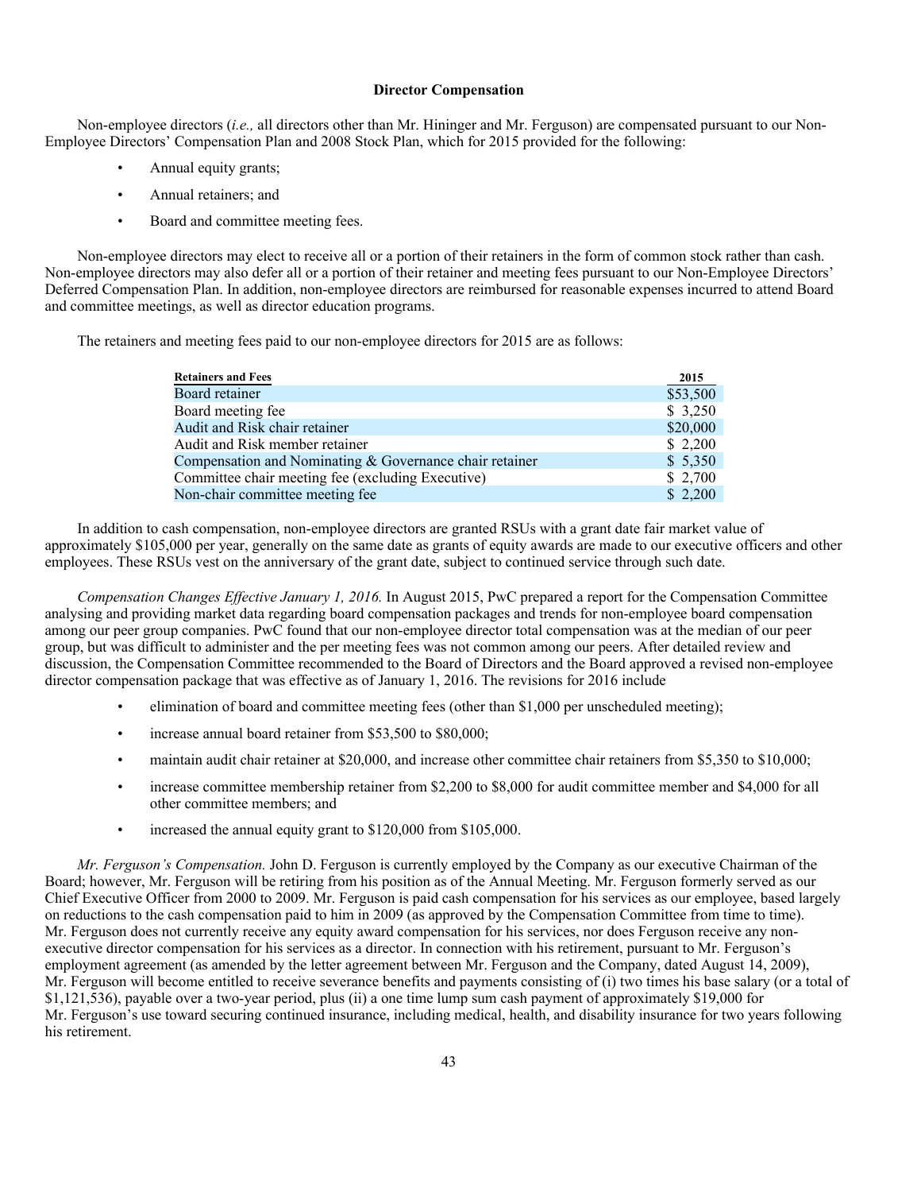## Director Compensation

Non-employee directors (*i.e.,* all directors other than Mr. Hininger and Mr. Ferguson) are compensated pursuant to our Non-Employee Directors' Compensation Plan and 2008 Stock Plan, which for 2015 provided for the following:

- Annual equity grants;
- Annual retainers; and
- Board and committee meeting fees.

Non-employee directors may elect to receive all or a portion of their retainers in the form of common stock rather than cash. Non-employee directors may also defer all or a portion of their retainer and meeting fees pursuant to our Non-Employee Directors' Deferred Compensation Plan. In addition, non-employee directors are reimbursed for reasonable expenses incurred to attend Board and committee meetings, as well as director education programs.

The retainers and meeting fees paid to our non-employee directors for 2015 are as follows:

| Retainers and Fees | 2015 |
|---|---|
| Board retainer | $53,500 |
| Board meeting fee | $ 3,250 |
| Audit and Risk chair retainer | $20,000 |
| Audit and Risk member retainer | $ 2,200 |
| Compensation and Nominating & Governance chair retainer | $ 5,350 |
| Committee chair meeting fee (excluding Executive) | $ 2,700 |
| Non-chair committee meeting fee | $ 2,200 |

In addition to cash compensation, non-employee directors are granted RSUs with a grant date fair market value of approximately $105,000 per year, generally on the same date as grants of equity awards are made to our executive officers and other employees. These RSUs vest on the anniversary of the grant date, subject to continued service through such date.

*Compensation Changes Effective January 1, 2016.* In August 2015, PwC prepared a report for the Compensation Committee analysing and providing market data regarding board compensation packages and trends for non-employee board compensation among our peer group companies. PwC found that our non-employee director total compensation was at the median of our peer group, but was difficult to administer and the per meeting fees was not common among our peers. After detailed review and discussion, the Compensation Committee recommended to the Board of Directors and the Board approved a revised non-employee director compensation package that was effective as of January 1, 2016. The revisions for 2016 include

- elimination of board and committee meeting fees (other than $1,000 per unscheduled meeting);
- increase annual board retainer from $53,500 to $80,000;
- maintain audit chair retainer at $20,000, and increase other committee chair retainers from $5,350 to $10,000;
- increase committee membership retainer from $2,200 to $8,000 for audit committee member and $4,000 for all other committee members; and
- increased the annual equity grant to $120,000 from $105,000.

*Mr. Ferguson's Compensation.* John D. Ferguson is currently employed by the Company as our executive Chairman of the Board; however, Mr. Ferguson will be retiring from his position as of the Annual Meeting. Mr. Ferguson formerly served as our Chief Executive Officer from 2000 to 2009. Mr. Ferguson is paid cash compensation for his services as our employee, based largely on reductions to the cash compensation paid to him in 2009 (as approved by the Compensation Committee from time to time). Mr. Ferguson does not currently receive any equity award compensation for his services, nor does Ferguson receive any non-executive director compensation for his services as a director. In connection with his retirement, pursuant to Mr. Ferguson's employment agreement (as amended by the letter agreement between Mr. Ferguson and the Company, dated August 14, 2009), Mr. Ferguson will become entitled to receive severance benefits and payments consisting of (i) two times his base salary (or a total of $1,121,536), payable over a two-year period, plus (ii) a one time lump sum cash payment of approximately $19,000 for Mr. Ferguson's use toward securing continued insurance, including medical, health, and disability insurance for two years following his retirement.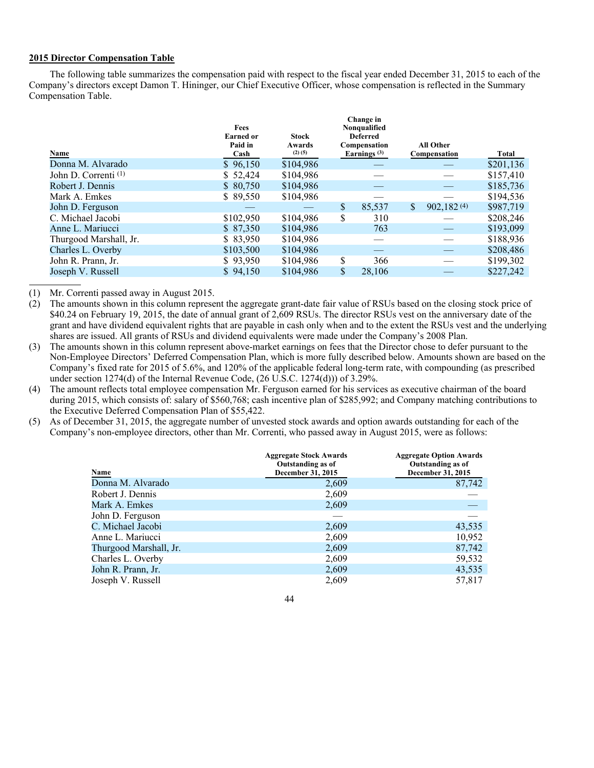**2015 Director Compensation Table**

The following table summarizes the compensation paid with respect to the fiscal year ended December 31, 2015 to each of the Company's directors except Damon T. Hininger, our Chief Executive Officer, whose compensation is reflected in the Summary Compensation Table.

| Name | Fees Earned or Paid in Cash | Stock Awards (2) (5) | Change in Nonqualified Deferred Compensation Earnings (3) | All Other Compensation | Total |
|---|---|---|---|---|---|
| Donna M. Alvarado | $ 96,150 | $104,986 | — | — | $201,136 |
| John D. Correnti (1) | $ 52,424 | $104,986 | — | — | $157,410 |
| Robert J. Dennis | $ 80,750 | $104,986 | — | — | $185,736 |
| Mark A. Emkes | $ 89,550 | $104,986 | — | — | $194,536 |
| John D. Ferguson | — | — | $ 85,537 | $ 902,182 (4) | $987,719 |
| C. Michael Jacobi | $102,950 | $104,986 | $ 310 | — | $208,246 |
| Anne L. Mariucci | $ 87,350 | $104,986 | 763 | — | $193,099 |
| Thurgood Marshall, Jr. | $ 83,950 | $104,986 | — | — | $188,936 |
| Charles L. Overby | $103,500 | $104,986 | — | — | $208,486 |
| John R. Prann, Jr. | $ 93,950 | $104,986 | $ 366 | — | $199,302 |
| Joseph V. Russell | $ 94,150 | $104,986 | $ 28,106 | — | $227,242 |

(1) Mr. Correnti passed away in August 2015.

(2) The amounts shown in this column represent the aggregate grant-date fair value of RSUs based on the closing stock price of $40.24 on February 19, 2015, the date of annual grant of 2,609 RSUs. The director RSUs vest on the anniversary date of the grant and have dividend equivalent rights that are payable in cash only when and to the extent the RSUs vest and the underlying shares are issued. All grants of RSUs and dividend equivalents were made under the Company's 2008 Plan.

(3) The amounts shown in this column represent above-market earnings on fees that the Director chose to defer pursuant to the Non-Employee Directors' Deferred Compensation Plan, which is more fully described below. Amounts shown are based on the Company's fixed rate for 2015 of 5.6%, and 120% of the applicable federal long-term rate, with compounding (as prescribed under section 1274(d) of the Internal Revenue Code, (26 U.S.C. 1274(d))) of 3.29%.

(4) The amount reflects total employee compensation Mr. Ferguson earned for his services as executive chairman of the board during 2015, which consists of: salary of $560,768; cash incentive plan of $285,992; and Company matching contributions to the Executive Deferred Compensation Plan of $55,422.

(5) As of December 31, 2015, the aggregate number of unvested stock awards and option awards outstanding for each of the Company's non-employee directors, other than Mr. Correnti, who passed away in August 2015, were as follows:

| Name | Aggregate Stock Awards Outstanding as of December 31, 2015 | Aggregate Option Awards Outstanding as of December 31, 2015 |
|---|---|---|
| Donna M. Alvarado | 2,609 | 87,742 |
| Robert J. Dennis | 2,609 | — |
| Mark A. Emkes | 2,609 | — |
| John D. Ferguson | — | — |
| C. Michael Jacobi | 2,609 | 43,535 |
| Anne L. Mariucci | 2,609 | 10,952 |
| Thurgood Marshall, Jr. | 2,609 | 87,742 |
| Charles L. Overby | 2,609 | 59,532 |
| John R. Prann, Jr. | 2,609 | 43,535 |
| Joseph V. Russell | 2,609 | 57,817 |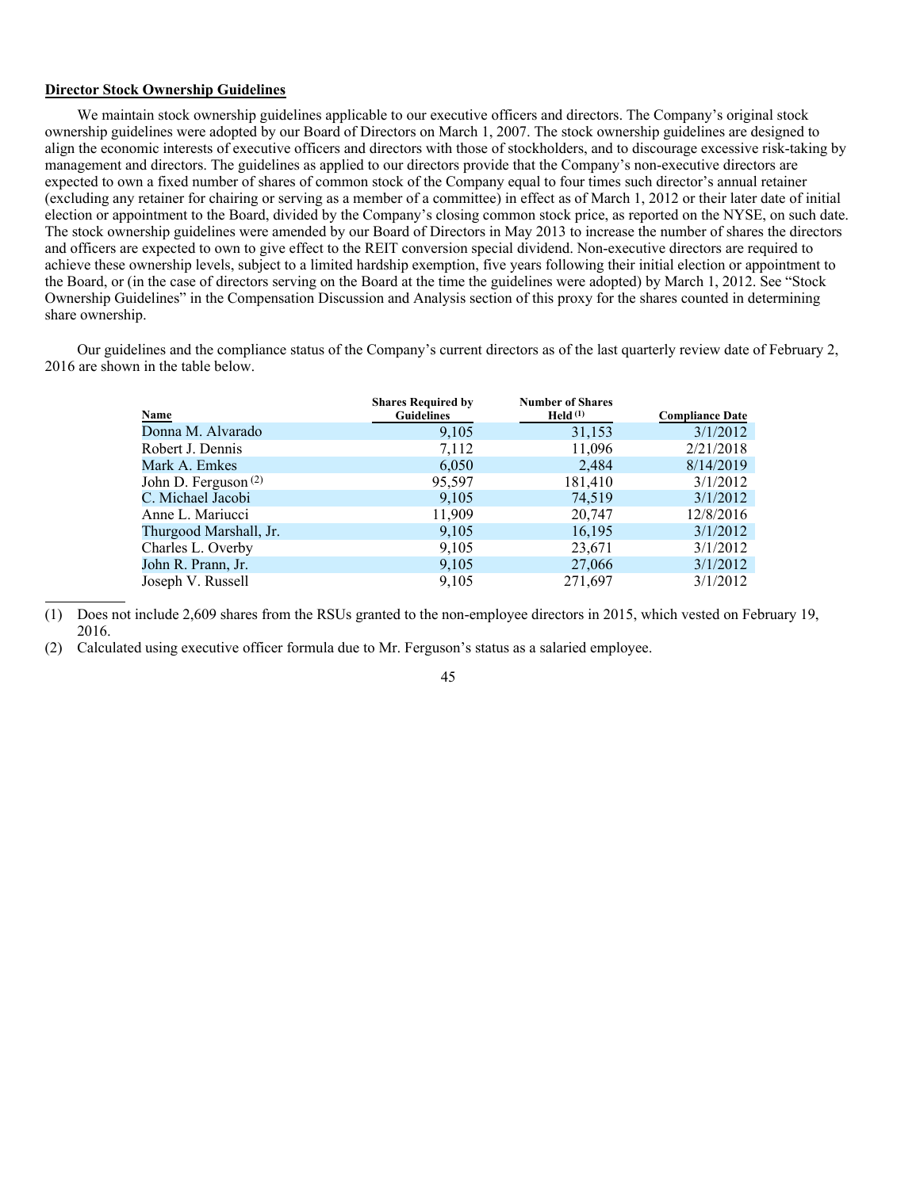## Director Stock Ownership Guidelines

We maintain stock ownership guidelines applicable to our executive officers and directors. The Company's original stock ownership guidelines were adopted by our Board of Directors on March 1, 2007. The stock ownership guidelines are designed to align the economic interests of executive officers and directors with those of stockholders, and to discourage excessive risk-taking by management and directors. The guidelines as applied to our directors provide that the Company's non-executive directors are expected to own a fixed number of shares of common stock of the Company equal to four times such director's annual retainer (excluding any retainer for chairing or serving as a member of a committee) in effect as of March 1, 2012 or their later date of initial election or appointment to the Board, divided by the Company's closing common stock price, as reported on the NYSE, on such date. The stock ownership guidelines were amended by our Board of Directors in May 2013 to increase the number of shares the directors and officers are expected to own to give effect to the REIT conversion special dividend. Non-executive directors are required to achieve these ownership levels, subject to a limited hardship exemption, five years following their initial election or appointment to the Board, or (in the case of directors serving on the Board at the time the guidelines were adopted) by March 1, 2012. See "Stock Ownership Guidelines" in the Compensation Discussion and Analysis section of this proxy for the shares counted in determining share ownership.

Our guidelines and the compliance status of the Company's current directors as of the last quarterly review date of February 2, 2016 are shown in the table below.

| Name | Shares Required by Guidelines | Number of Shares Held (1) | Compliance Date |
|---|---|---|---|
| Donna M. Alvarado | 9,105 | 31,153 | 3/1/2012 |
| Robert J. Dennis | 7,112 | 11,096 | 2/21/2018 |
| Mark A. Emkes | 6,050 | 2,484 | 8/14/2019 |
| John D. Ferguson (2) | 95,597 | 181,410 | 3/1/2012 |
| C. Michael Jacobi | 9,105 | 74,519 | 3/1/2012 |
| Anne L. Mariucci | 11,909 | 20,747 | 12/8/2016 |
| Thurgood Marshall, Jr. | 9,105 | 16,195 | 3/1/2012 |
| Charles L. Overby | 9,105 | 23,671 | 3/1/2012 |
| John R. Prann, Jr. | 9,105 | 27,066 | 3/1/2012 |
| Joseph V. Russell | 9,105 | 271,697 | 3/1/2012 |

(1) Does not include 2,609 shares from the RSUs granted to the non-employee directors in 2015, which vested on February 19, 2016.

(2) Calculated using executive officer formula due to Mr. Ferguson's status as a salaried employee.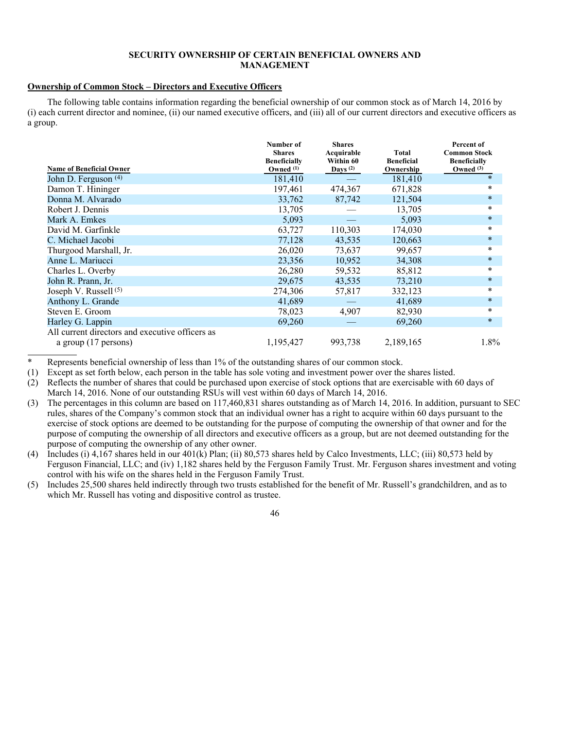## SECURITY OWNERSHIP OF CERTAIN BENEFICIAL OWNERS AND MANAGEMENT

**Ownership of Common Stock – Directors and Executive Officers**

The following table contains information regarding the beneficial ownership of our common stock as of March 14, 2016 by (i) each current director and nominee, (ii) our named executive officers, and (iii) all of our current directors and executive officers as a group.

| Name of Beneficial Owner | Number of Shares Beneficially Owned (1) | Shares Acquirable Within 60 Days (2) | Total Beneficial Ownership | Percent of Common Stock Beneficially Owned (3) |
|---|---|---|---|---|
| John D. Ferguson (4) | 181,410 | — | 181,410 | * |
| Damon T. Hininger | 197,461 | 474,367 | 671,828 | * |
| Donna M. Alvarado | 33,762 | 87,742 | 121,504 | * |
| Robert J. Dennis | 13,705 | — | 13,705 | * |
| Mark A. Emkes | 5,093 | — | 5,093 | * |
| David M. Garfinkle | 63,727 | 110,303 | 174,030 | * |
| C. Michael Jacobi | 77,128 | 43,535 | 120,663 | * |
| Thurgood Marshall, Jr. | 26,020 | 73,637 | 99,657 | * |
| Anne L. Mariucci | 23,356 | 10,952 | 34,308 | * |
| Charles L. Overby | 26,280 | 59,532 | 85,812 | * |
| John R. Prann, Jr. | 29,675 | 43,535 | 73,210 | * |
| Joseph V. Russell (5) | 274,306 | 57,817 | 332,123 | * |
| Anthony L. Grande | 41,689 | — | 41,689 | * |
| Steven E. Groom | 78,023 | 4,907 | 82,930 | * |
| Harley G. Lappin | 69,260 | — | 69,260 | * |
| All current directors and executive officers as a group (17 persons) | 1,195,427 | 993,738 | 2,189,165 | 1.8% |

\* Represents beneficial ownership of less than 1% of the outstanding shares of our common stock.

(1) Except as set forth below, each person in the table has sole voting and investment power over the shares listed.

(2) Reflects the number of shares that could be purchased upon exercise of stock options that are exercisable with 60 days of March 14, 2016. None of our outstanding RSUs will vest within 60 days of March 14, 2016.

(3) The percentages in this column are based on 117,460,831 shares outstanding as of March 14, 2016. In addition, pursuant to SEC rules, shares of the Company's common stock that an individual owner has a right to acquire within 60 days pursuant to the exercise of stock options are deemed to be outstanding for the purpose of computing the ownership of that owner and for the purpose of computing the ownership of all directors and executive officers as a group, but are not deemed outstanding for the purpose of computing the ownership of any other owner.

(4) Includes (i) 4,167 shares held in our 401(k) Plan; (ii) 80,573 shares held by Calco Investments, LLC; (iii) 80,573 held by Ferguson Financial, LLC; and (iv) 1,182 shares held by the Ferguson Family Trust. Mr. Ferguson shares investment and voting control with his wife on the shares held in the Ferguson Family Trust.

(5) Includes 25,500 shares held indirectly through two trusts established for the benefit of Mr. Russell's grandchildren, and as to which Mr. Russell has voting and dispositive control as trustee.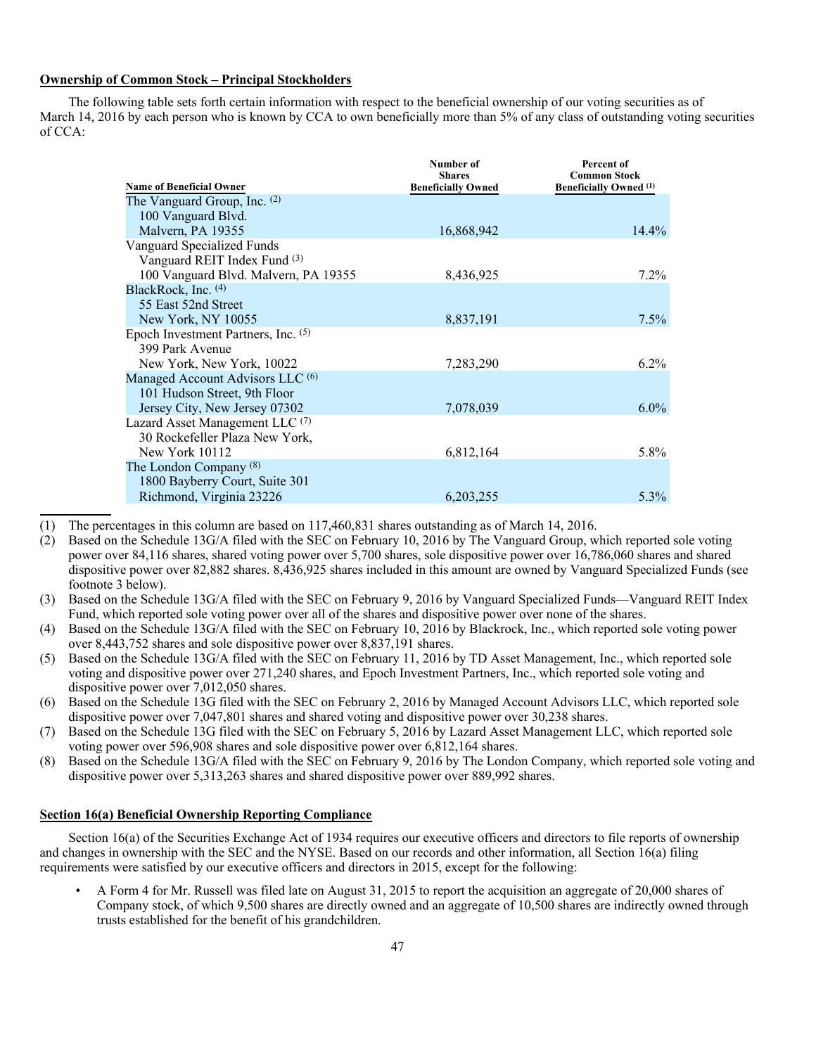**Ownership of Common Stock – Principal Stockholders**

The following table sets forth certain information with respect to the beneficial ownership of our voting securities as of March 14, 2016 by each person who is known by CCA to own beneficially more than 5% of any class of outstanding voting securities of CCA:

| Name of Beneficial Owner | Number of Shares Beneficially Owned | Percent of Common Stock Beneficially Owned [(1)] |
|---|---|---|
| The Vanguard Group, Inc. [(2)]<br>100 Vanguard Blvd.<br>Malvern, PA 19355 | 16,868,942 | 14.4% |
| Vanguard Specialized Funds<br>Vanguard REIT Index Fund [(3)]<br>100 Vanguard Blvd. Malvern, PA 19355 | 8,436,925 | 7.2% |
| BlackRock, Inc. [(4)]<br>55 East 52nd Street<br>New York, NY 10055 | 8,837,191 | 7.5% |
| Epoch Investment Partners, Inc. [(5)]<br>399 Park Avenue<br>New York, New York, 10022 | 7,283,290 | 6.2% |
| Managed Account Advisors LLC [(6)]<br>101 Hudson Street, 9th Floor<br>Jersey City, New Jersey 07302 | 7,078,039 | 6.0% |
| Lazard Asset Management LLC [(7)]<br>30 Rockefeller Plaza New York,<br>New York 10112 | 6,812,164 | 5.8% |
| The London Company [(8)]<br>1800 Bayberry Court, Suite 301<br>Richmond, Virginia 23226 | 6,203,255 | 5.3% |

(1) The percentages in this column are based on 117,460,831 shares outstanding as of March 14, 2016.

(2) Based on the Schedule 13G/A filed with the SEC on February 10, 2016 by The Vanguard Group, which reported sole voting power over 84,116 shares, shared voting power over 5,700 shares, sole dispositive power over 16,786,060 shares and shared dispositive power over 82,882 shares. 8,436,925 shares included in this amount are owned by Vanguard Specialized Funds (see footnote 3 below).

(3) Based on the Schedule 13G/A filed with the SEC on February 9, 2016 by Vanguard Specialized Funds—Vanguard REIT Index Fund, which reported sole voting power over all of the shares and dispositive power over none of the shares.

(4) Based on the Schedule 13G/A filed with the SEC on February 10, 2016 by Blackrock, Inc., which reported sole voting power over 8,443,752 shares and sole dispositive power over 8,837,191 shares.

(5) Based on the Schedule 13G/A filed with the SEC on February 11, 2016 by TD Asset Management, Inc., which reported sole voting and dispositive power over 271,240 shares, and Epoch Investment Partners, Inc., which reported sole voting and dispositive power over 7,012,050 shares.

(6) Based on the Schedule 13G filed with the SEC on February 2, 2016 by Managed Account Advisors LLC, which reported sole dispositive power over 7,047,801 shares and shared voting and dispositive power over 30,238 shares.

(7) Based on the Schedule 13G filed with the SEC on February 5, 2016 by Lazard Asset Management LLC, which reported sole voting power over 596,908 shares and sole dispositive power over 6,812,164 shares.

(8) Based on the Schedule 13G/A filed with the SEC on February 9, 2016 by The London Company, which reported sole voting and dispositive power over 5,313,263 shares and shared dispositive power over 889,992 shares.

**Section 16(a) Beneficial Ownership Reporting Compliance**

Section 16(a) of the Securities Exchange Act of 1934 requires our executive officers and directors to file reports of ownership and changes in ownership with the SEC and the NYSE. Based on our records and other information, all Section 16(a) filing requirements were satisfied by our executive officers and directors in 2015, except for the following:

- A Form 4 for Mr. Russell was filed late on August 31, 2015 to report the acquisition an aggregate of 20,000 shares of Company stock, of which 9,500 shares are directly owned and an aggregate of 10,500 shares are indirectly owned through trusts established for the benefit of his grandchildren.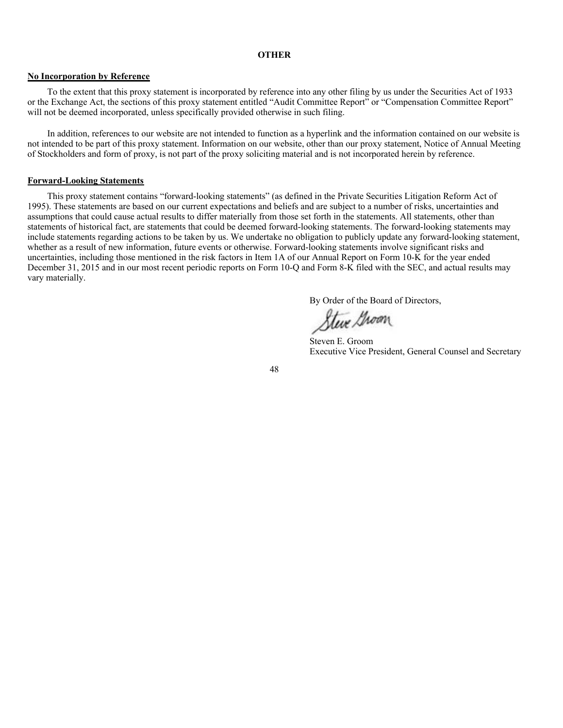# OTHER

**No Incorporation by Reference**

To the extent that this proxy statement is incorporated by reference into any other filing by us under the Securities Act of 1933 or the Exchange Act, the sections of this proxy statement entitled "Audit Committee Report" or "Compensation Committee Report" will not be deemed incorporated, unless specifically provided otherwise in such filing.

In addition, references to our website are not intended to function as a hyperlink and the information contained on our website is not intended to be part of this proxy statement. Information on our website, other than our proxy statement, Notice of Annual Meeting of Stockholders and form of proxy, is not part of the proxy soliciting material and is not incorporated herein by reference.

**Forward-Looking Statements**

This proxy statement contains "forward-looking statements" (as defined in the Private Securities Litigation Reform Act of 1995). These statements are based on our current expectations and beliefs and are subject to a number of risks, uncertainties and assumptions that could cause actual results to differ materially from those set forth in the statements. All statements, other than statements of historical fact, are statements that could be deemed forward-looking statements. The forward-looking statements may include statements regarding actions to be taken by us. We undertake no obligation to publicly update any forward-looking statement, whether as a result of new information, future events or otherwise. Forward-looking statements involve significant risks and uncertainties, including those mentioned in the risk factors in Item 1A of our Annual Report on Form 10-K for the year ended December 31, 2015 and in our most recent periodic reports on Form 10-Q and Form 8-K filed with the SEC, and actual results may vary materially.

By Order of the Board of Directors,

Steven E. Groom
Executive Vice President, General Counsel and Secretary